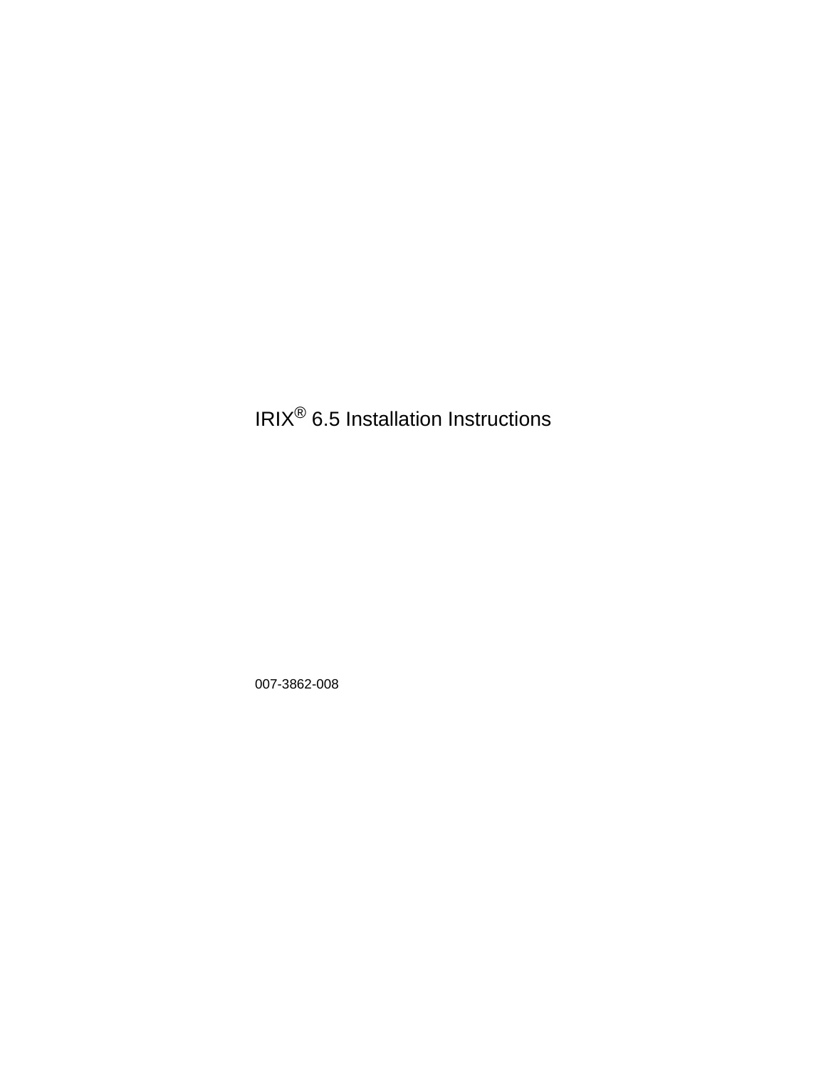# IRIX® 6.5 Installation Instructions

007-3862-008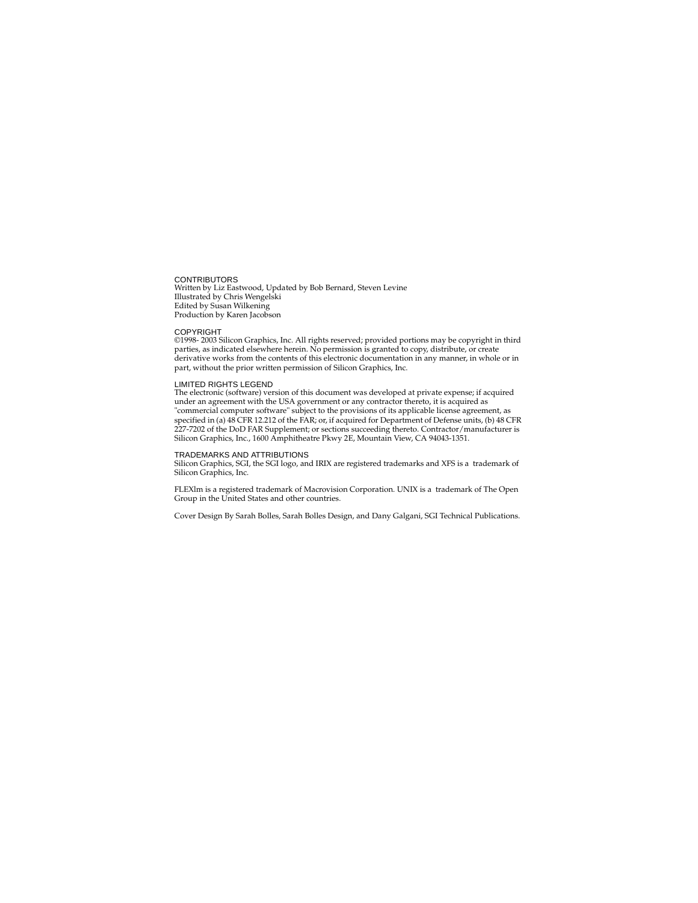## CONTRIBUTORS

Written by Liz Eastwood, Updated by Bob Bernard, Steven Levine
Illustrated by Chris Wengelski
Edited by Susan Wilkening
Production by Karen Jacobson

## COPYRIGHT

©1998- 2003 Silicon Graphics, Inc. All rights reserved; provided portions may be copyright in third parties, as indicated elsewhere herein. No permission is granted to copy, distribute, or create derivative works from the contents of this electronic documentation in any manner, in whole or in part, without the prior written permission of Silicon Graphics, Inc.

## LIMITED RIGHTS LEGEND

The electronic (software) version of this document was developed at private expense; if acquired under an agreement with the USA government or any contractor thereto, it is acquired as "commercial computer software" subject to the provisions of its applicable license agreement, as specified in (a) 48 CFR 12.212 of the FAR; or, if acquired for Department of Defense units, (b) 48 CFR 227-7202 of the DoD FAR Supplement; or sections succeeding thereto. Contractor/manufacturer is Silicon Graphics, Inc., 1600 Amphitheatre Pkwy 2E, Mountain View, CA 94043-1351.

## TRADEMARKS AND ATTRIBUTIONS

Silicon Graphics, SGI, the SGI logo, and IRIX are registered trademarks and XFS is a trademark of Silicon Graphics, Inc.

FLEXlm is a registered trademark of Macrovision Corporation. UNIX is a trademark of The Open Group in the United States and other countries.

Cover Design By Sarah Bolles, Sarah Bolles Design, and Dany Galgani, SGI Technical Publications.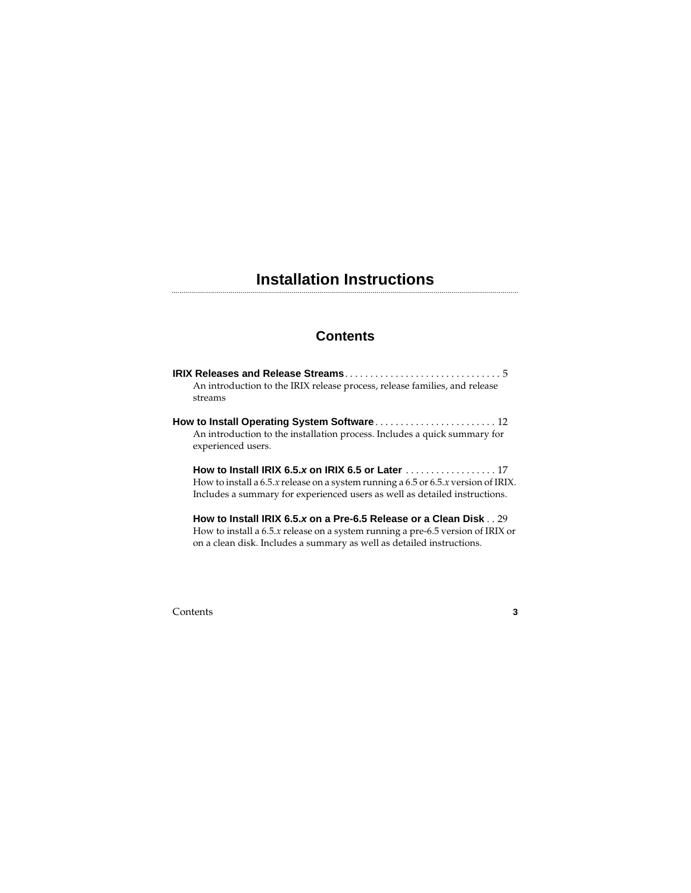# Installation Instructions

## Contents

**IRIX Releases and Release Streams** . . . . . . . . . . . . . . . . . . . . . . . . . . . . . . . 5
An introduction to the IRIX release process, release families, and release streams

**How to Install Operating System Software** . . . . . . . . . . . . . . . . . . . . . . . . 12
An introduction to the installation process. Includes a quick summary for experienced users.

**How to Install IRIX 6.5.*x* on IRIX 6.5 or Later** . . . . . . . . . . . . . . . . . . 17
How to install a 6.5.*x* release on a system running a 6.5 or 6.5.*x* version of IRIX. Includes a summary for experienced users as well as detailed instructions.

**How to Install IRIX 6.5.*x* on a Pre-6.5 Release or a Clean Disk** . . 29
How to install a 6.5.*x* release on a system running a pre-6.5 version of IRIX or on a clean disk. Includes a summary as well as detailed instructions.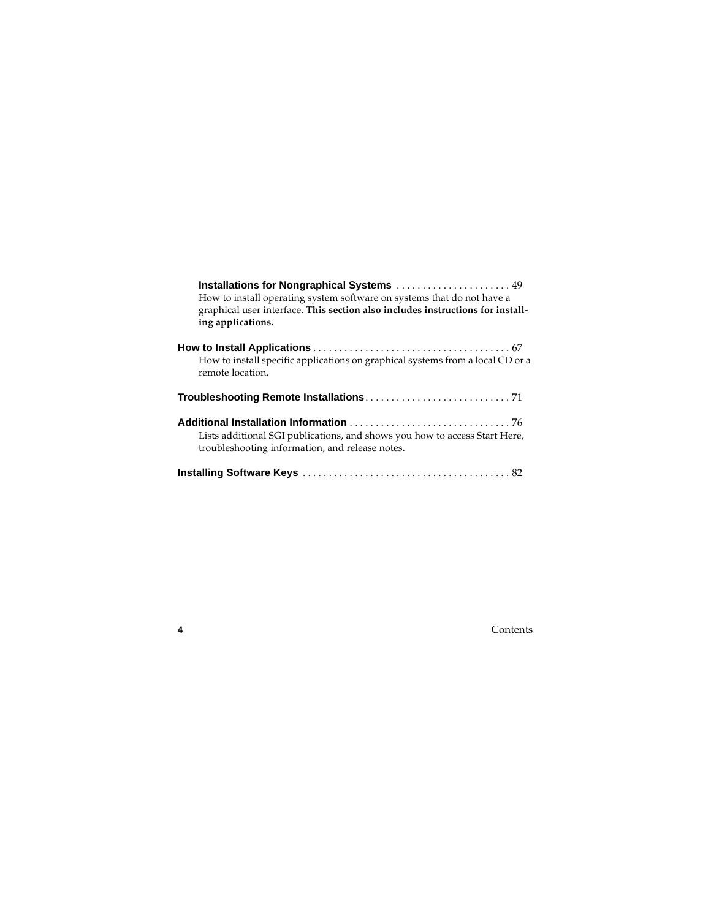**Installations for Nongraphical Systems** . . . . . . . . . . . . . . . . . . . . . . 49
How to install operating system software on systems that do not have a graphical user interface. **This section also includes instructions for installing applications.**

**How to Install Applications** . . . . . . . . . . . . . . . . . . . . . . . . . . . . . . . . . . . . . . 67
How to install specific applications on graphical systems from a local CD or a remote location.

**Troubleshooting Remote Installations** . . . . . . . . . . . . . . . . . . . . . . . . . . . . 71

**Additional Installation Information** . . . . . . . . . . . . . . . . . . . . . . . . . . . . . . . 76
Lists additional SGI publications, and shows you how to access Start Here, troubleshooting information, and release notes.

**Installing Software Keys** . . . . . . . . . . . . . . . . . . . . . . . . . . . . . . . . . . . . . . . . 82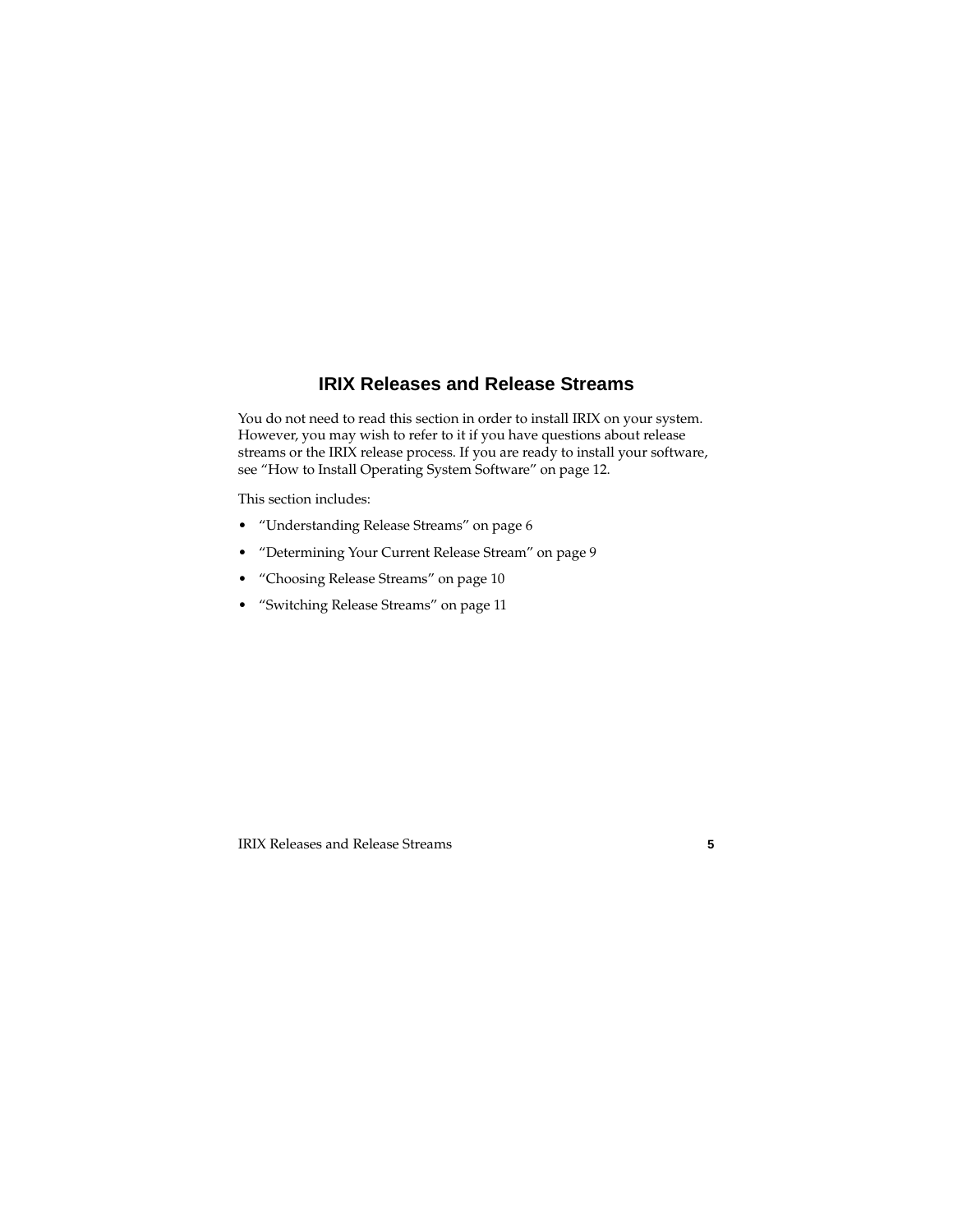# IRIX Releases and Release Streams

You do not need to read this section in order to install IRIX on your system. However, you may wish to refer to it if you have questions about release streams or the IRIX release process. If you are ready to install your software, see “How to Install Operating System Software” on page 12.

This section includes:

- “Understanding Release Streams” on page 6
- “Determining Your Current Release Stream” on page 9
- “Choosing Release Streams” on page 10
- “Switching Release Streams” on page 11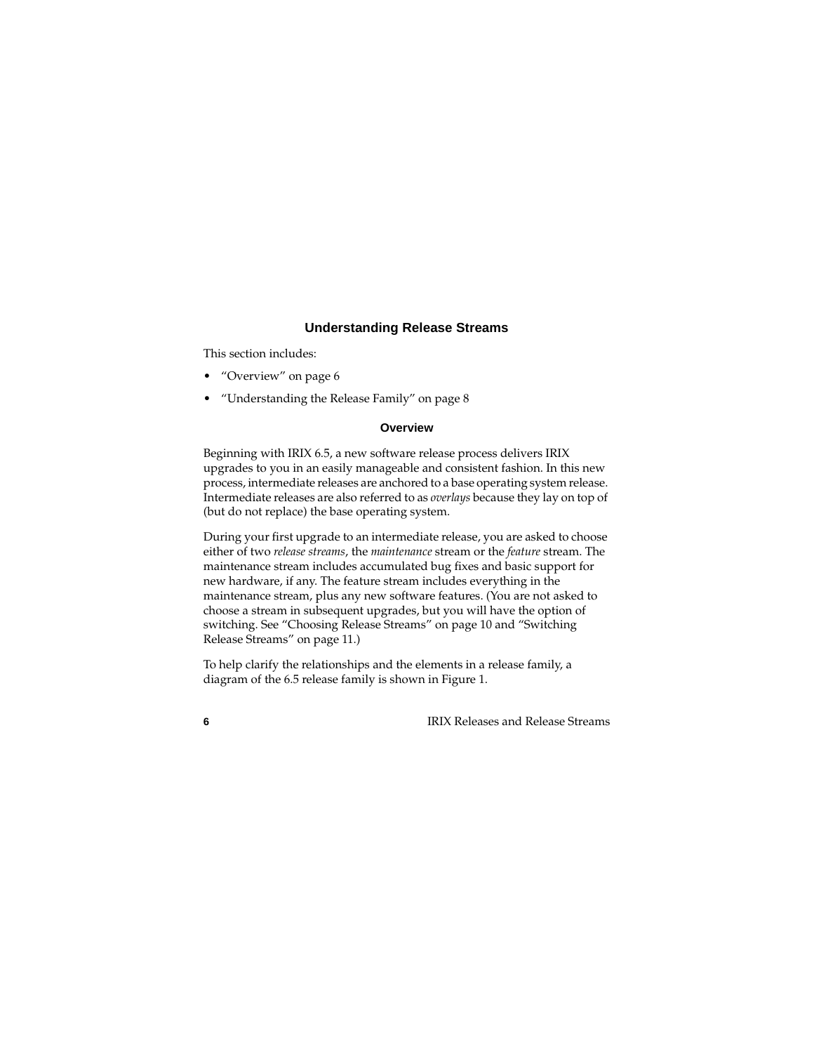## Understanding Release Streams

This section includes:

- "Overview" on page 6
- "Understanding the Release Family" on page 8

### Overview

Beginning with IRIX 6.5, a new software release process delivers IRIX upgrades to you in an easily manageable and consistent fashion. In this new process, intermediate releases are anchored to a base operating system release. Intermediate releases are also referred to as *overlays* because they lay on top of (but do not replace) the base operating system.

During your first upgrade to an intermediate release, you are asked to choose either of two *release streams*, the *maintenance* stream or the *feature* stream. The maintenance stream includes accumulated bug fixes and basic support for new hardware, if any. The feature stream includes everything in the maintenance stream, plus any new software features. (You are not asked to choose a stream in subsequent upgrades, but you will have the option of switching. See "Choosing Release Streams" on page 10 and "Switching Release Streams" on page 11.)

To help clarify the relationships and the elements in a release family, a diagram of the 6.5 release family is shown in Figure 1.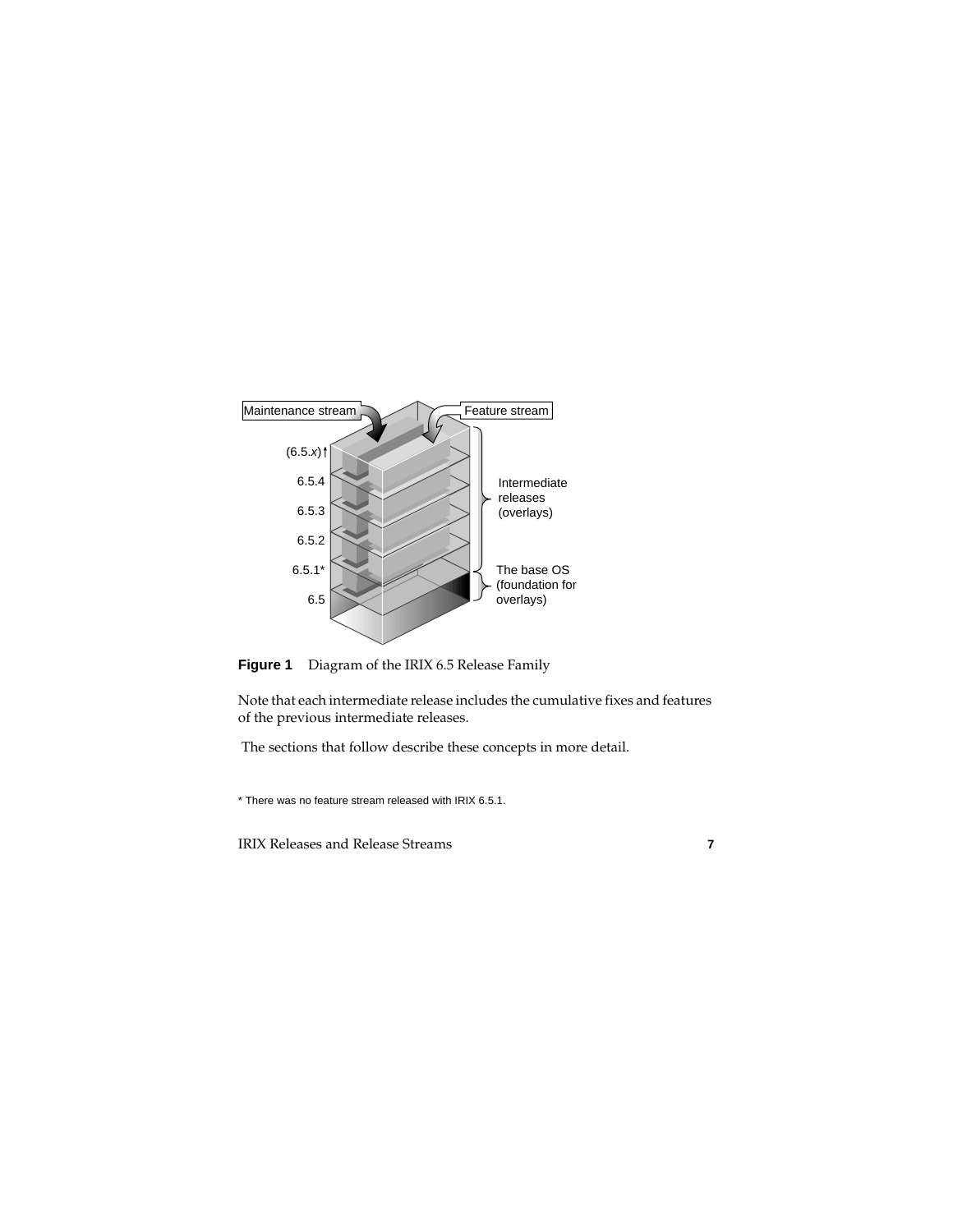**Figure 1** Diagram of the IRIX 6.5 Release Family

Note that each intermediate release includes the cumulative fixes and features of the previous intermediate releases.

The sections that follow describe these concepts in more detail.

* There was no feature stream released with IRIX 6.5.1.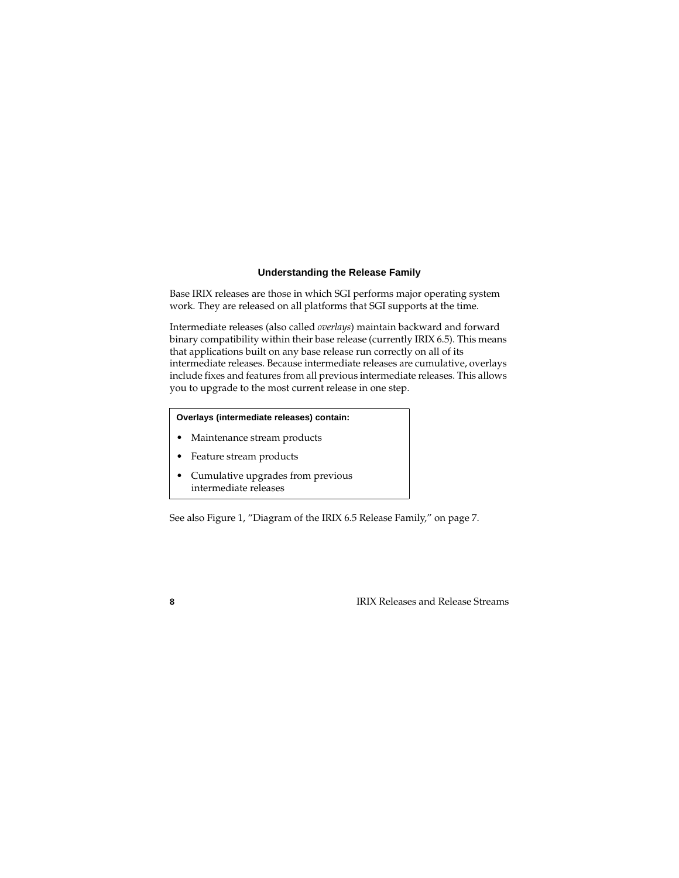### Understanding the Release Family

Base IRIX releases are those in which SGI performs major operating system work. They are released on all platforms that SGI supports at the time.

Intermediate releases (also called *overlays*) maintain backward and forward binary compatibility within their base release (currently IRIX 6.5). This means that applications built on any base release run correctly on all of its intermediate releases. Because intermediate releases are cumulative, overlays include fixes and features from all previous intermediate releases. This allows you to upgrade to the most current release in one step.

**Overlays (intermediate releases) contain:**

- Maintenance stream products
- Feature stream products
- Cumulative upgrades from previous intermediate releases

See also Figure 1, "Diagram of the IRIX 6.5 Release Family," on page 7.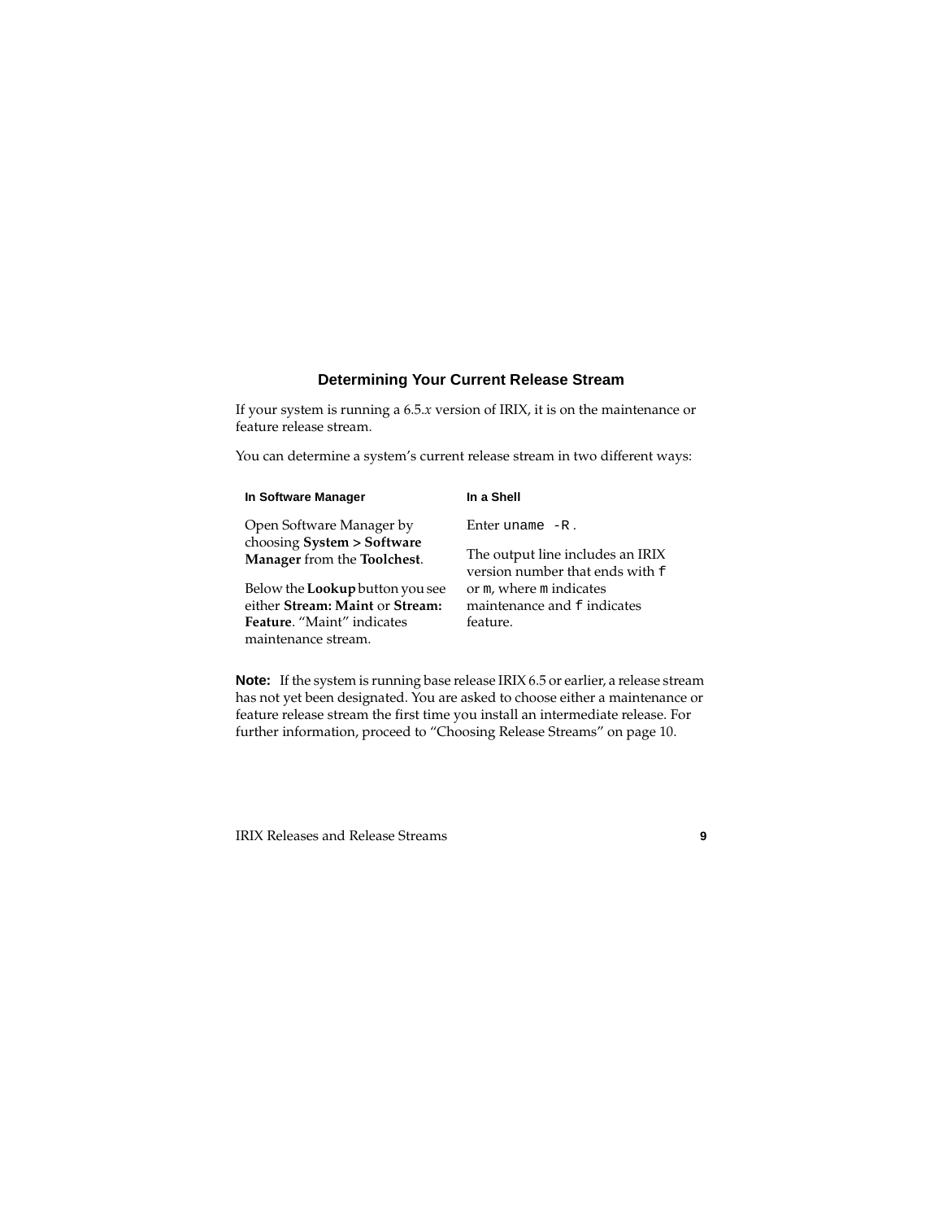### Determining Your Current Release Stream

If your system is running a 6.5.*x* version of IRIX, it is on the maintenance or feature release stream.

You can determine a system's current release stream in two different ways:

| In Software Manager | In a Shell |
| --- | --- |
| Open Software Manager by choosing **System > Software Manager** from the **Toolchest**. | Enter `uname -R`. |
| Below the **Lookup** button you see either **Stream: Maint** or **Stream: Feature**. "Maint" indicates maintenance stream. | The output line includes an IRIX version number that ends with `f` or `m`, where `m` indicates maintenance and `f` indicates feature. |

**Note:** If the system is running base release IRIX 6.5 or earlier, a release stream has not yet been designated. You are asked to choose either a maintenance or feature release stream the first time you install an intermediate release. For further information, proceed to "Choosing Release Streams" on page 10.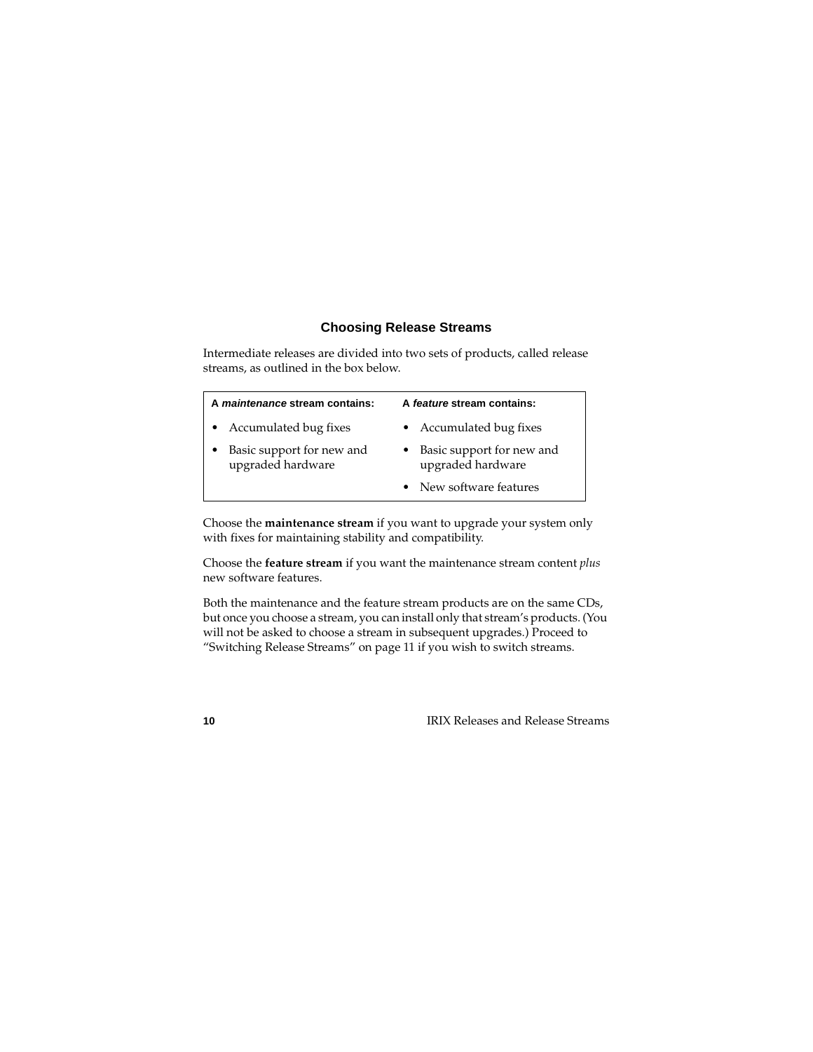### Choosing Release Streams

Intermediate releases are divided into two sets of products, called release streams, as outlined in the box below.

| A *maintenance* stream contains: | A *feature* stream contains: |
|---|---|
| • Accumulated bug fixes | • Accumulated bug fixes |
| • Basic support for new and upgraded hardware | • Basic support for new and upgraded hardware |
| | • New software features |

Choose the **maintenance stream** if you want to upgrade your system only with fixes for maintaining stability and compatibility.

Choose the **feature stream** if you want the maintenance stream content *plus* new software features.

Both the maintenance and the feature stream products are on the same CDs, but once you choose a stream, you can install only that stream's products. (You will not be asked to choose a stream in subsequent upgrades.) Proceed to "Switching Release Streams" on page 11 if you wish to switch streams.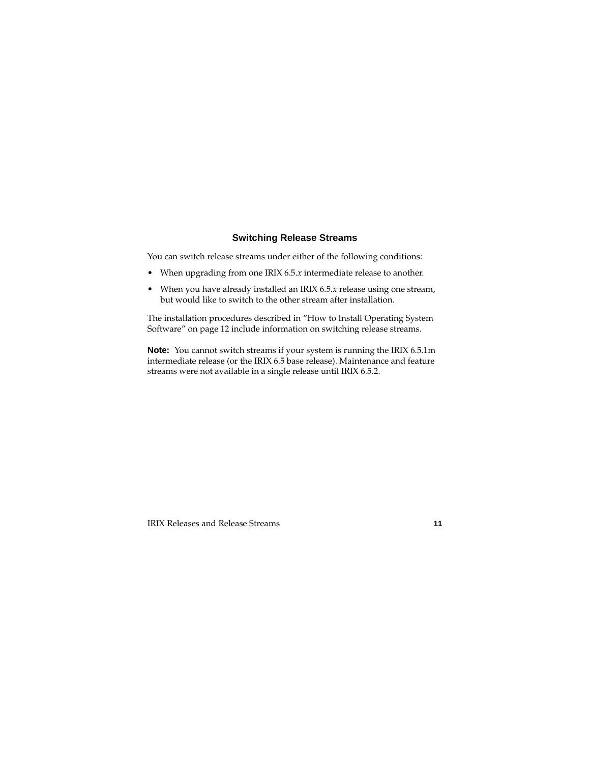### Switching Release Streams

You can switch release streams under either of the following conditions:

- When upgrading from one IRIX 6.5.*x* intermediate release to another.
- When you have already installed an IRIX 6.5.*x* release using one stream, but would like to switch to the other stream after installation.

The installation procedures described in "How to Install Operating System Software" on page 12 include information on switching release streams.

**Note:** You cannot switch streams if your system is running the IRIX 6.5.1m intermediate release (or the IRIX 6.5 base release). Maintenance and feature streams were not available in a single release until IRIX 6.5.2.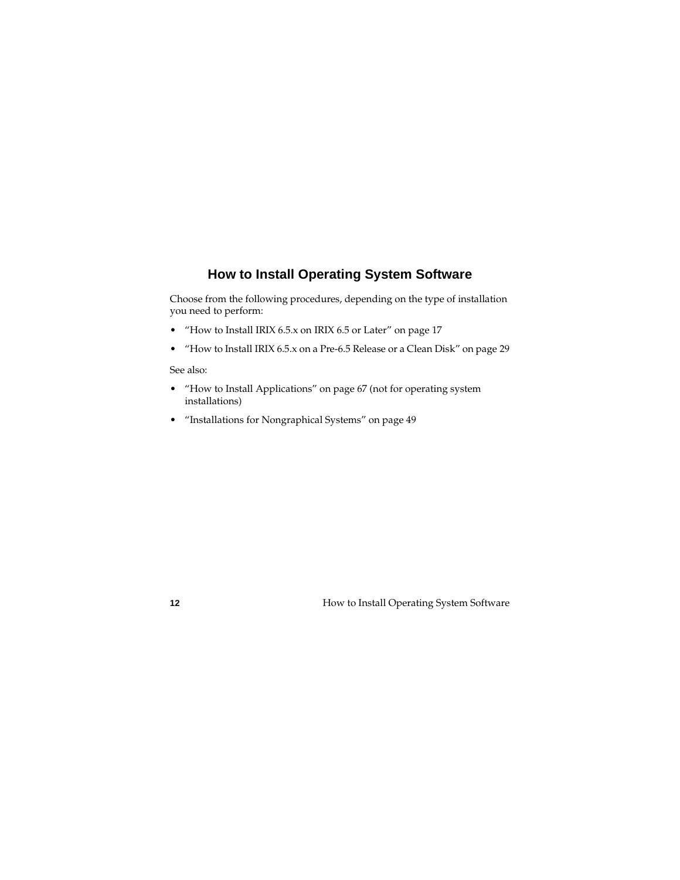## How to Install Operating System Software

Choose from the following procedures, depending on the type of installation you need to perform:

- "How to Install IRIX 6.5.x on IRIX 6.5 or Later" on page 17
- "How to Install IRIX 6.5.x on a Pre-6.5 Release or a Clean Disk" on page 29

See also:

- "How to Install Applications" on page 67 (not for operating system installations)
- "Installations for Nongraphical Systems" on page 49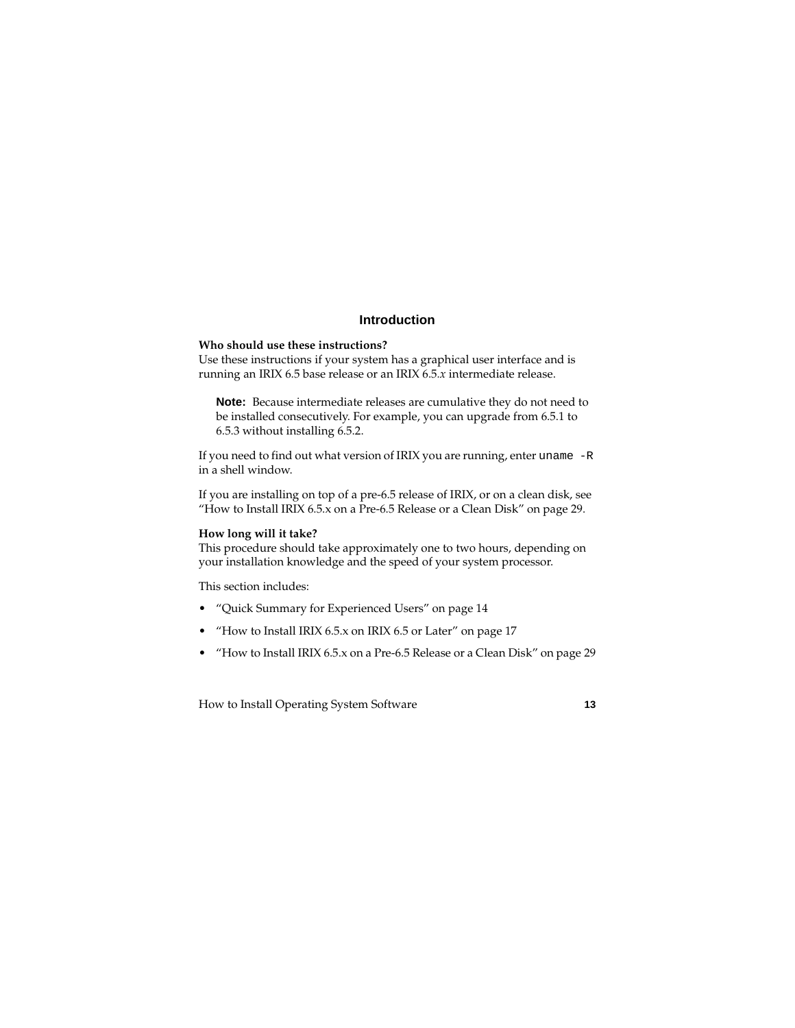## Introduction

**Who should use these instructions?**
Use these instructions if your system has a graphical user interface and is running an IRIX 6.5 base release or an IRIX 6.5.*x* intermediate release.

> **Note:** Because intermediate releases are cumulative they do not need to be installed consecutively. For example, you can upgrade from 6.5.1 to 6.5.3 without installing 6.5.2.

If you need to find out what version of IRIX you are running, enter `uname -R` in a shell window.

If you are installing on top of a pre-6.5 release of IRIX, or on a clean disk, see "How to Install IRIX 6.5.x on a Pre-6.5 Release or a Clean Disk" on page 29.

**How long will it take?**
This procedure should take approximately one to two hours, depending on your installation knowledge and the speed of your system processor.

This section includes:

- "Quick Summary for Experienced Users" on page 14
- "How to Install IRIX 6.5.x on IRIX 6.5 or Later" on page 17
- "How to Install IRIX 6.5.x on a Pre-6.5 Release or a Clean Disk" on page 29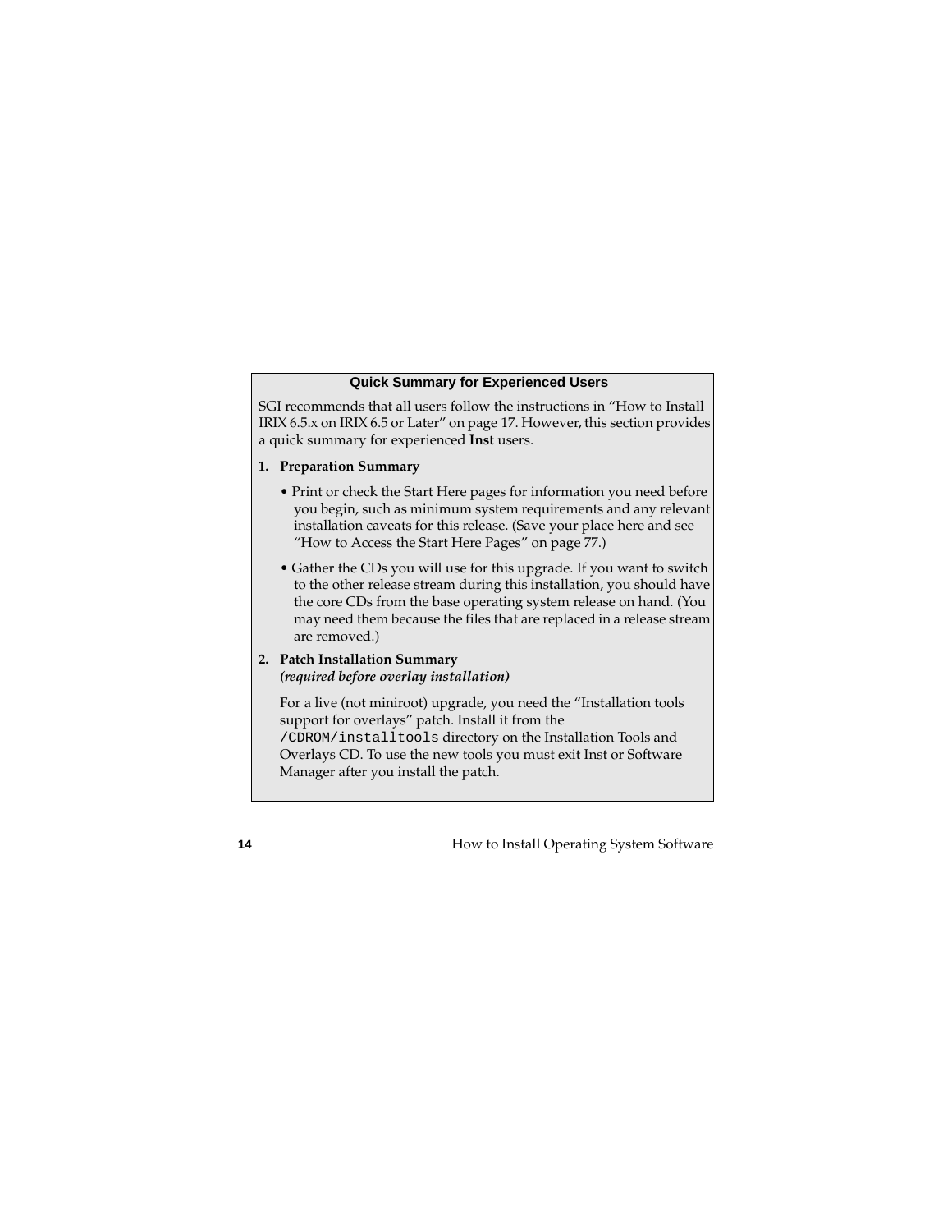### Quick Summary for Experienced Users

SGI recommends that all users follow the instructions in “How to Install IRIX 6.5.x on IRIX 6.5 or Later” on page 17. However, this section provides a quick summary for experienced **Inst** users.

1. **Preparation Summary**

   - Print or check the Start Here pages for information you need before you begin, such as minimum system requirements and any relevant installation caveats for this release. (Save your place here and see “How to Access the Start Here Pages” on page 77.)
   - Gather the CDs you will use for this upgrade. If you want to switch to the other release stream during this installation, you should have the core CDs from the base operating system release on hand. (You may need them because the files that are replaced in a release stream are removed.)

2. **Patch Installation Summary**
   ***(required before overlay installation)***

   For a live (not miniroot) upgrade, you need the “Installation tools support for overlays” patch. Install it from the `/CDROM/installtools` directory on the Installation Tools and Overlays CD. To use the new tools you must exit Inst or Software Manager after you install the patch.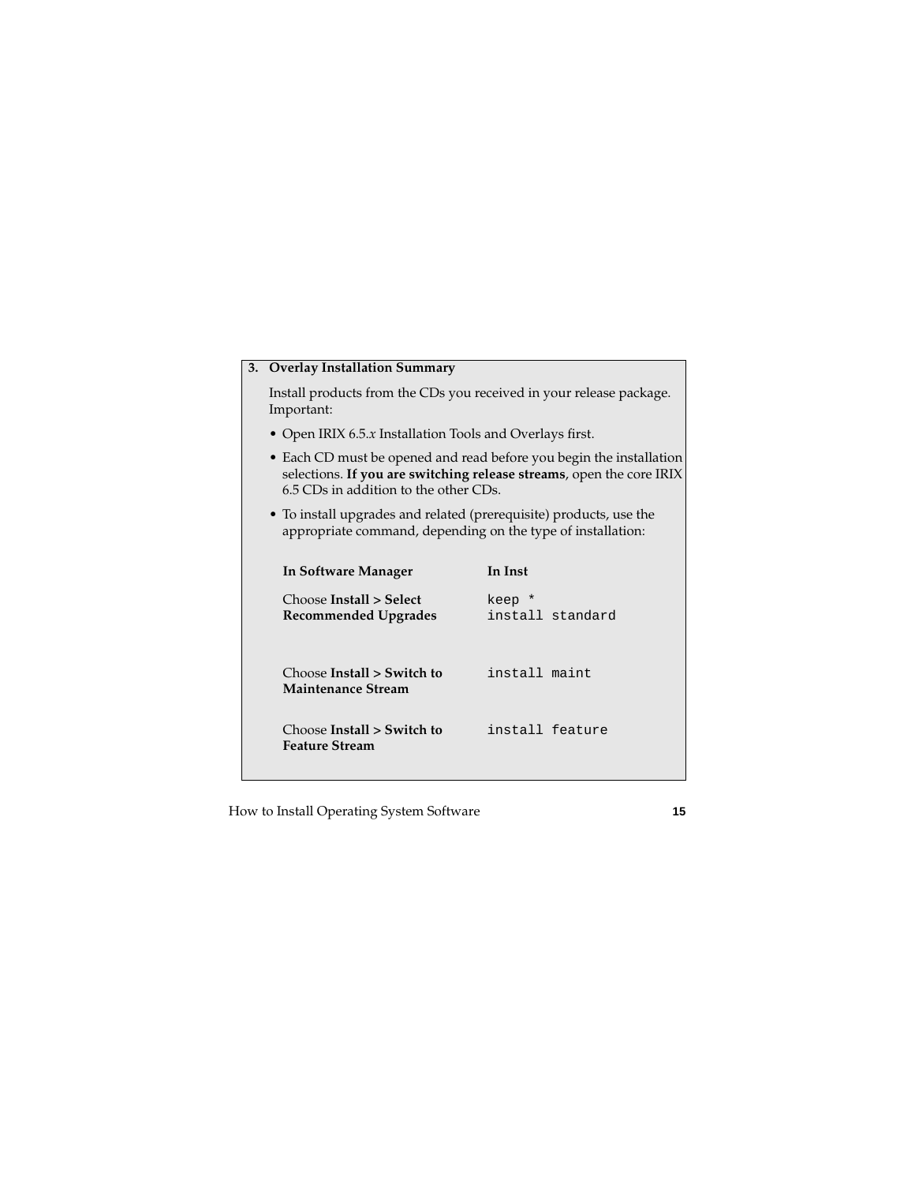**3. Overlay Installation Summary**

Install products from the CDs you received in your release package. Important:

- Open IRIX 6.5.*x* Installation Tools and Overlays first.
- Each CD must be opened and read before you begin the installation selections. **If you are switching release streams**, open the core IRIX 6.5 CDs in addition to the other CDs.
- To install upgrades and related (prerequisite) products, use the appropriate command, depending on the type of installation:

| In Software Manager | In Inst |
|---|---|
| Choose **Install > Select Recommended Upgrades** | `keep *` `install standard` |
| Choose **Install > Switch to Maintenance Stream** | `install maint` |
| Choose **Install > Switch to Feature Stream** | `install feature` |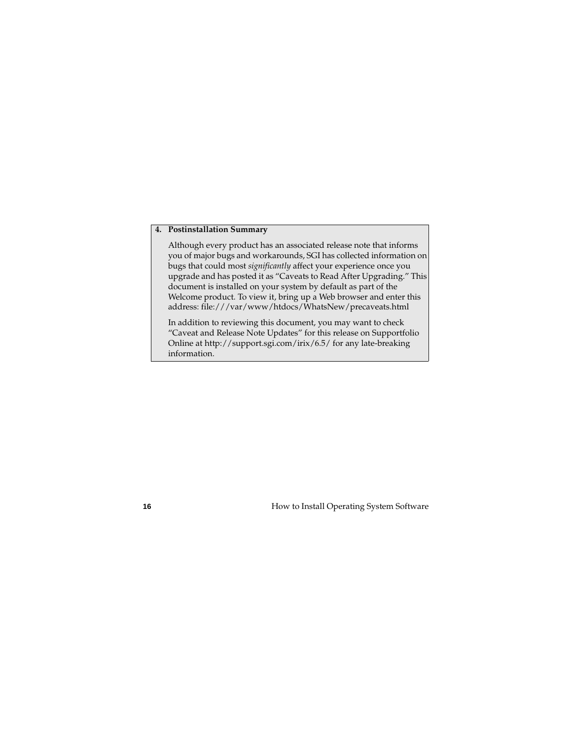**4. Postinstallation Summary**

Although every product has an associated release note that informs you of major bugs and workarounds, SGI has collected information on bugs that could most *significantly* affect your experience once you upgrade and has posted it as “Caveats to Read After Upgrading.” This document is installed on your system by default as part of the Welcome product. To view it, bring up a Web browser and enter this address: file:///var/www/htdocs/WhatsNew/precaveats.html

In addition to reviewing this document, you may want to check “Caveat and Release Note Updates” for this release on Supportfolio Online at http://support.sgi.com/irix/6.5/ for any late-breaking information.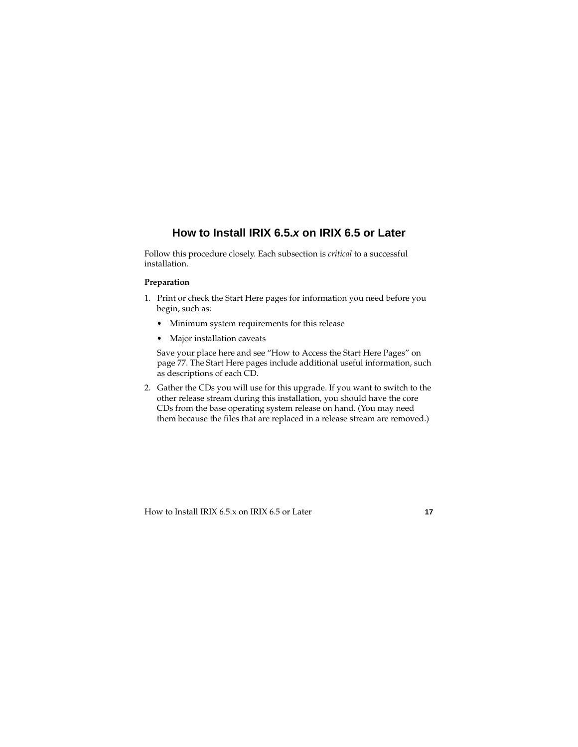# How to Install IRIX 6.5.*x* on IRIX 6.5 or Later

Follow this procedure closely. Each subsection is *critical* to a successful installation.

**Preparation**

1. Print or check the Start Here pages for information you need before you begin, such as:

   - Minimum system requirements for this release
   - Major installation caveats

   Save your place here and see “How to Access the Start Here Pages” on page 77. The Start Here pages include additional useful information, such as descriptions of each CD.

2. Gather the CDs you will use for this upgrade. If you want to switch to the other release stream during this installation, you should have the core CDs from the base operating system release on hand. (You may need them because the files that are replaced in a release stream are removed.)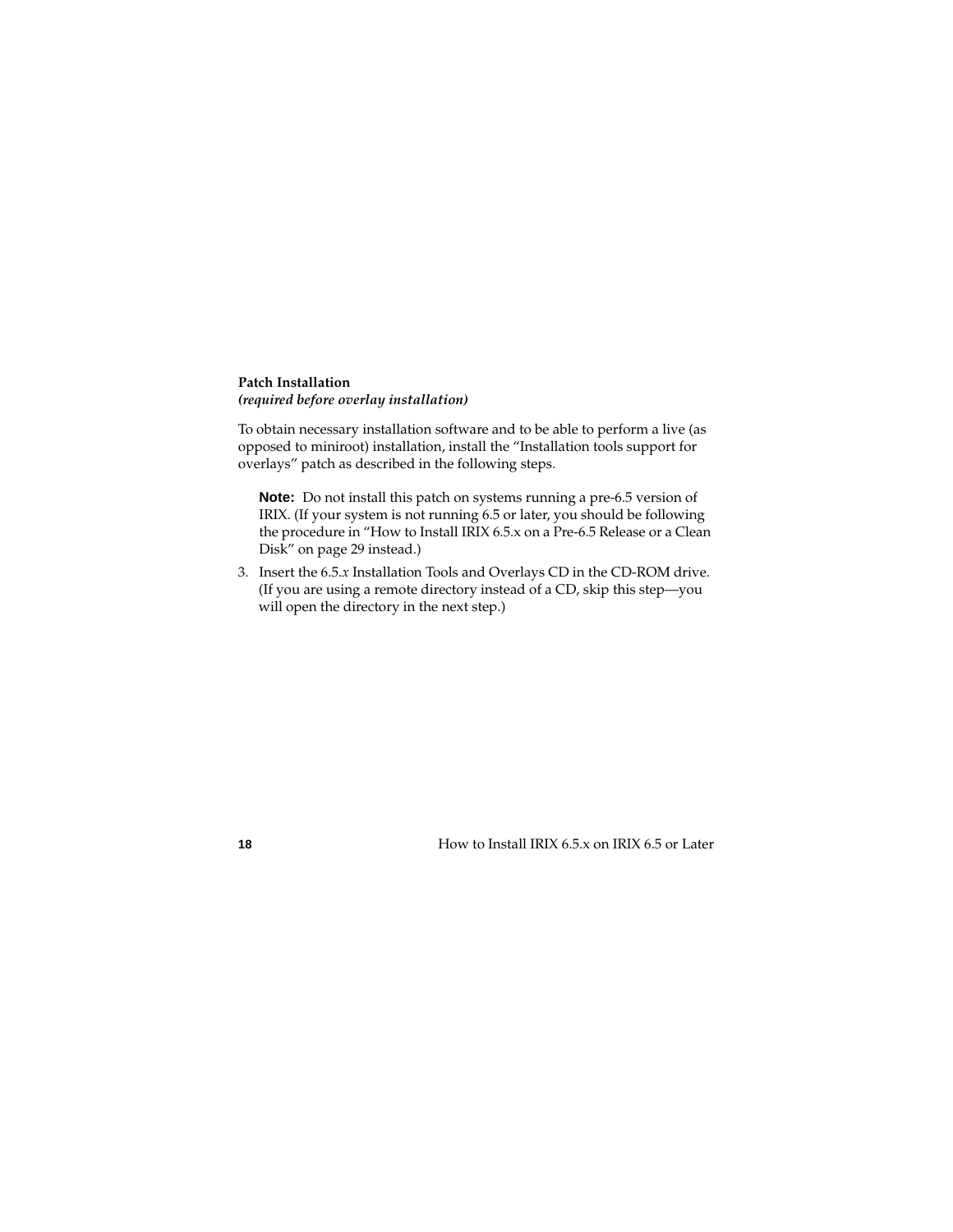**Patch Installation**  
***(required before overlay installation)***

To obtain necessary installation software and to be able to perform a live (as opposed to miniroot) installation, install the "Installation tools support for overlays" patch as described in the following steps.

> **Note:** Do not install this patch on systems running a pre-6.5 version of IRIX. (If your system is not running 6.5 or later, you should be following the procedure in "How to Install IRIX 6.5.x on a Pre-6.5 Release or a Clean Disk" on page 29 instead.)

3. Insert the 6.5.*x* Installation Tools and Overlays CD in the CD-ROM drive. (If you are using a remote directory instead of a CD, skip this step—you will open the directory in the next step.)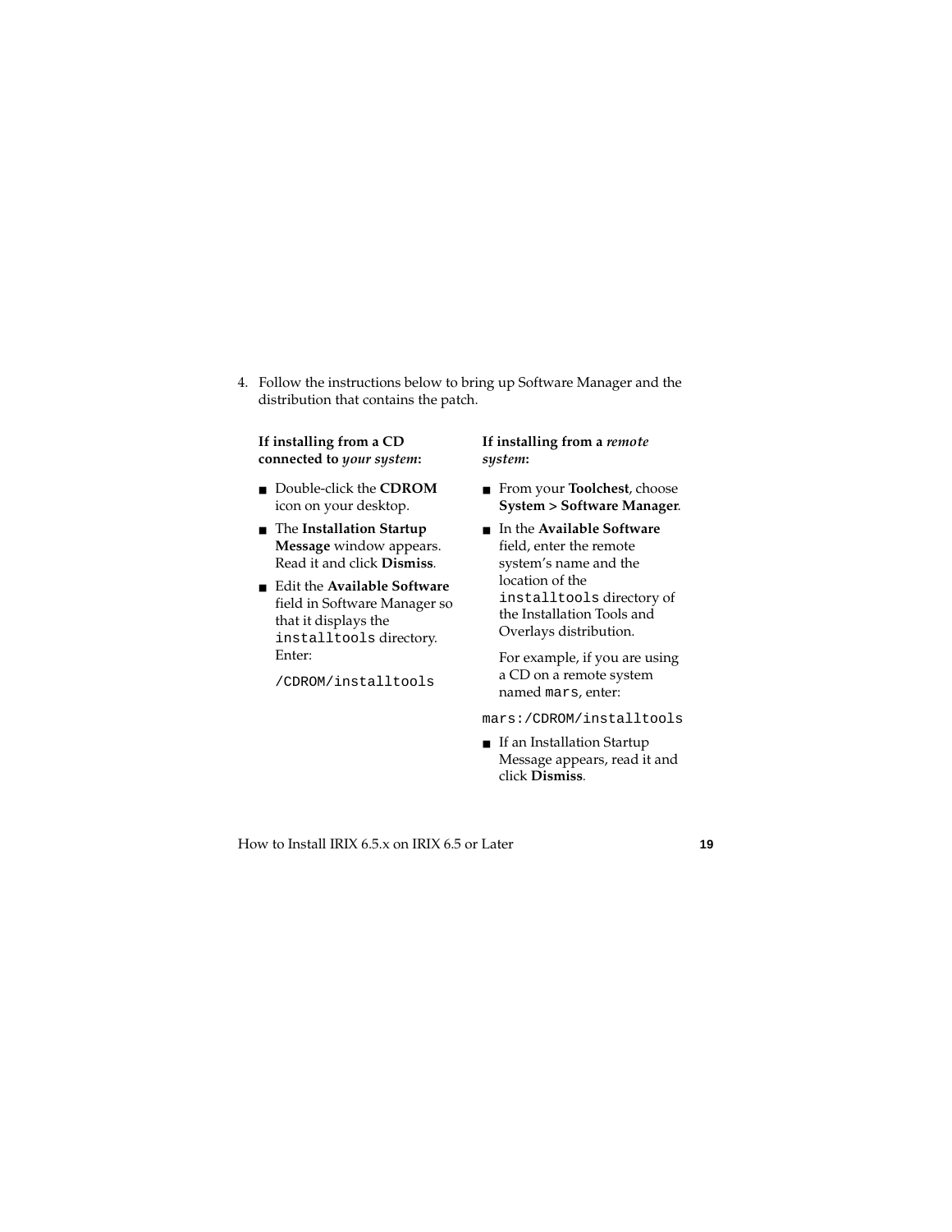4. Follow the instructions below to bring up Software Manager and the distribution that contains the patch.

**If installing from a CD connected to *your system*:**

- Double-click the **CDROM** icon on your desktop.
- The **Installation Startup Message** window appears. Read it and click **Dismiss**.
- Edit the **Available Software** field in Software Manager so that it displays the `installtools` directory. Enter:

```
/CDROM/installtools
```

**If installing from a *remote system*:**

- From your **Toolchest**, choose **System > Software Manager**.
- In the **Available Software** field, enter the remote system's name and the location of the `installtools` directory of the Installation Tools and Overlays distribution.

  For example, if you are using a CD on a remote system named `mars`, enter:

```
mars:/CDROM/installtools
```

- If an Installation Startup Message appears, read it and click **Dismiss**.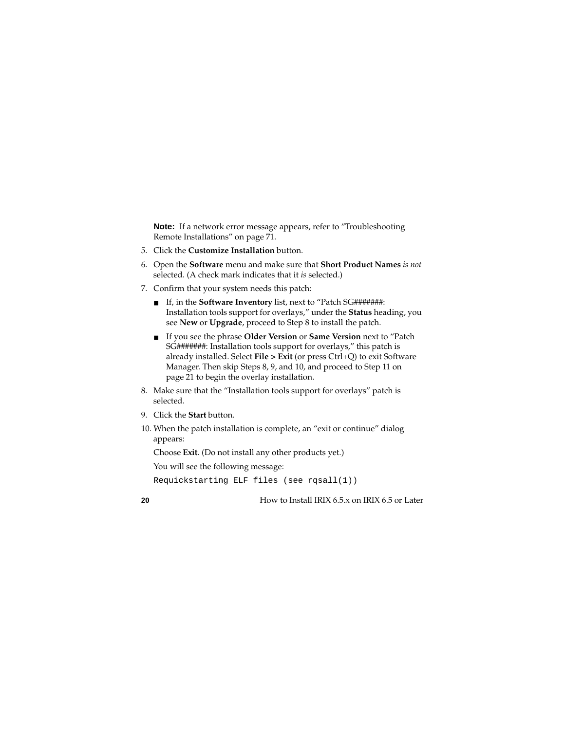**Note:** If a network error message appears, refer to "Troubleshooting Remote Installations" on page 71.

5. Click the **Customize Installation** button.
6. Open the **Software** menu and make sure that **Short Product Names** *is not* selected. (A check mark indicates that it *is* selected.)
7. Confirm that your system needs this patch:
   - If, in the **Software Inventory** list, next to "Patch SG#######: Installation tools support for overlays," under the **Status** heading, you see **New** or **Upgrade**, proceed to Step 8 to install the patch.
   - If you see the phrase **Older Version** or **Same Version** next to "Patch SG#######: Installation tools support for overlays," this patch is already installed. Select **File > Exit** (or press Ctrl+Q) to exit Software Manager. Then skip Steps 8, 9, and 10, and proceed to Step 11 on page 21 to begin the overlay installation.
8. Make sure that the "Installation tools support for overlays" patch is selected.
9. Click the **Start** button.
10. When the patch installation is complete, an "exit or continue" dialog appears:

    Choose **Exit**. (Do not install any other products yet.)

    You will see the following message:

    ```
    Requickstarting ELF files (see rqsall(1))
    ```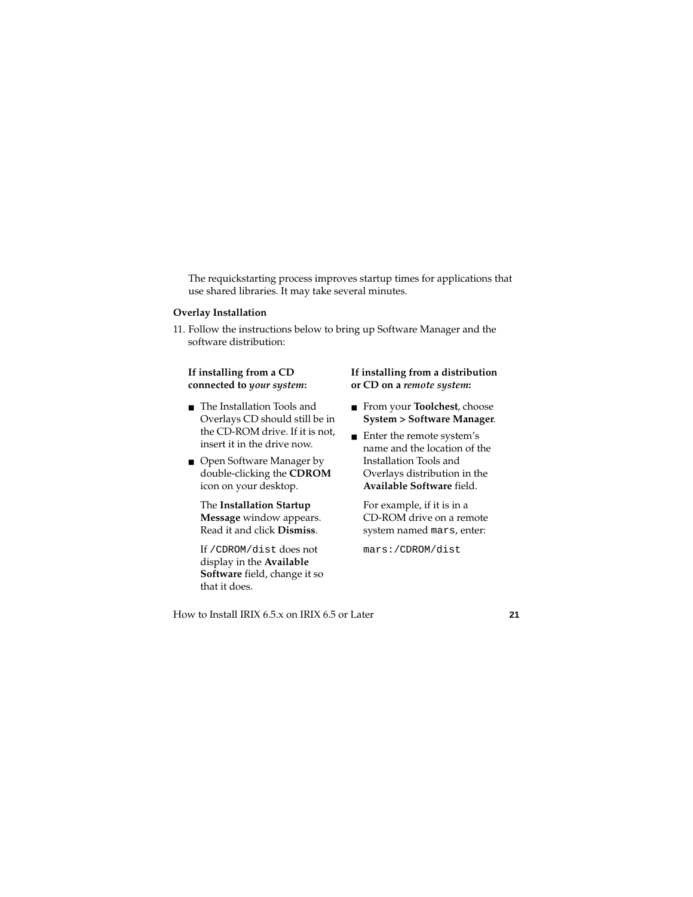The requickstarting process improves startup times for applications that use shared libraries. It may take several minutes.

### Overlay Installation

11. Follow the instructions below to bring up Software Manager and the software distribution:

**If installing from a CD connected to *your system*:**

- The Installation Tools and Overlays CD should still be in the CD-ROM drive. If it is not, insert it in the drive now.
- Open Software Manager by double-clicking the **CDROM** icon on your desktop.

  The **Installation Startup Message** window appears. Read it and click **Dismiss**.

  If `/CDROM/dist` does not display in the **Available Software** field, change it so that it does.

**If installing from a distribution or CD on a *remote system*:**

- From your **Toolchest**, choose **System > Software Manager**.
- Enter the remote system's name and the location of the Installation Tools and Overlays distribution in the **Available Software** field.

  For example, if it is in a CD-ROM drive on a remote system named `mars`, enter:

  ```
  mars:/CDROM/dist
  ```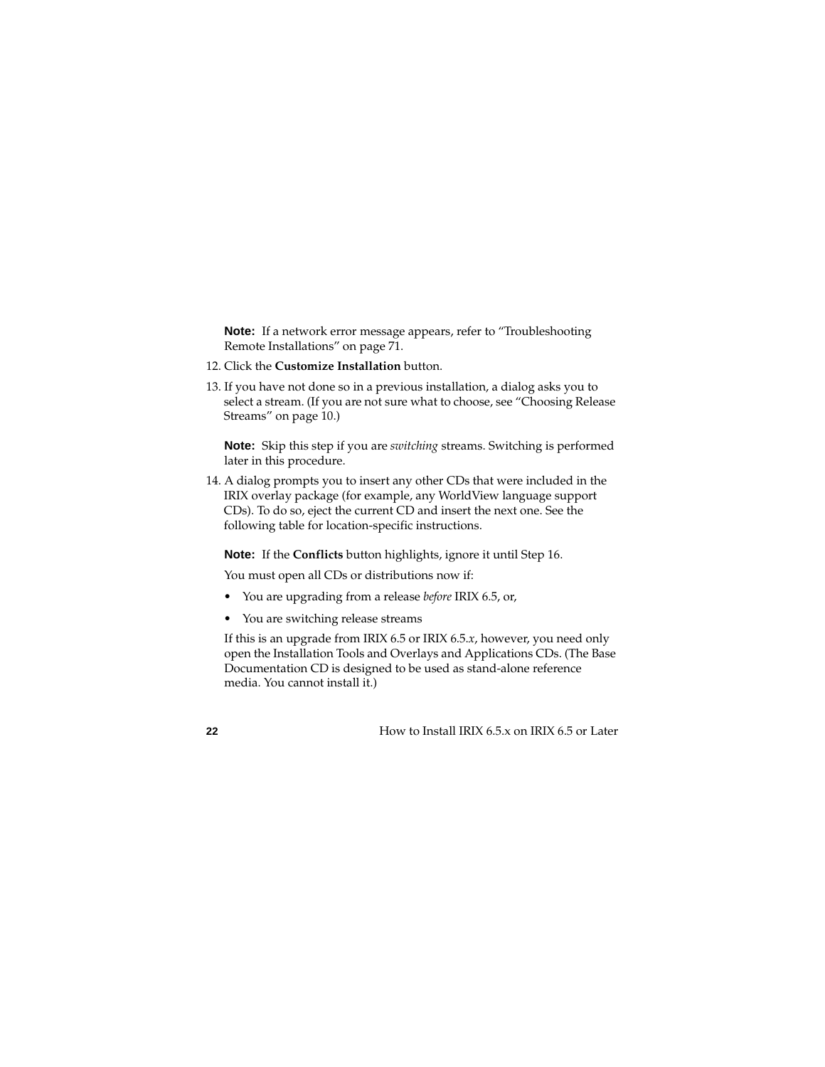**Note:** If a network error message appears, refer to "Troubleshooting Remote Installations" on page 71.

12. Click the **Customize Installation** button.

13. If you have not done so in a previous installation, a dialog asks you to select a stream. (If you are not sure what to choose, see "Choosing Release Streams" on page 10.)

    **Note:** Skip this step if you are *switching* streams. Switching is performed later in this procedure.

14. A dialog prompts you to insert any other CDs that were included in the IRIX overlay package (for example, any WorldView language support CDs). To do so, eject the current CD and insert the next one. See the following table for location-specific instructions.

    **Note:** If the **Conflicts** button highlights, ignore it until Step 16.

    You must open all CDs or distributions now if:

    - You are upgrading from a release *before* IRIX 6.5, or,
    - You are switching release streams

    If this is an upgrade from IRIX 6.5 or IRIX 6.5.*x*, however, you need only open the Installation Tools and Overlays and Applications CDs. (The Base Documentation CD is designed to be used as stand-alone reference media. You cannot install it.)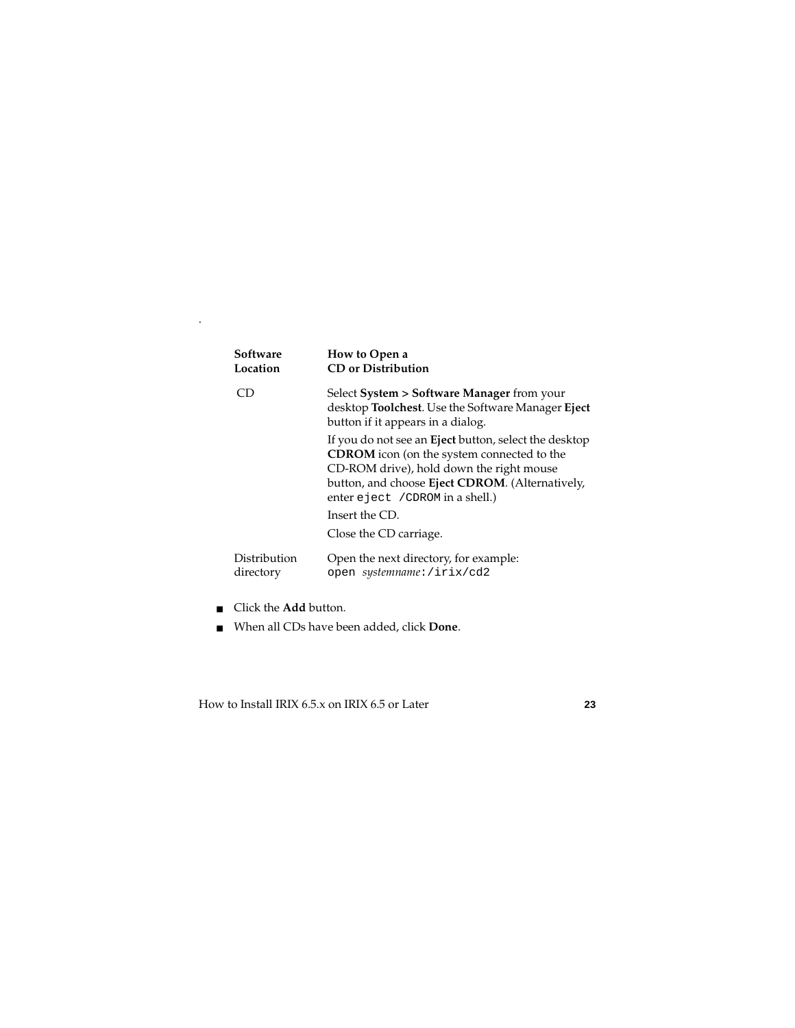.

| Software Location | How to Open a CD or Distribution |
| --- | --- |
| CD | Select **System > Software Manager** from your desktop **Toolchest**. Use the Software Manager **Eject** button if it appears in a dialog.<br>If you do not see an **Eject** button, select the desktop **CDROM** icon (on the system connected to the CD-ROM drive), hold down the right mouse button, and choose **Eject CDROM**. (Alternatively, enter `eject /CDROM` in a shell.)<br>Insert the CD.<br>Close the CD carriage. |
| Distribution directory | Open the next directory, for example:<br>`open` *systemname*`:/irix/cd2` |

- Click the **Add** button.
- When all CDs have been added, click **Done**.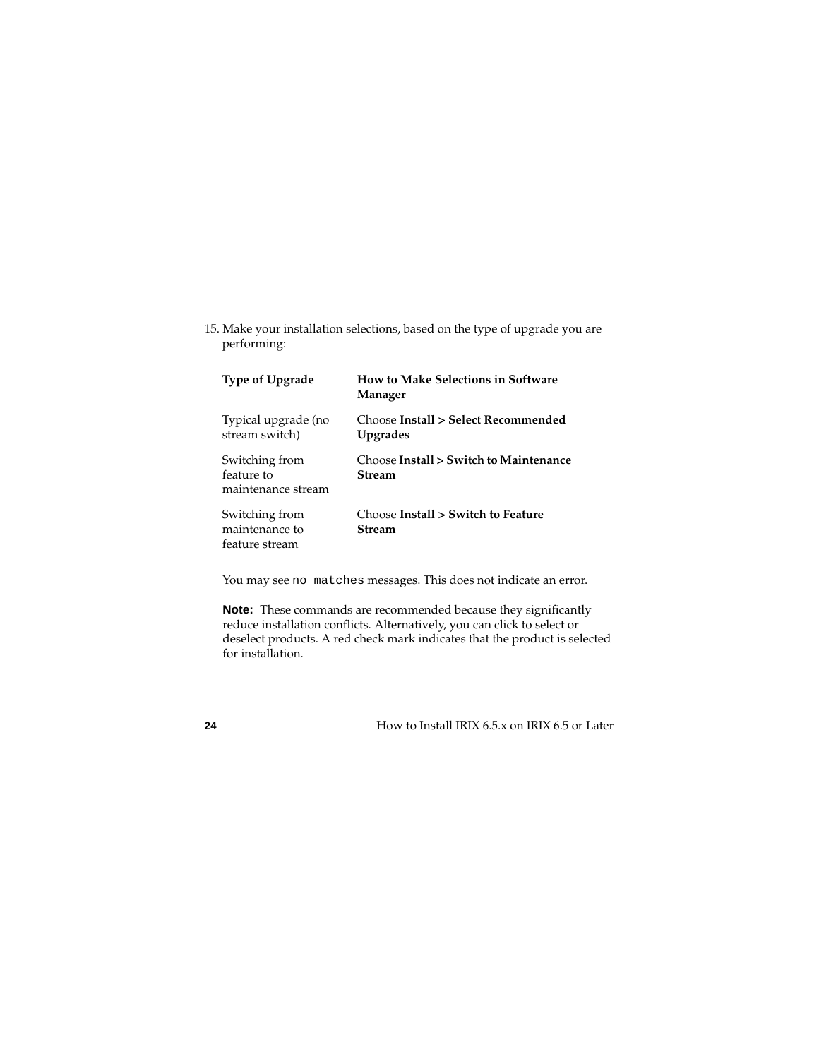15. Make your installation selections, based on the type of upgrade you are performing:

| Type of Upgrade | How to Make Selections in Software Manager |
|---|---|
| Typical upgrade (no stream switch) | Choose **Install > Select Recommended Upgrades** |
| Switching from feature to maintenance stream | Choose **Install > Switch to Maintenance Stream** |
| Switching from maintenance to feature stream | Choose **Install > Switch to Feature Stream** |

You may see `no matches` messages. This does not indicate an error.

**Note:** These commands are recommended because they significantly reduce installation conflicts. Alternatively, you can click to select or deselect products. A red check mark indicates that the product is selected for installation.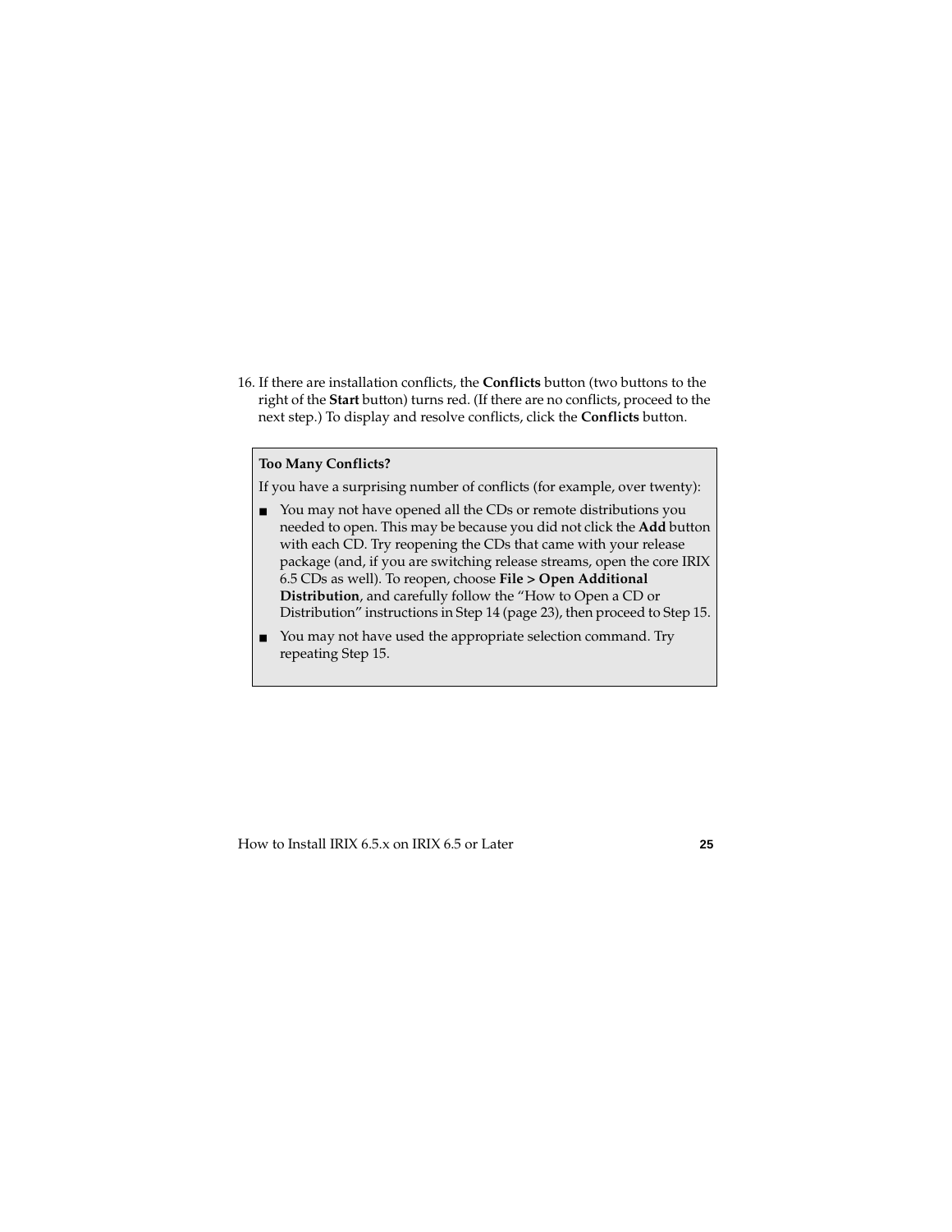16. If there are installation conflicts, the **Conflicts** button (two buttons to the right of the **Start** button) turns red. (If there are no conflicts, proceed to the next step.) To display and resolve conflicts, click the **Conflicts** button.

> **Too Many Conflicts?**
>
> If you have a surprising number of conflicts (for example, over twenty):
>
> - You may not have opened all the CDs or remote distributions you needed to open. This may be because you did not click the **Add** button with each CD. Try reopening the CDs that came with your release package (and, if you are switching release streams, open the core IRIX 6.5 CDs as well). To reopen, choose **File > Open Additional Distribution**, and carefully follow the "How to Open a CD or Distribution" instructions in Step 14 (page 23), then proceed to Step 15.
> - You may not have used the appropriate selection command. Try repeating Step 15.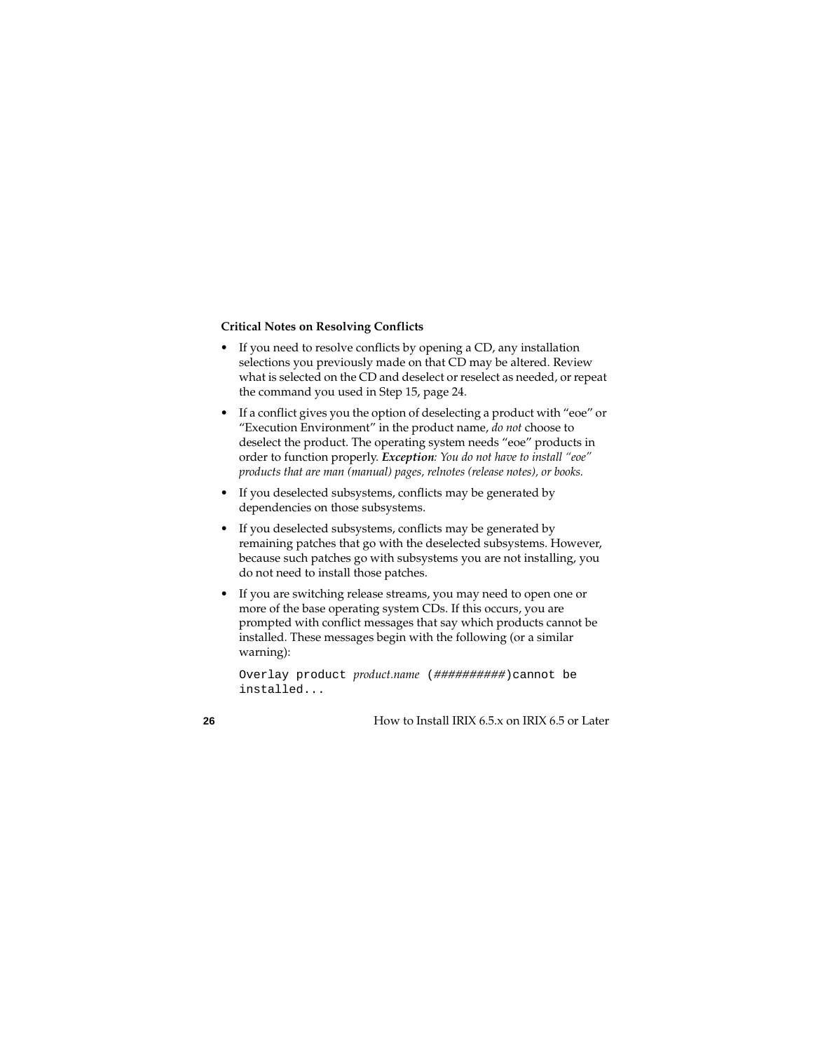**Critical Notes on Resolving Conflicts**

- If you need to resolve conflicts by opening a CD, any installation selections you previously made on that CD may be altered. Review what is selected on the CD and deselect or reselect as needed, or repeat the command you used in Step 15, page 24.
- If a conflict gives you the option of deselecting a product with "eoe" or "Execution Environment" in the product name, *do not* choose to deselect the product. The operating system needs "eoe" products in order to function properly. ***Exception****: You do not have to install "eoe" products that are man (manual) pages, relnotes (release notes), or books.*
- If you deselected subsystems, conflicts may be generated by dependencies on those subsystems.
- If you deselected subsystems, conflicts may be generated by remaining patches that go with the deselected subsystems. However, because such patches go with subsystems you are not installing, you do not need to install those patches.
- If you are switching release streams, you may need to open one or more of the base operating system CDs. If this occurs, you are prompted with conflict messages that say which products cannot be installed. These messages begin with the following (or a similar warning):

```
Overlay product product.name (##########)cannot be
installed...
```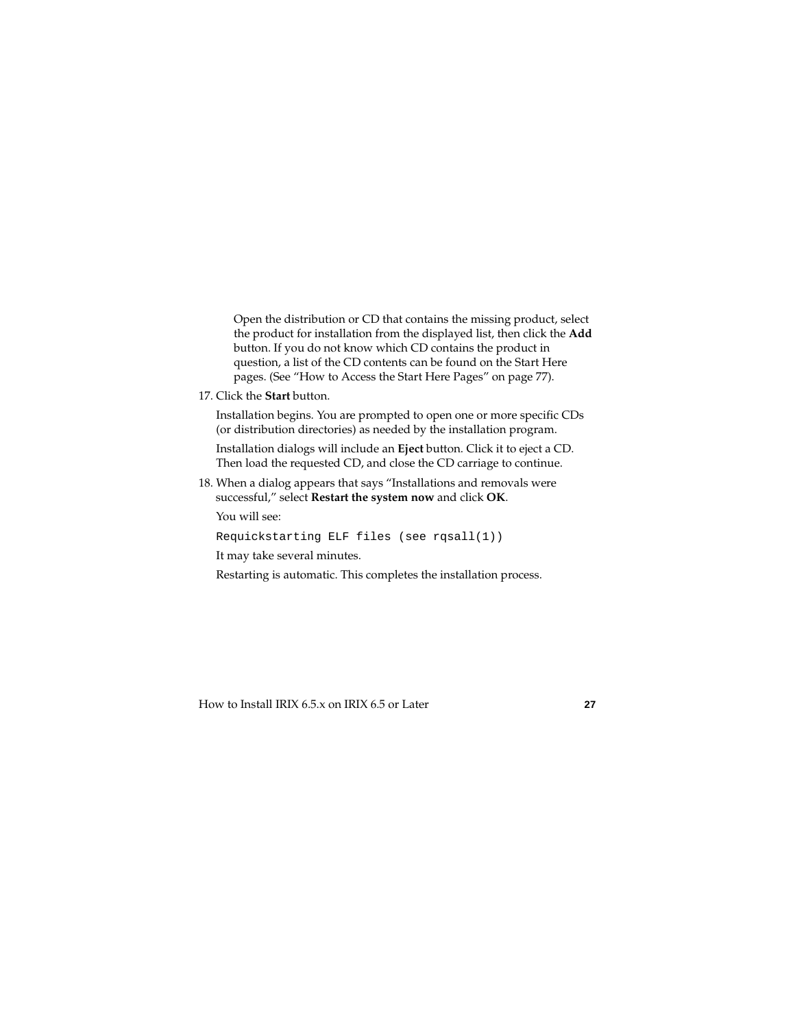Open the distribution or CD that contains the missing product, select the product for installation from the displayed list, then click the **Add** button. If you do not know which CD contains the product in question, a list of the CD contents can be found on the Start Here pages. (See “How to Access the Start Here Pages” on page 77).

17. Click the **Start** button.

    Installation begins. You are prompted to open one or more specific CDs (or distribution directories) as needed by the installation program.

    Installation dialogs will include an **Eject** button. Click it to eject a CD. Then load the requested CD, and close the CD carriage to continue.

18. When a dialog appears that says “Installations and removals were successful,” select **Restart the system now** and click **OK**.

    You will see:

    ```
    Requickstarting ELF files (see rqsall(1))
    ```

    It may take several minutes.

    Restarting is automatic. This completes the installation process.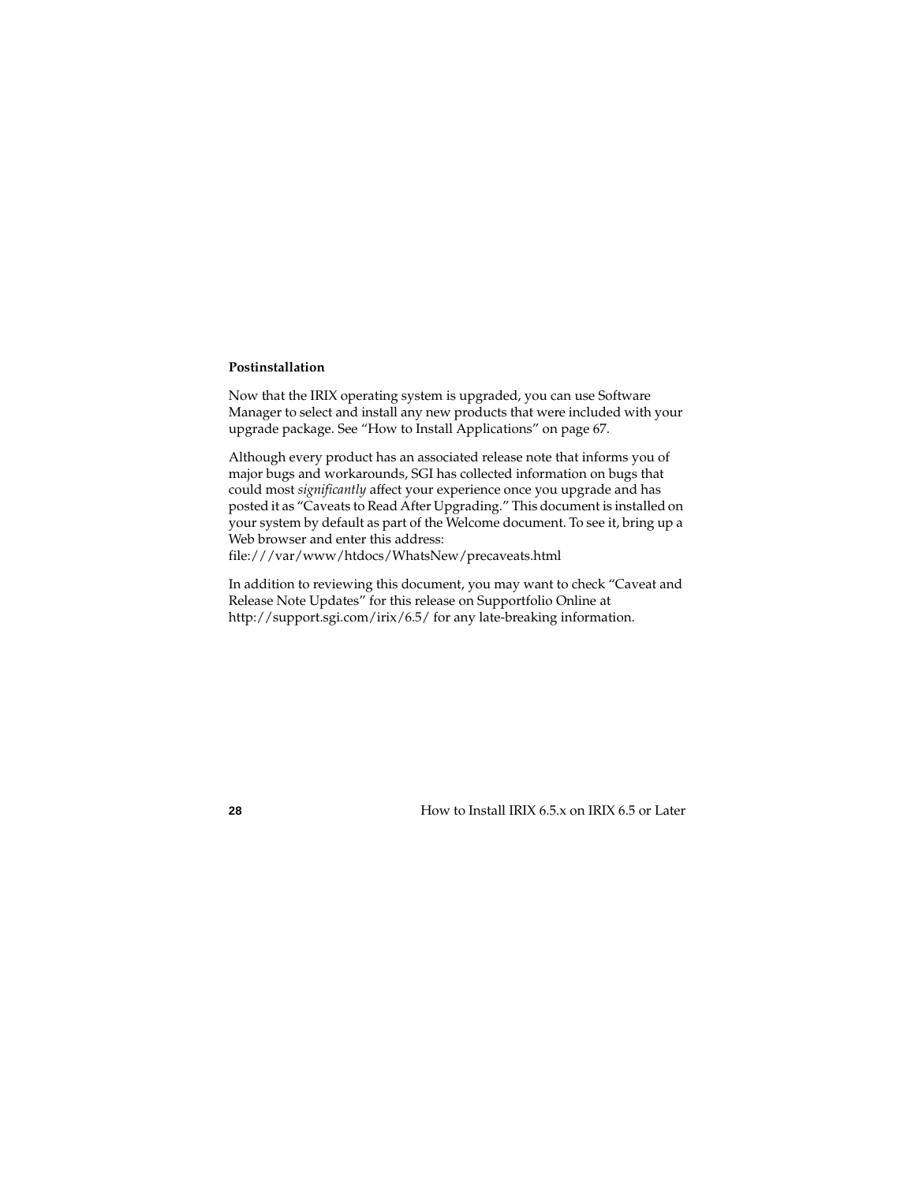#### Postinstallation

Now that the IRIX operating system is upgraded, you can use Software Manager to select and install any new products that were included with your upgrade package. See "How to Install Applications" on page 67.

Although every product has an associated release note that informs you of major bugs and workarounds, SGI has collected information on bugs that could most *significantly* affect your experience once you upgrade and has posted it as "Caveats to Read After Upgrading." This document is installed on your system by default as part of the Welcome document. To see it, bring up a Web browser and enter this address:
file:///var/www/htdocs/WhatsNew/precaveats.html

In addition to reviewing this document, you may want to check "Caveat and Release Note Updates" for this release on Supportfolio Online at http://support.sgi.com/irix/6.5/ for any late-breaking information.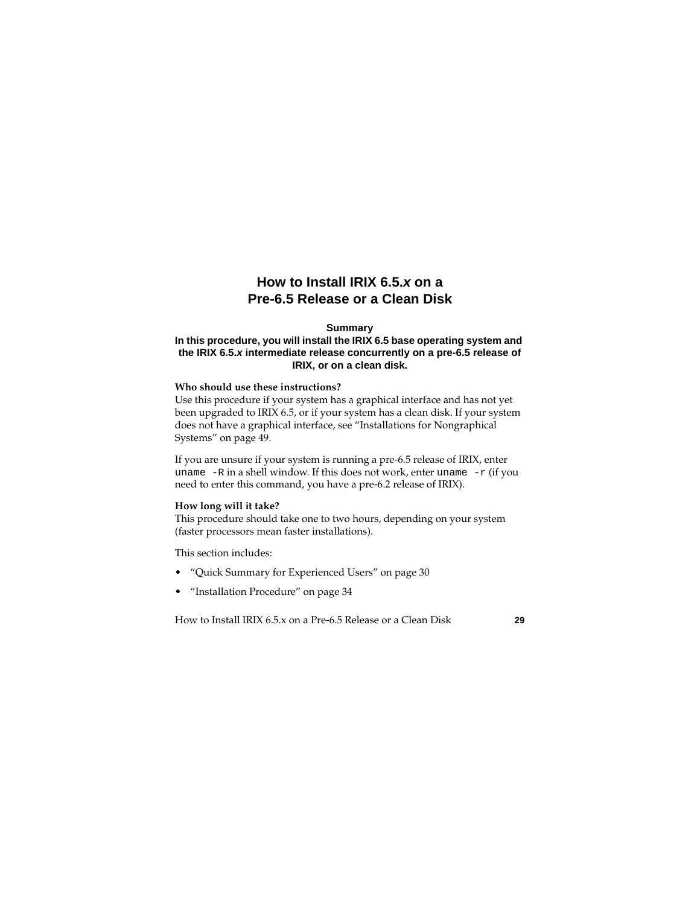# How to Install IRIX 6.5.*x* on a Pre-6.5 Release or a Clean Disk

**Summary**

**In this procedure, you will install the IRIX 6.5 base operating system and the IRIX 6.5.*x* intermediate release concurrently on a pre-6.5 release of IRIX, or on a clean disk.**

**Who should use these instructions?**

Use this procedure if your system has a graphical interface and has not yet been upgraded to IRIX 6.5, or if your system has a clean disk. If your system does not have a graphical interface, see "Installations for Nongraphical Systems" on page 49.

If you are unsure if your system is running a pre-6.5 release of IRIX, enter `uname -R` in a shell window. If this does not work, enter `uname -r` (if you need to enter this command, you have a pre-6.2 release of IRIX).

**How long will it take?**

This procedure should take one to two hours, depending on your system (faster processors mean faster installations).

This section includes:

- "Quick Summary for Experienced Users" on page 30
- "Installation Procedure" on page 34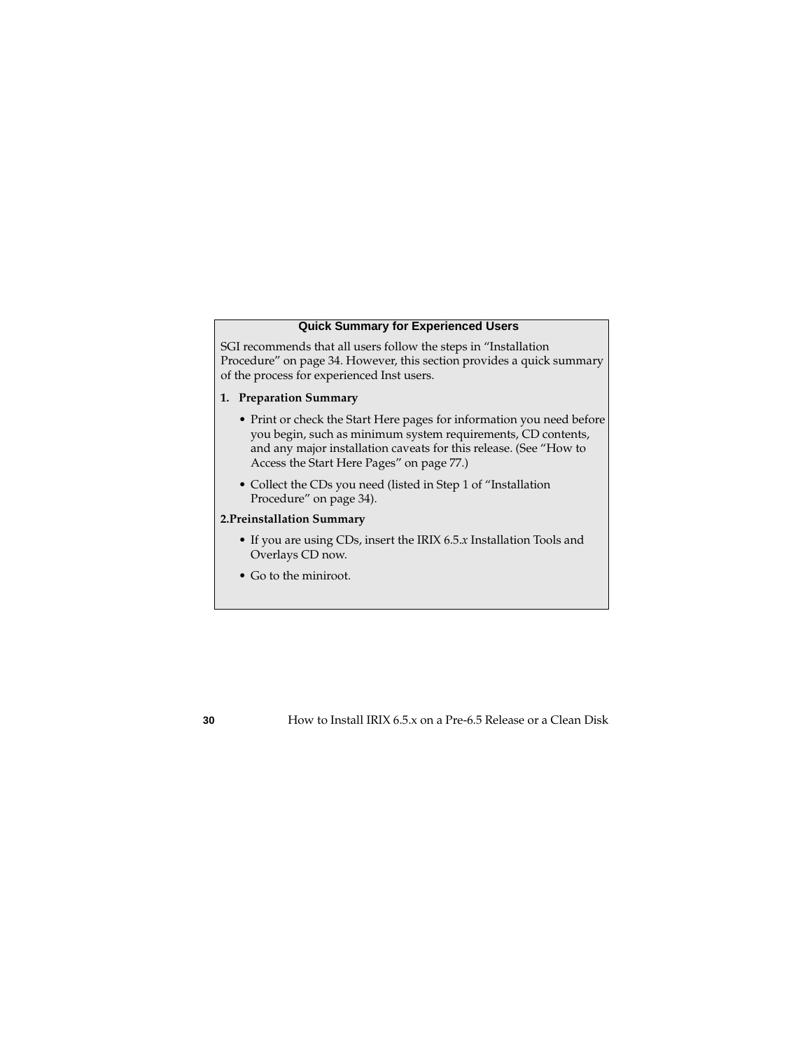### Quick Summary for Experienced Users

SGI recommends that all users follow the steps in "Installation Procedure" on page 34. However, this section provides a quick summary of the process for experienced Inst users.

**1. Preparation Summary**

- Print or check the Start Here pages for information you need before you begin, such as minimum system requirements, CD contents, and any major installation caveats for this release. (See "How to Access the Start Here Pages" on page 77.)
- Collect the CDs you need (listed in Step 1 of "Installation Procedure" on page 34).

**2.Preinstallation Summary**

- If you are using CDs, insert the IRIX 6.5.*x* Installation Tools and Overlays CD now.
- Go to the miniroot.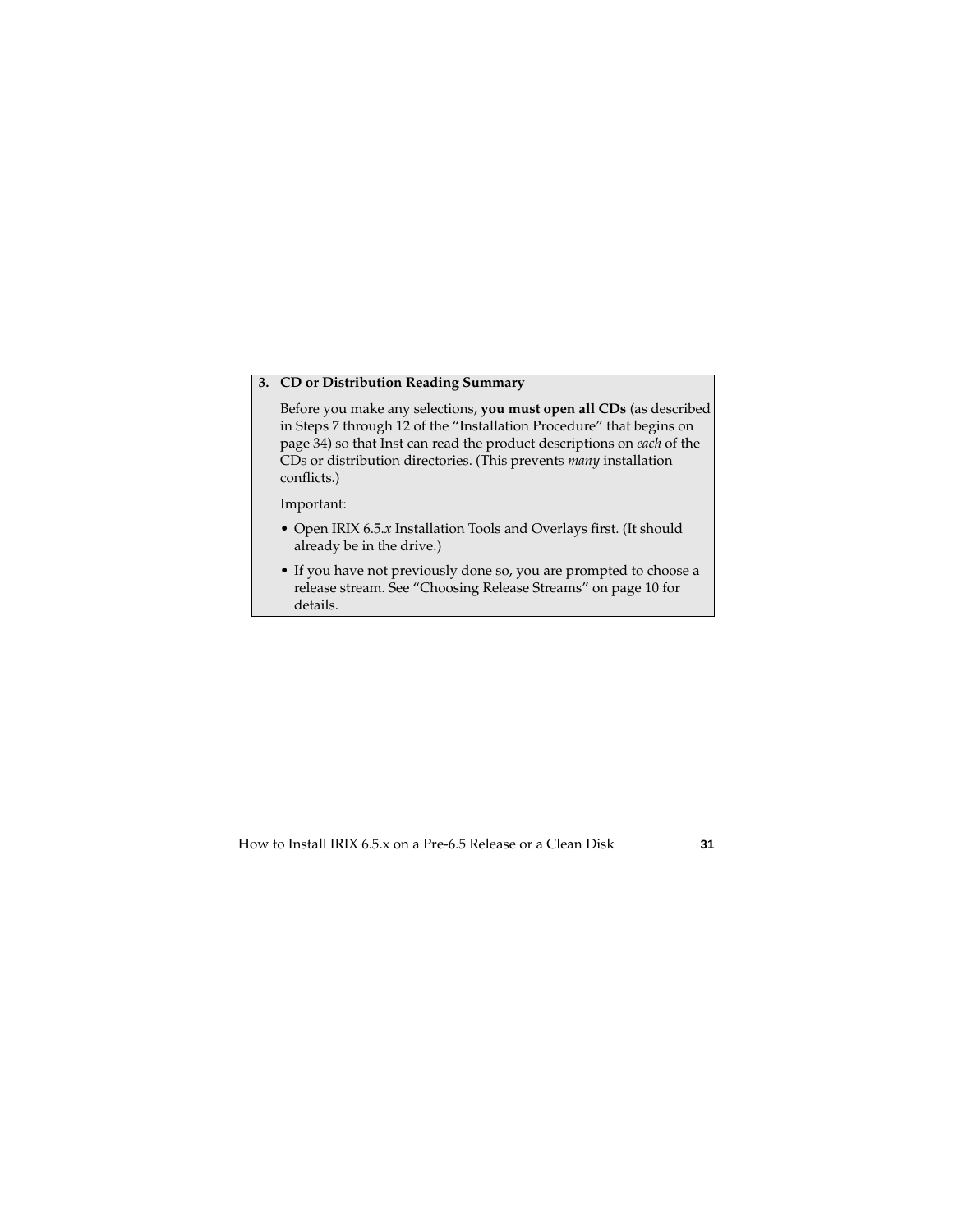**3. CD or Distribution Reading Summary**

Before you make any selections, **you must open all CDs** (as described in Steps 7 through 12 of the "Installation Procedure" that begins on page 34) so that Inst can read the product descriptions on *each* of the CDs or distribution directories. (This prevents *many* installation conflicts.)

Important:

- Open IRIX 6.5.*x* Installation Tools and Overlays first. (It should already be in the drive.)
- If you have not previously done so, you are prompted to choose a release stream. See "Choosing Release Streams" on page 10 for details.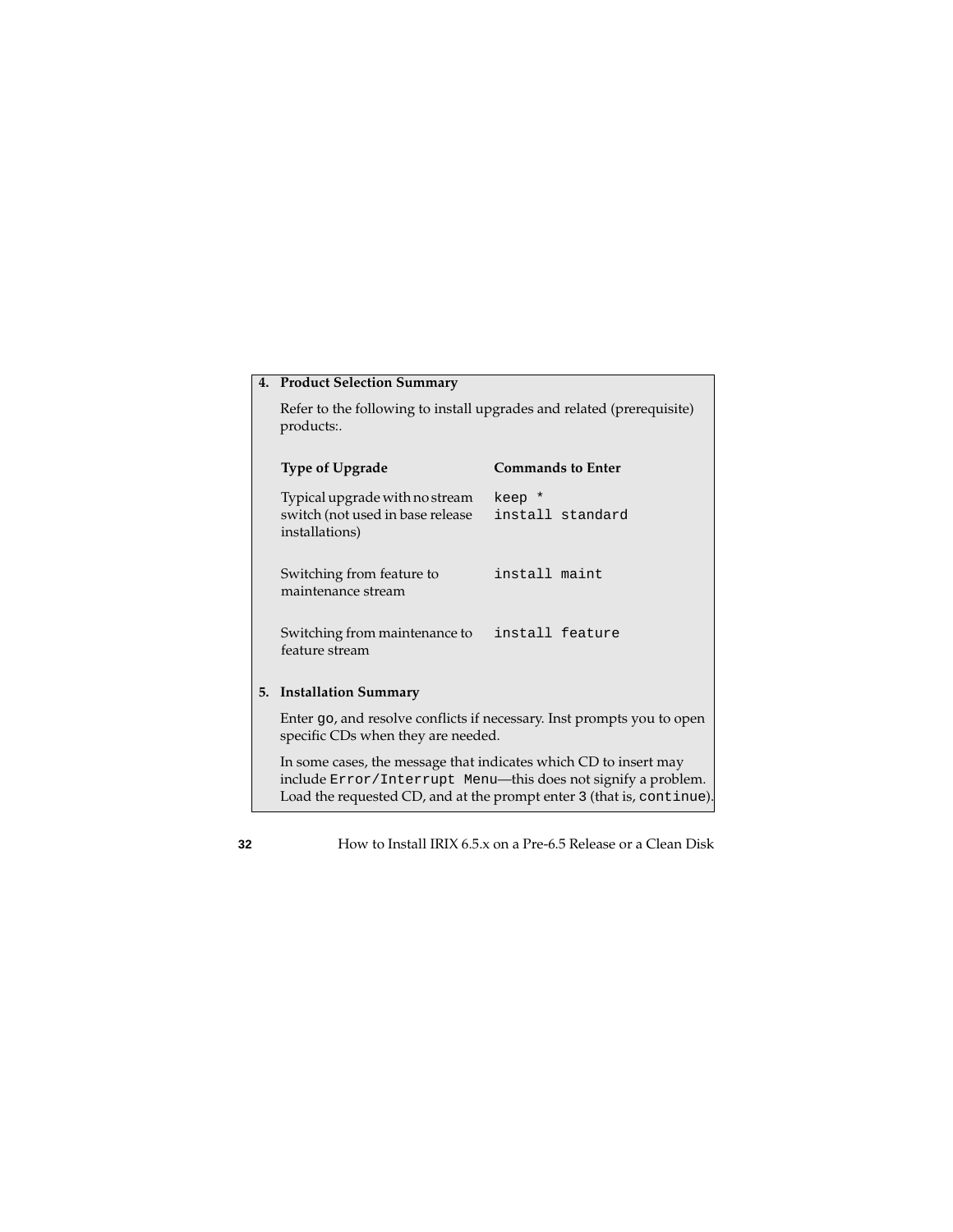**4. Product Selection Summary**

Refer to the following to install upgrades and related (prerequisite) products:.

| Type of Upgrade | Commands to Enter |
| --- | --- |
| Typical upgrade with no stream switch (not used in base release installations) | `keep *`<br>`install standard` |
| Switching from feature to maintenance stream | `install maint` |
| Switching from maintenance to feature stream | `install feature` |

**5. Installation Summary**

Enter `go`, and resolve conflicts if necessary. Inst prompts you to open specific CDs when they are needed.

In some cases, the message that indicates which CD to insert may include `Error/Interrupt Menu`—this does not signify a problem. Load the requested CD, and at the prompt enter `3` (that is, `continue`).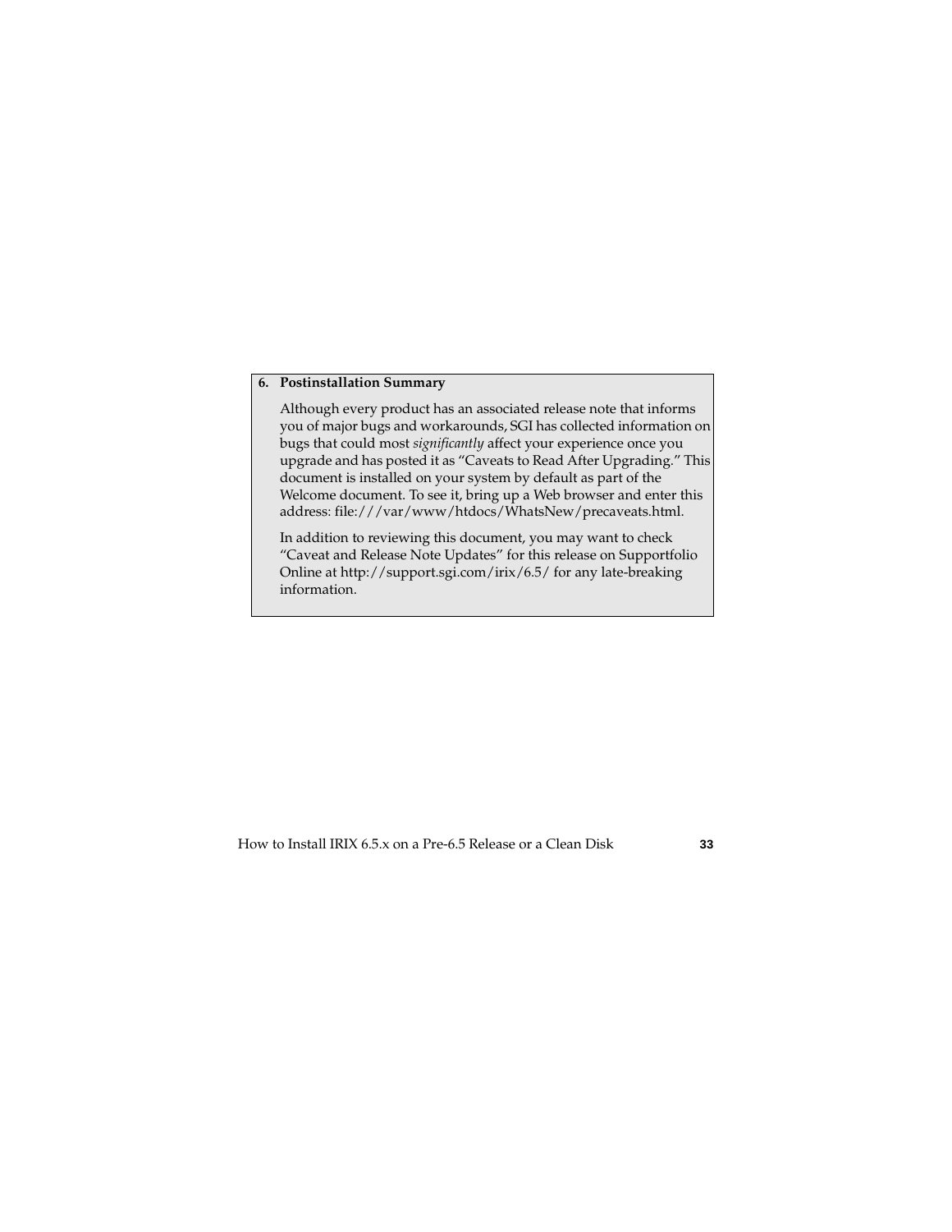**6. Postinstallation Summary**

Although every product has an associated release note that informs you of major bugs and workarounds, SGI has collected information on bugs that could most *significantly* affect your experience once you upgrade and has posted it as “Caveats to Read After Upgrading.” This document is installed on your system by default as part of the Welcome document. To see it, bring up a Web browser and enter this address: file:///var/www/htdocs/WhatsNew/precaveats.html.

In addition to reviewing this document, you may want to check “Caveat and Release Note Updates” for this release on Supportfolio Online at http://support.sgi.com/irix/6.5/ for any late-breaking information.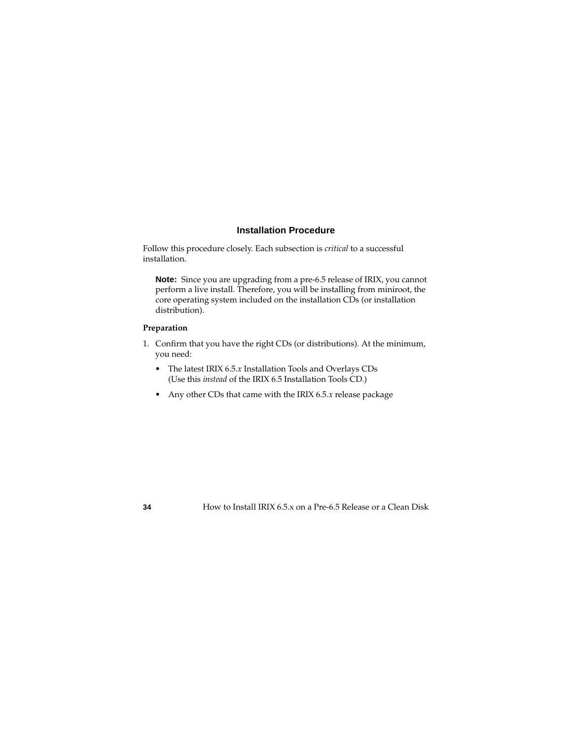## Installation Procedure

Follow this procedure closely. Each subsection is *critical* to a successful installation.

> **Note:** Since you are upgrading from a pre-6.5 release of IRIX, you cannot perform a live install. Therefore, you will be installing from miniroot, the core operating system included on the installation CDs (or installation distribution).

### Preparation

1. Confirm that you have the right CDs (or distributions). At the minimum, you need:
   - The latest IRIX 6.5.*x* Installation Tools and Overlays CDs (Use this *instead* of the IRIX 6.5 Installation Tools CD.)
   - Any other CDs that came with the IRIX 6.5.*x* release package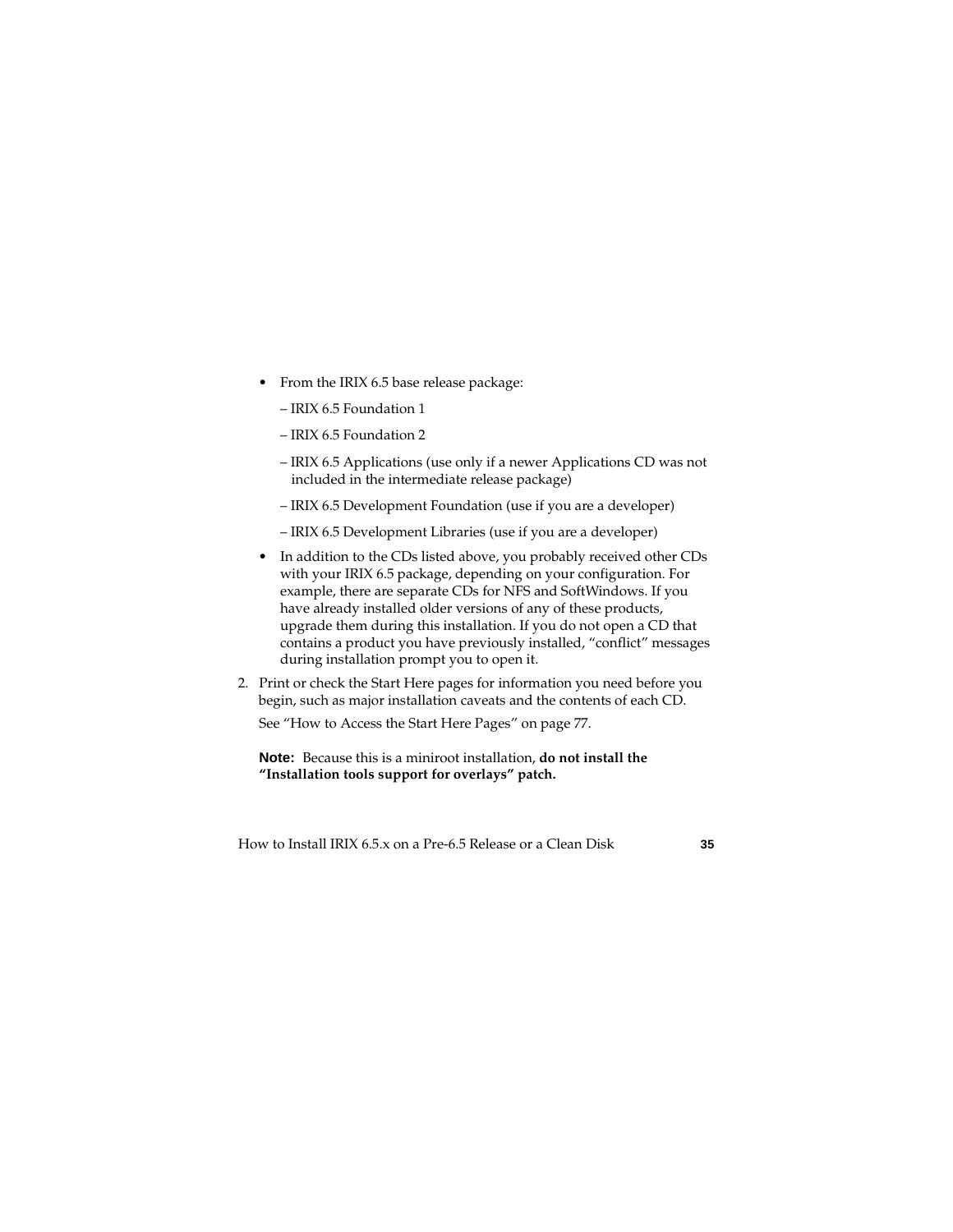- From the IRIX 6.5 base release package:
  - – IRIX 6.5 Foundation 1
  - – IRIX 6.5 Foundation 2
  - – IRIX 6.5 Applications (use only if a newer Applications CD was not included in the intermediate release package)
  - – IRIX 6.5 Development Foundation (use if you are a developer)
  - – IRIX 6.5 Development Libraries (use if you are a developer)
- In addition to the CDs listed above, you probably received other CDs with your IRIX 6.5 package, depending on your configuration. For example, there are separate CDs for NFS and SoftWindows. If you have already installed older versions of any of these products, upgrade them during this installation. If you do not open a CD that contains a product you have previously installed, "conflict" messages during installation prompt you to open it.

2. Print or check the Start Here pages for information you need before you begin, such as major installation caveats and the contents of each CD.

   See "How to Access the Start Here Pages" on page 77.

   **Note:** Because this is a miniroot installation, **do not install the "Installation tools support for overlays" patch.**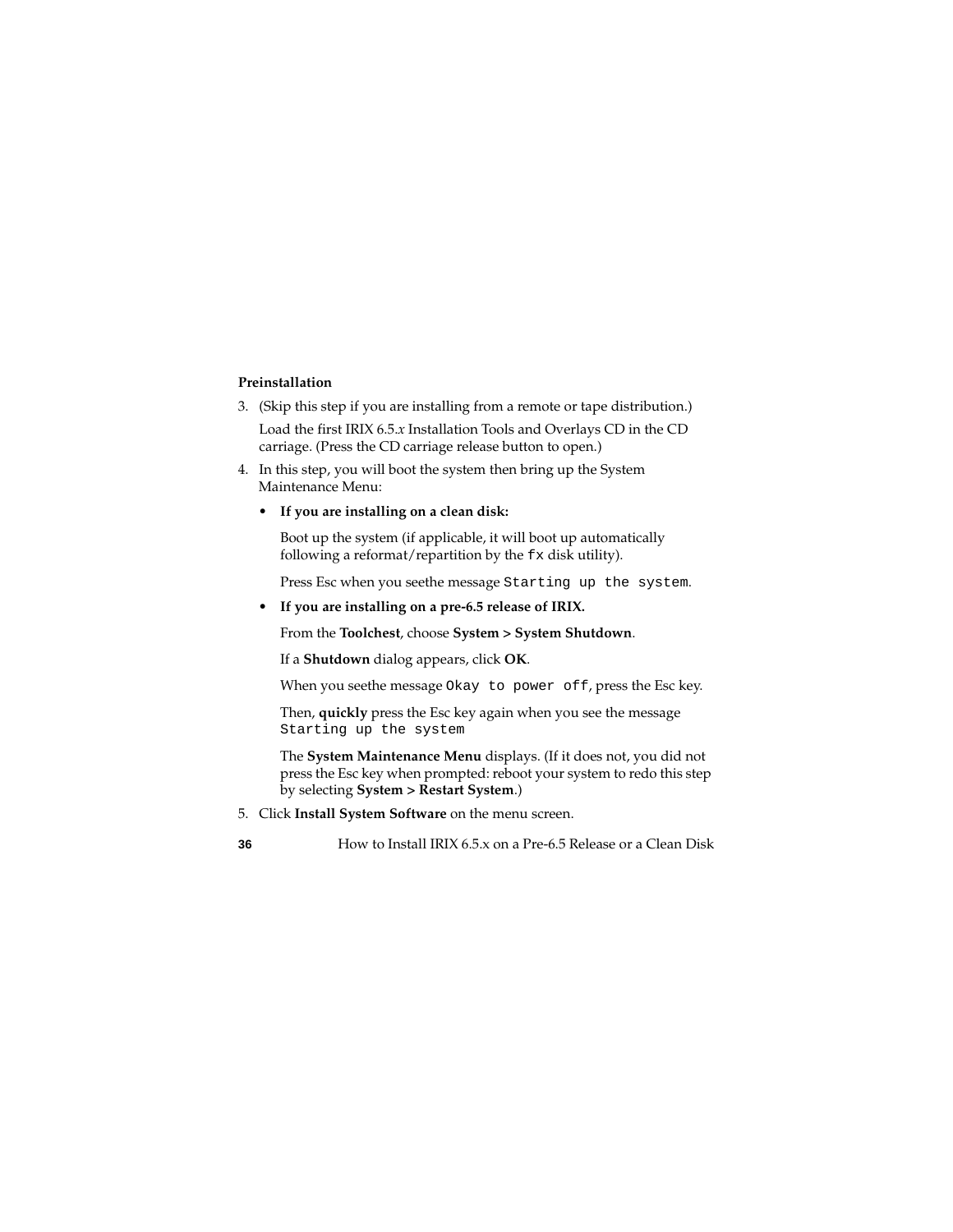**Preinstallation**

3. (Skip this step if you are installing from a remote or tape distribution.)

   Load the first IRIX 6.5.*x* Installation Tools and Overlays CD in the CD carriage. (Press the CD carriage release button to open.)

4. In this step, you will boot the system then bring up the System Maintenance Menu:

   - **If you are installing on a clean disk:**

     Boot up the system (if applicable, it will boot up automatically following a reformat/repartition by the `fx` disk utility).

     Press Esc when you seethe message `Starting up the system`.

   - **If you are installing on a pre-6.5 release of IRIX.**

     From the **Toolchest**, choose **System > System Shutdown**.

     If a **Shutdown** dialog appears, click **OK**.

     When you seethe message `Okay to power off`, press the Esc key.

     Then, **quickly** press the Esc key again when you see the message `Starting up the system`

     The **System Maintenance Menu** displays. (If it does not, you did not press the Esc key when prompted: reboot your system to redo this step by selecting **System > Restart System**.)

5. Click **Install System Software** on the menu screen.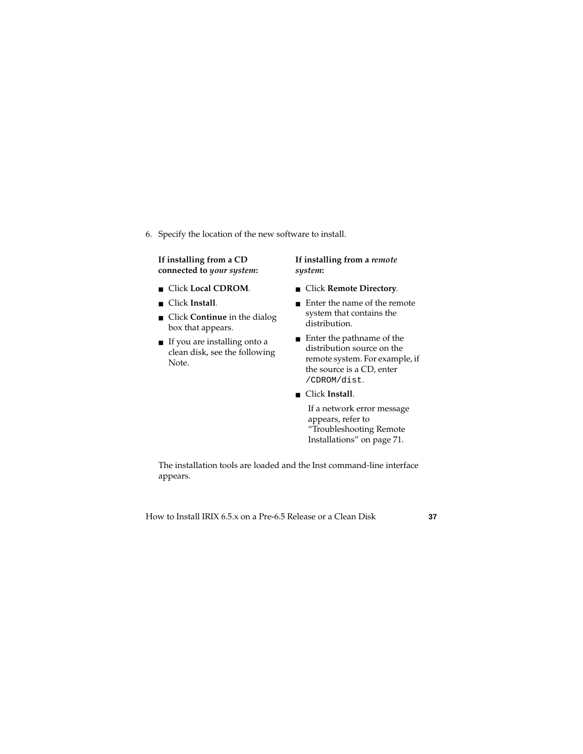6. Specify the location of the new software to install.

**If installing from a CD connected to *your system*:**

- Click **Local CDROM**.
- Click **Install**.
- Click **Continue** in the dialog box that appears.
- If you are installing onto a clean disk, see the following Note.

**If installing from a *remote system*:**

- Click **Remote Directory**.
- Enter the name of the remote system that contains the distribution.
- Enter the pathname of the distribution source on the remote system. For example, if the source is a CD, enter `/CDROM/dist`.
- Click **Install**.

  If a network error message appears, refer to "Troubleshooting Remote Installations" on page 71.

The installation tools are loaded and the Inst command-line interface appears.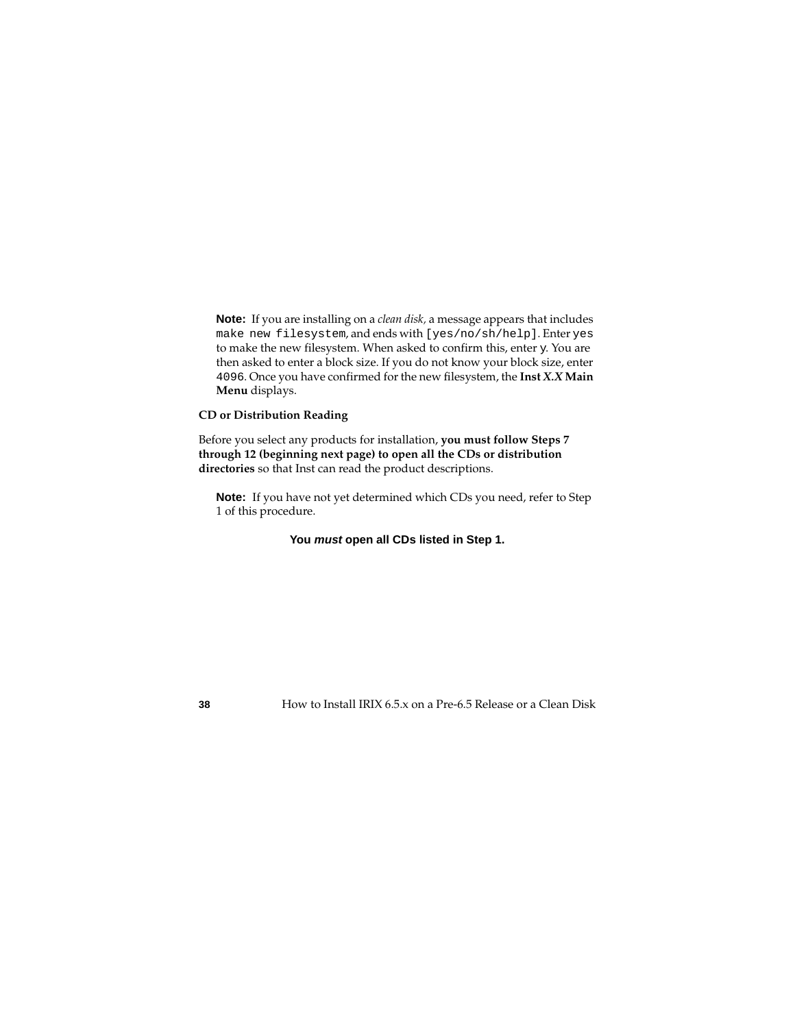**Note:** If you are installing on a *clean disk,* a message appears that includes `make new filesystem`, and ends with `[yes/no/sh/help]`. Enter `yes` to make the new filesystem. When asked to confirm this, enter `y`. You are then asked to enter a block size. If you do not know your block size, enter `4096`. Once you have confirmed for the new filesystem, the **Inst *X.X* Main Menu** displays.

### CD or Distribution Reading

Before you select any products for installation, **you must follow Steps 7 through 12 (beginning next page) to open all the CDs or distribution directories** so that Inst can read the product descriptions.

**Note:** If you have not yet determined which CDs you need, refer to Step 1 of this procedure.

**You *must* open all CDs listed in Step 1.**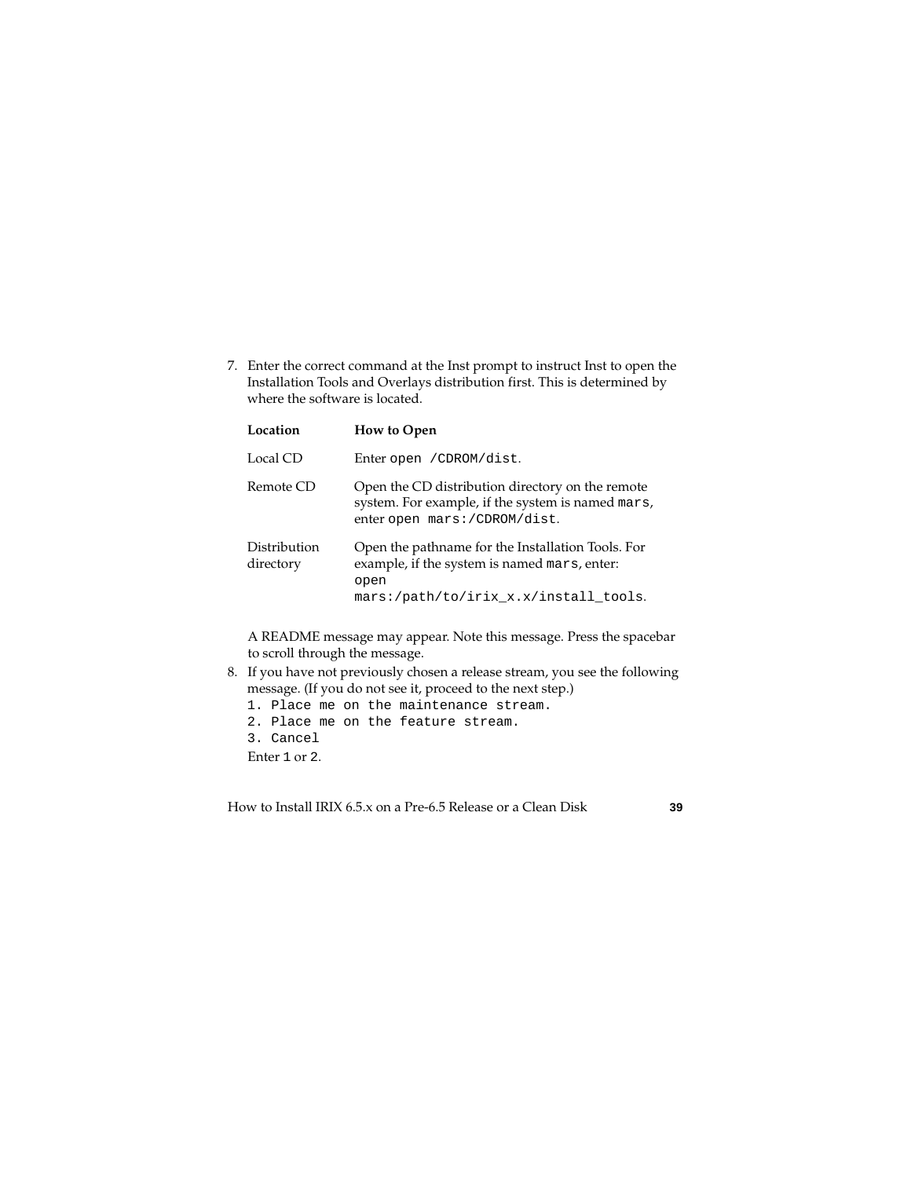7. Enter the correct command at the Inst prompt to instruct Inst to open the Installation Tools and Overlays distribution first. This is determined by where the software is located.

| Location | How to Open |
| --- | --- |
| Local CD | Enter `open /CDROM/dist`. |
| Remote CD | Open the CD distribution directory on the remote system. For example, if the system is named `mars`, enter `open mars:/CDROM/dist`. |
| Distribution directory | Open the pathname for the Installation Tools. For example, if the system is named `mars`, enter: `open mars:/path/to/irix_x.x/install_tools`. |

   A README message may appear. Note this message. Press the spacebar to scroll through the message.

8. If you have not previously chosen a release stream, you see the following message. (If you do not see it, proceed to the next step.)

   ```
   1. Place me on the maintenance stream.
   2. Place me on the feature stream.
   3. Cancel
   ```

   Enter `1` or `2`.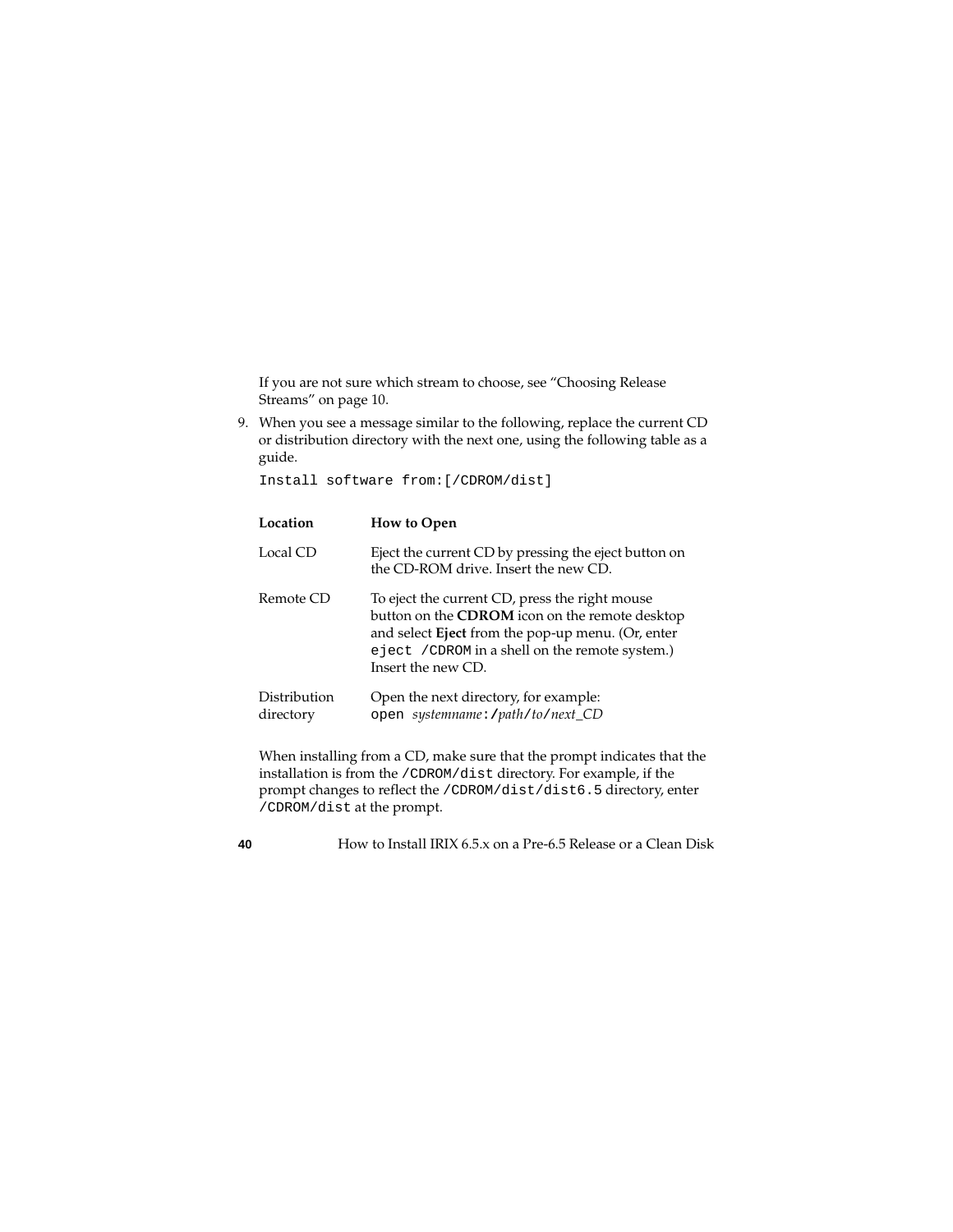If you are not sure which stream to choose, see “Choosing Release Streams” on page 10.

9. When you see a message similar to the following, replace the current CD or distribution directory with the next one, using the following table as a guide.

   ```
   Install software from:[/CDROM/dist]
   ```

   | Location | How to Open |
   | --- | --- |
   | Local CD | Eject the current CD by pressing the eject button on the CD-ROM drive. Insert the new CD. |
   | Remote CD | To eject the current CD, press the right mouse button on the **CDROM** icon on the remote desktop and select **Eject** from the pop-up menu. (Or, enter `eject /CDROM` in a shell on the remote system.) Insert the new CD. |
   | Distribution directory | Open the next directory, for example: `open` *systemname*`:/`*path*`/`*to*`/`*next_CD* |

   When installing from a CD, make sure that the prompt indicates that the installation is from the `/CDROM/dist` directory. For example, if the prompt changes to reflect the `/CDROM/dist/dist6.5` directory, enter `/CDROM/dist` at the prompt.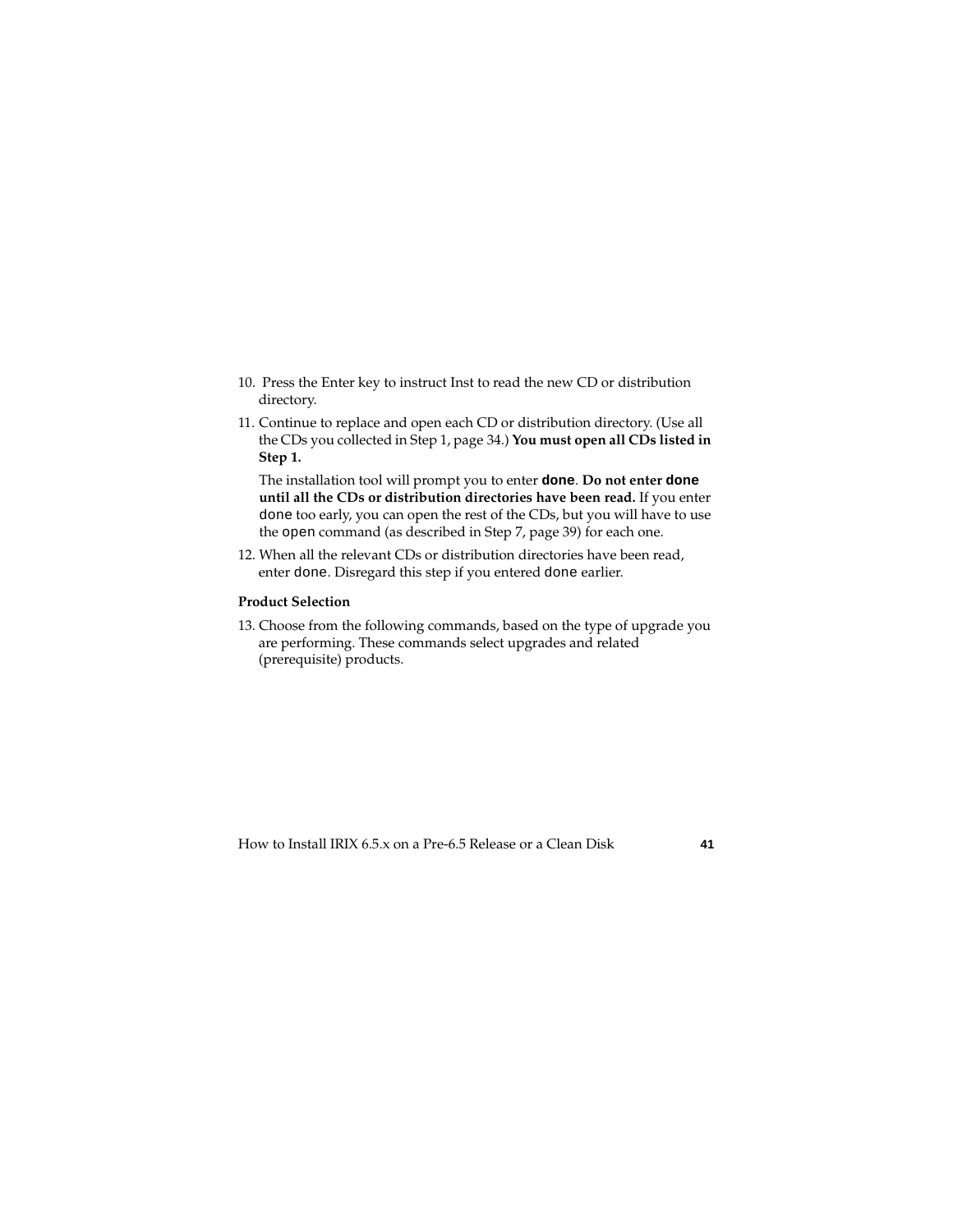10. Press the Enter key to instruct Inst to read the new CD or distribution directory.

11. Continue to replace and open each CD or distribution directory. (Use all the CDs you collected in Step 1, page 34.) **You must open all CDs listed in Step 1.**

    The installation tool will prompt you to enter **done**. **Do not enter done until all the CDs or distribution directories have been read.** If you enter `done` too early, you can open the rest of the CDs, but you will have to use the `open` command (as described in Step 7, page 39) for each one.

12. When all the relevant CDs or distribution directories have been read, enter `done`. Disregard this step if you entered `done` earlier.

### Product Selection

13. Choose from the following commands, based on the type of upgrade you are performing. These commands select upgrades and related (prerequisite) products.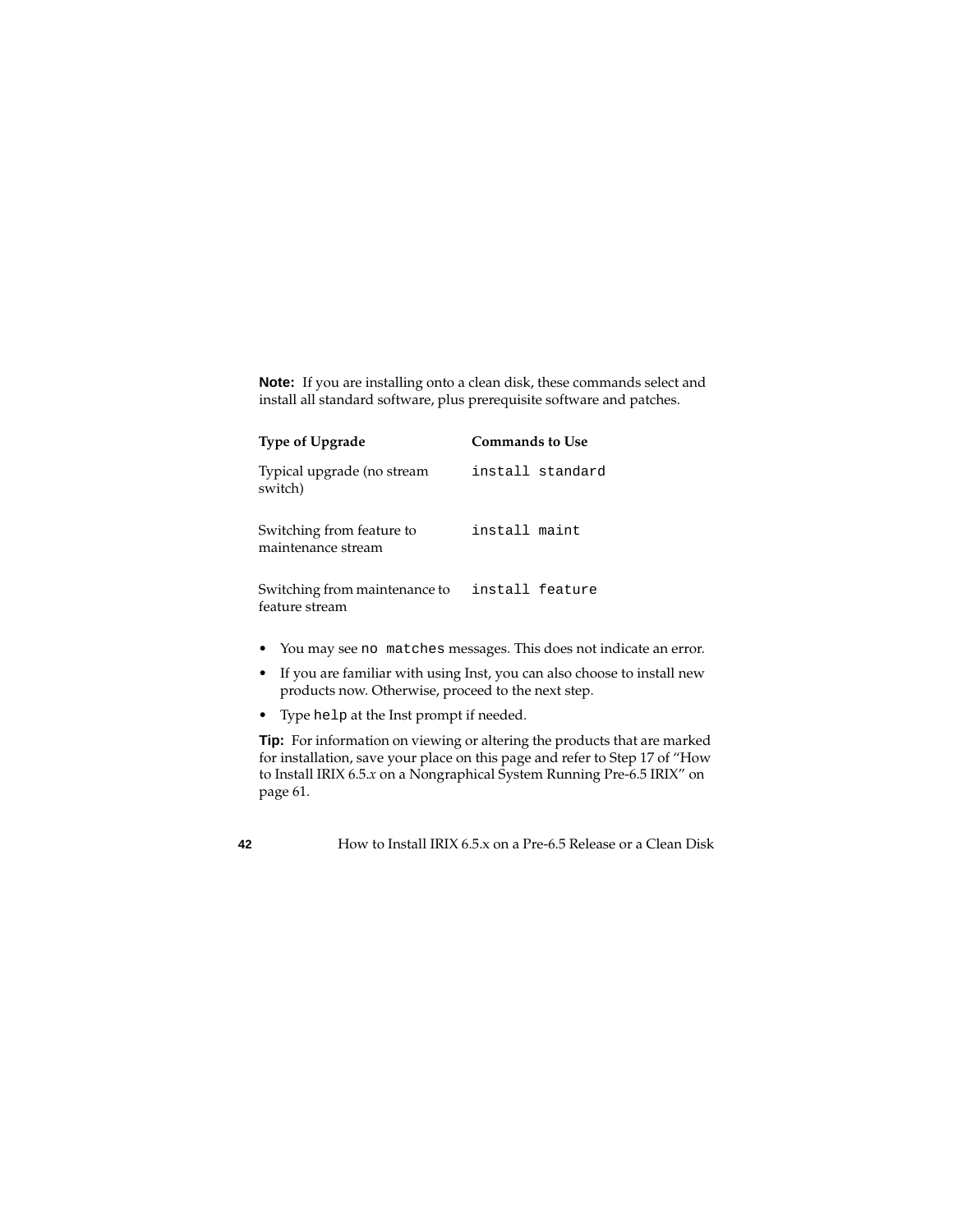**Note:** If you are installing onto a clean disk, these commands select and install all standard software, plus prerequisite software and patches.

| Type of Upgrade | Commands to Use |
| --- | --- |
| Typical upgrade (no stream switch) | `install standard` |
| Switching from feature to maintenance stream | `install maint` |
| Switching from maintenance to feature stream | `install feature` |

- You may see `no matches` messages. This does not indicate an error.
- If you are familiar with using Inst, you can also choose to install new products now. Otherwise, proceed to the next step.
- Type `help` at the Inst prompt if needed.

**Tip:** For information on viewing or altering the products that are marked for installation, save your place on this page and refer to Step 17 of "How to Install IRIX 6.5.*x* on a Nongraphical System Running Pre-6.5 IRIX" on page 61.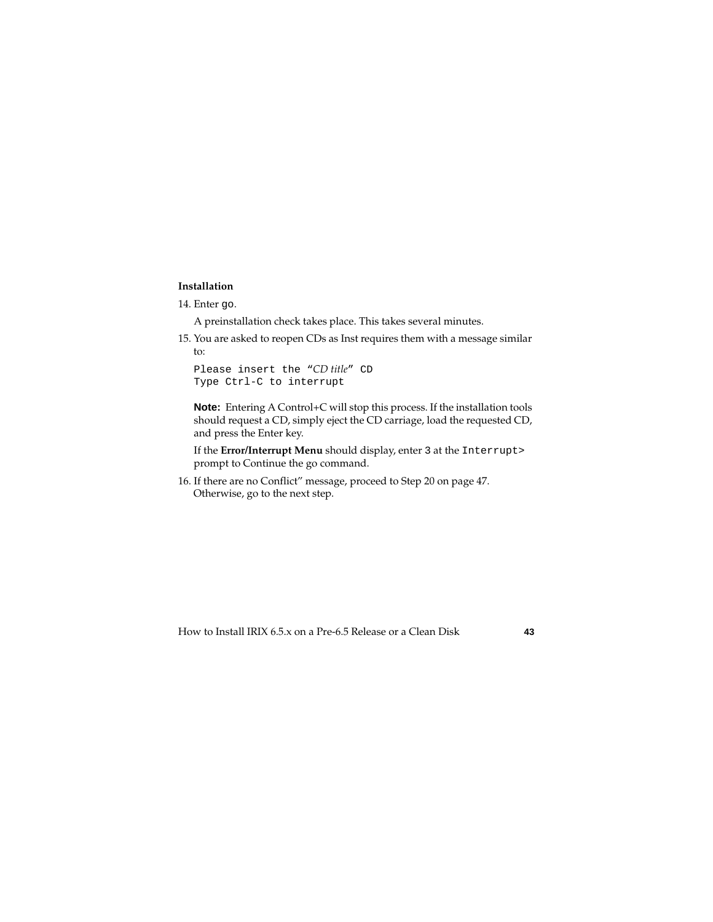**Installation**

14. Enter `go`.

    A preinstallation check takes place. This takes several minutes.

15. You are asked to reopen CDs as Inst requires them with a message similar to:

    ```
    Please insert the "CD title" CD
    Type Ctrl-C to interrupt
    ```

    **Note:** Entering A Control+C will stop this process. If the installation tools should request a CD, simply eject the CD carriage, load the requested CD, and press the Enter key.

    If the **Error/Interrupt Menu** should display, enter `3` at the `Interrupt>` prompt to Continue the go command.

16. If there are no Conflict" message, proceed to Step 20 on page 47. Otherwise, go to the next step.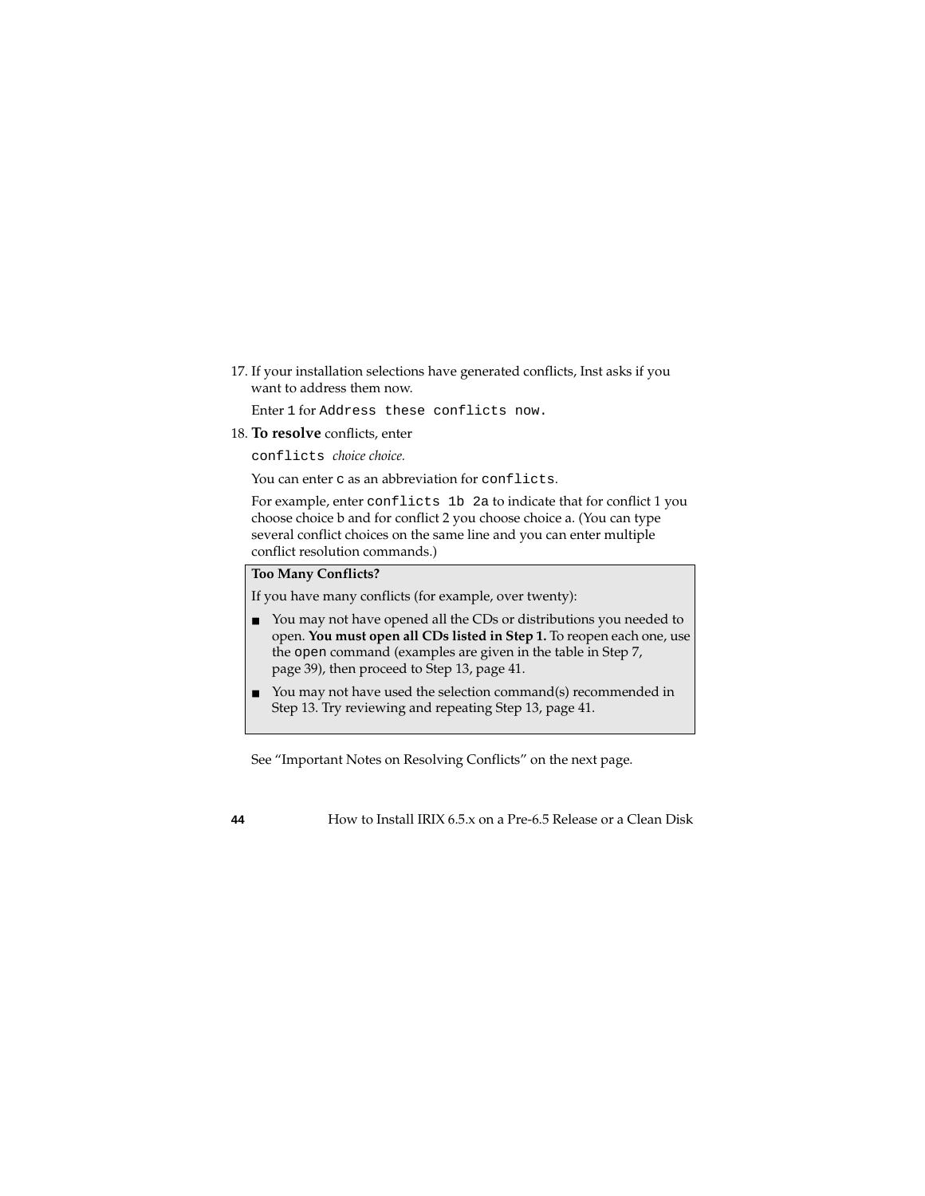17. If your installation selections have generated conflicts, Inst asks if you want to address them now.

    Enter `1` for `Address these conflicts now.`

18. **To resolve** conflicts, enter

    `conflicts` *choice choice.*

    You can enter `c` as an abbreviation for `conflicts`.

    For example, enter `conflicts 1b 2a` to indicate that for conflict 1 you choose choice b and for conflict 2 you choose choice a. (You can type several conflict choices on the same line and you can enter multiple conflict resolution commands.)

> **Too Many Conflicts?**
>
> If you have many conflicts (for example, over twenty):
>
> - You may not have opened all the CDs or distributions you needed to open. **You must open all CDs listed in Step 1.** To reopen each one, use the `open` command (examples are given in the table in Step 7, page 39), then proceed to Step 13, page 41.
> - You may not have used the selection command(s) recommended in Step 13. Try reviewing and repeating Step 13, page 41.

See "Important Notes on Resolving Conflicts" on the next page.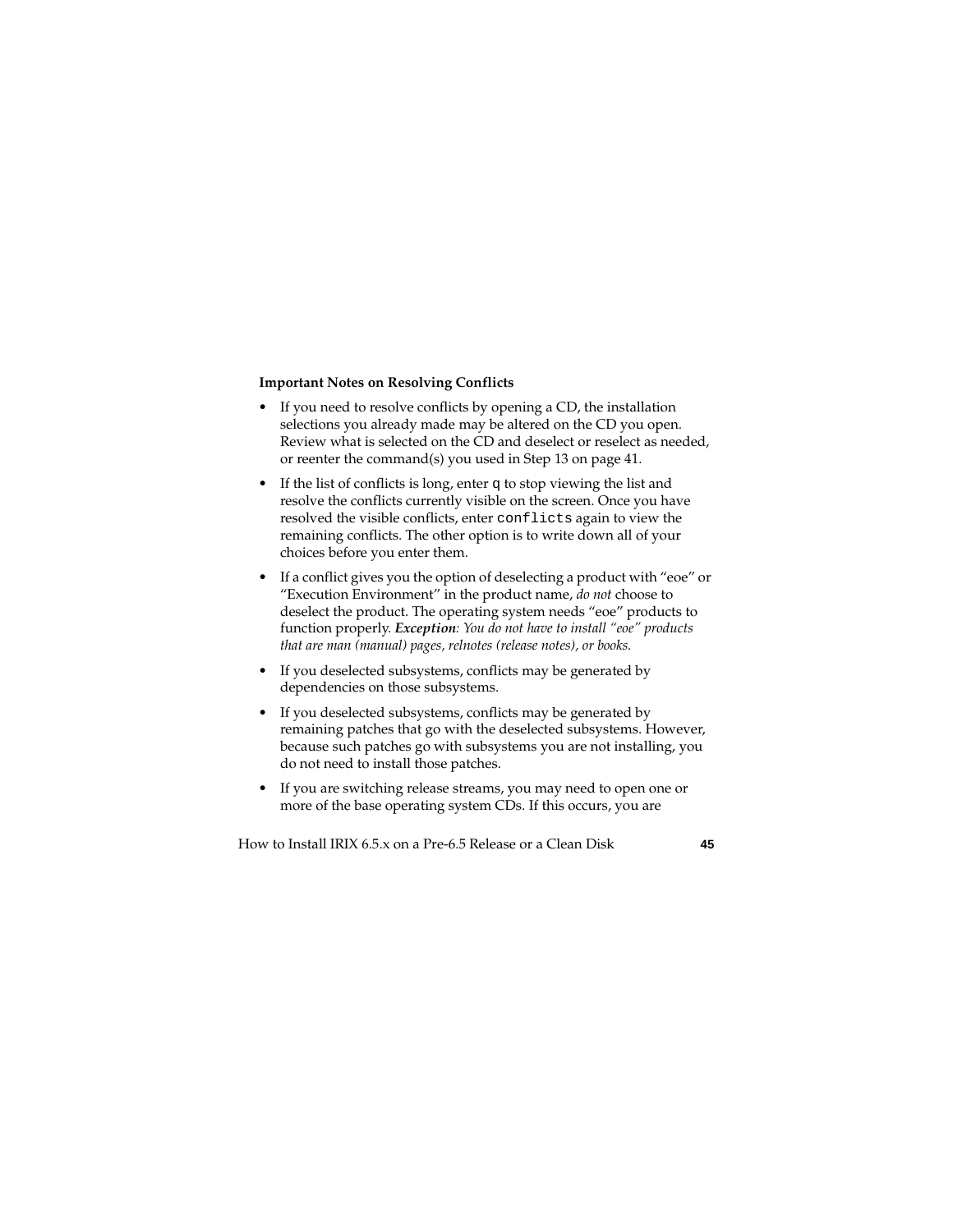**Important Notes on Resolving Conflicts**

- If you need to resolve conflicts by opening a CD, the installation selections you already made may be altered on the CD you open. Review what is selected on the CD and deselect or reselect as needed, or reenter the command(s) you used in Step 13 on page 41.
- If the list of conflicts is long, enter `q` to stop viewing the list and resolve the conflicts currently visible on the screen. Once you have resolved the visible conflicts, enter `conflicts` again to view the remaining conflicts. The other option is to write down all of your choices before you enter them.
- If a conflict gives you the option of deselecting a product with "eoe" or "Execution Environment" in the product name, *do not* choose to deselect the product. The operating system needs "eoe" products to function properly. ***Exception****: You do not have to install "eoe" products that are man (manual) pages, relnotes (release notes), or books.*
- If you deselected subsystems, conflicts may be generated by dependencies on those subsystems.
- If you deselected subsystems, conflicts may be generated by remaining patches that go with the deselected subsystems. However, because such patches go with subsystems you are not installing, you do not need to install those patches.
- If you are switching release streams, you may need to open one or more of the base operating system CDs. If this occurs, you are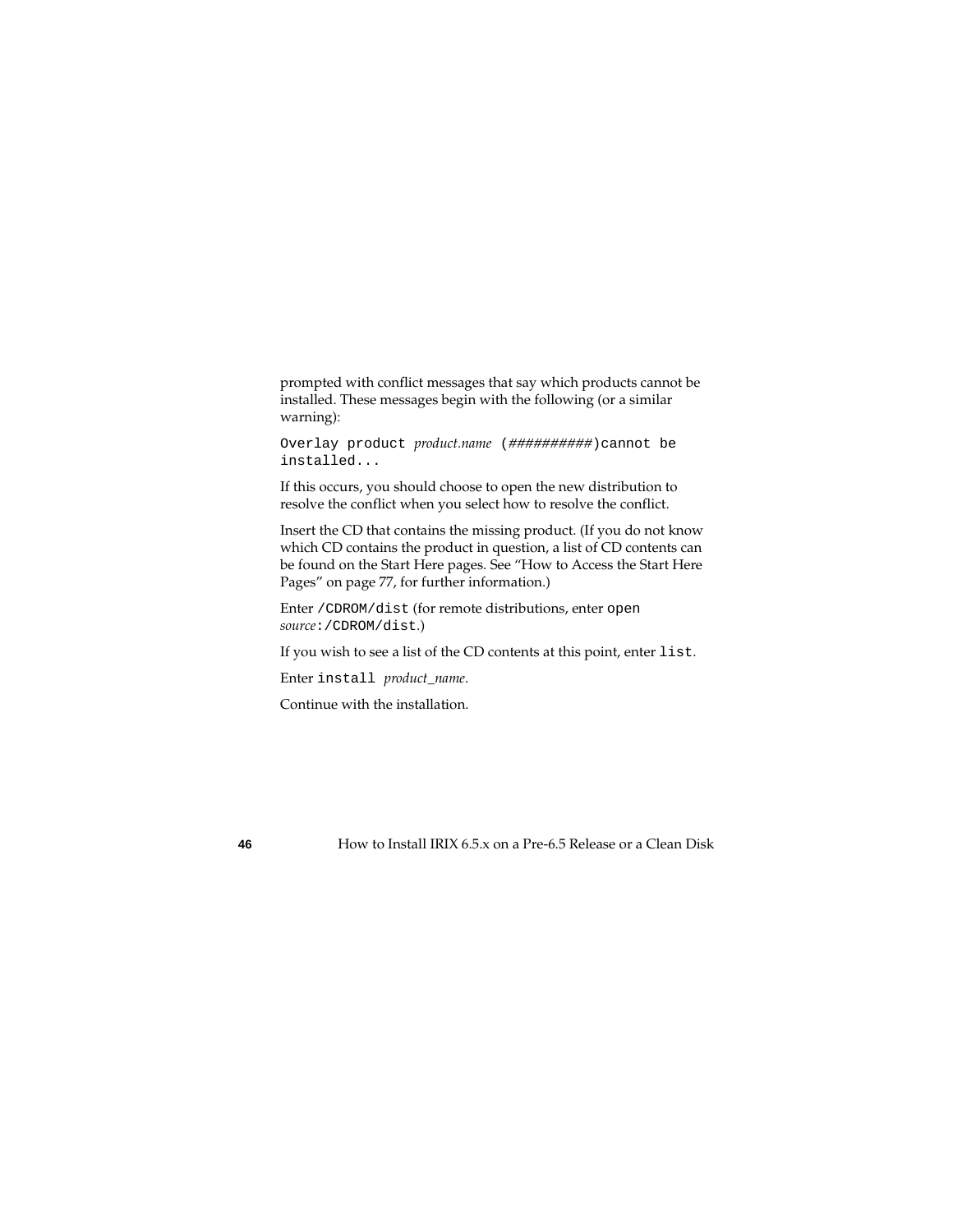prompted with conflict messages that say which products cannot be installed. These messages begin with the following (or a similar warning):

`Overlay product` *product.name* `(`*##########*`)cannot be installed...`

If this occurs, you should choose to open the new distribution to resolve the conflict when you select how to resolve the conflict.

Insert the CD that contains the missing product. (If you do not know which CD contains the product in question, a list of CD contents can be found on the Start Here pages. See "How to Access the Start Here Pages" on page 77, for further information.)

Enter `/CDROM/dist` (for remote distributions, enter `open` *source*`:/CDROM/dist`.)

If you wish to see a list of the CD contents at this point, enter `list`.

Enter `install` *product_name*.

Continue with the installation.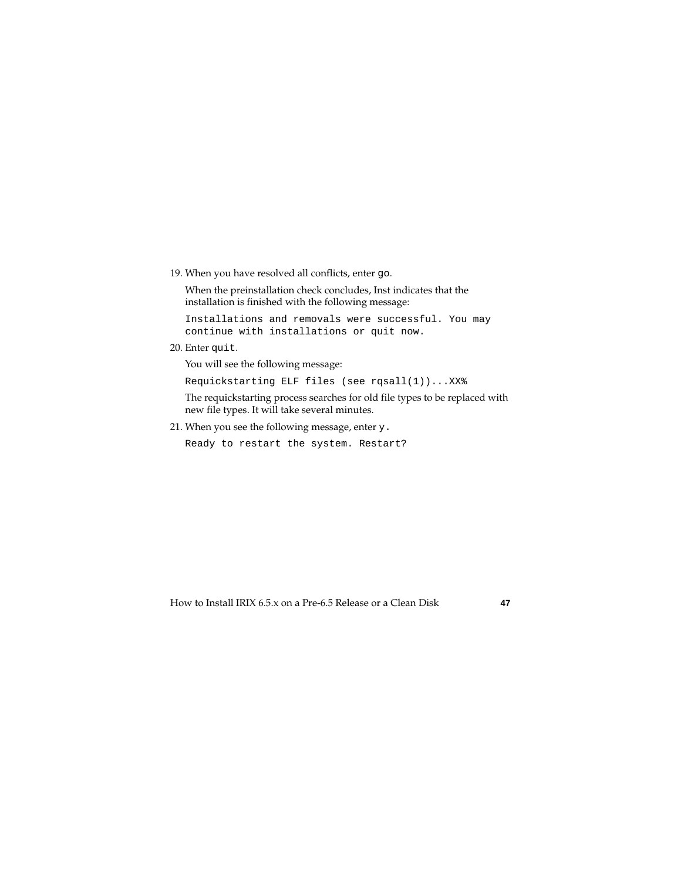19. When you have resolved all conflicts, enter `go`.

    When the preinstallation check concludes, Inst indicates that the installation is finished with the following message:

    ```
    Installations and removals were successful. You may
    continue with installations or quit now.
    ```

20. Enter `quit`.

    You will see the following message:

    ```
    Requickstarting ELF files (see rqsall(1))...XX%
    ```

    The requickstarting process searches for old file types to be replaced with new file types. It will take several minutes.

21. When you see the following message, enter `y.`

    ```
    Ready to restart the system. Restart?
    ```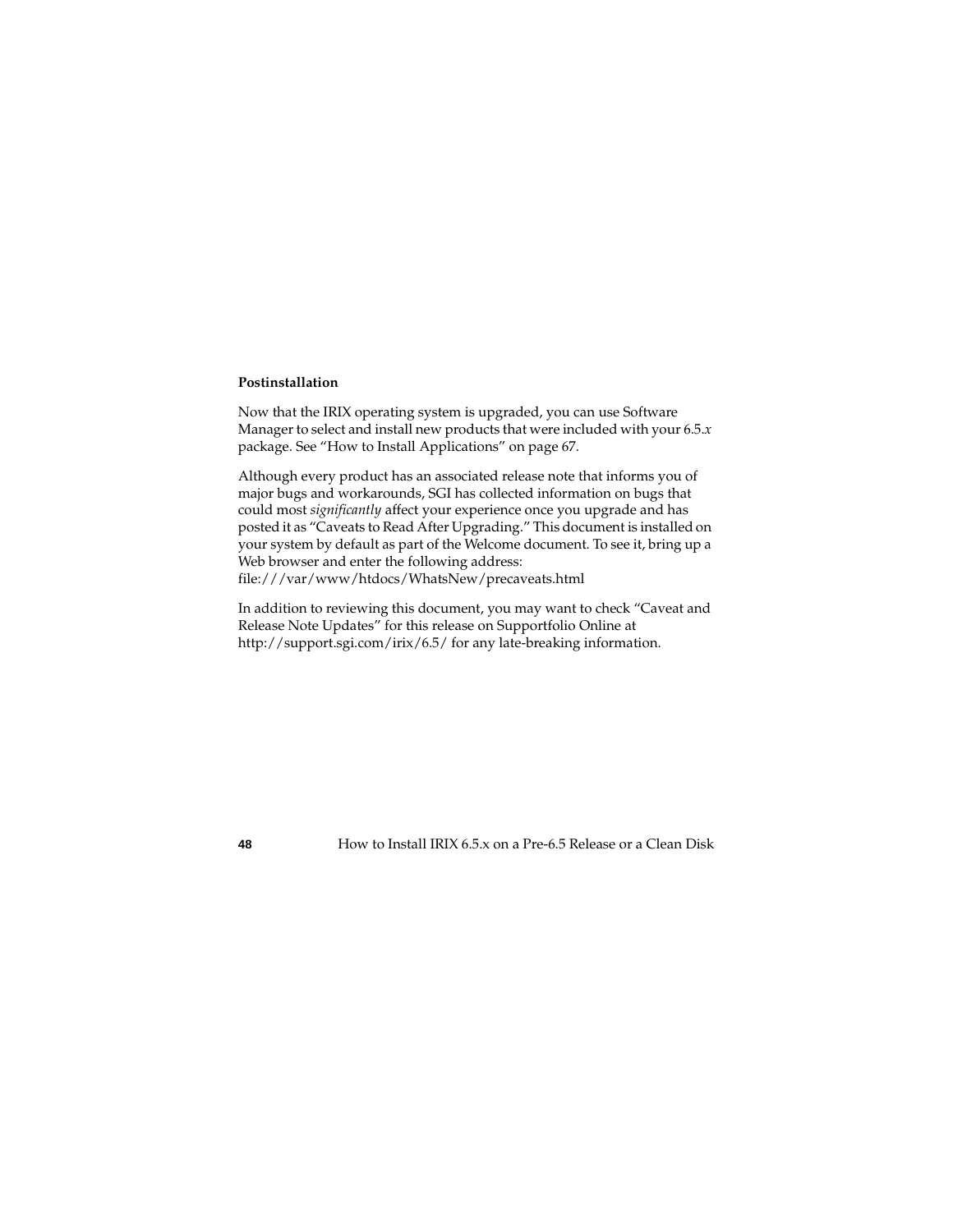### Postinstallation

Now that the IRIX operating system is upgraded, you can use Software Manager to select and install new products that were included with your 6.5.*x* package. See "How to Install Applications" on page 67.

Although every product has an associated release note that informs you of major bugs and workarounds, SGI has collected information on bugs that could most *significantly* affect your experience once you upgrade and has posted it as "Caveats to Read After Upgrading." This document is installed on your system by default as part of the Welcome document. To see it, bring up a Web browser and enter the following address:
file:///var/www/htdocs/WhatsNew/precaveats.html

In addition to reviewing this document, you may want to check "Caveat and Release Note Updates" for this release on Supportfolio Online at http://support.sgi.com/irix/6.5/ for any late-breaking information.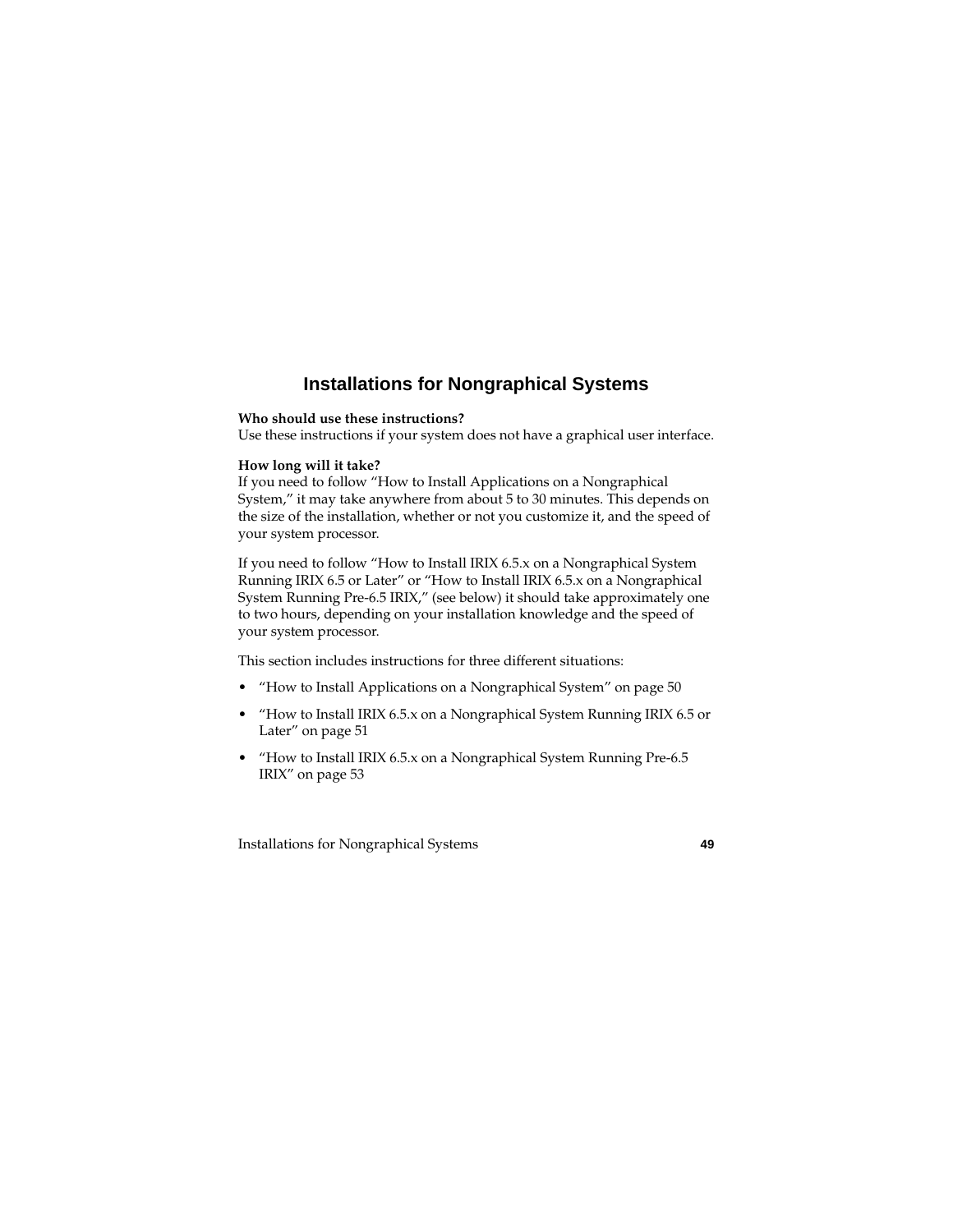# Installations for Nongraphical Systems

**Who should use these instructions?**
Use these instructions if your system does not have a graphical user interface.

**How long will it take?**
If you need to follow "How to Install Applications on a Nongraphical System," it may take anywhere from about 5 to 30 minutes. This depends on the size of the installation, whether or not you customize it, and the speed of your system processor.

If you need to follow "How to Install IRIX 6.5.x on a Nongraphical System Running IRIX 6.5 or Later" or "How to Install IRIX 6.5.x on a Nongraphical System Running Pre-6.5 IRIX," (see below) it should take approximately one to two hours, depending on your installation knowledge and the speed of your system processor.

This section includes instructions for three different situations:

- "How to Install Applications on a Nongraphical System" on page 50
- "How to Install IRIX 6.5.x on a Nongraphical System Running IRIX 6.5 or Later" on page 51
- "How to Install IRIX 6.5.x on a Nongraphical System Running Pre-6.5 IRIX" on page 53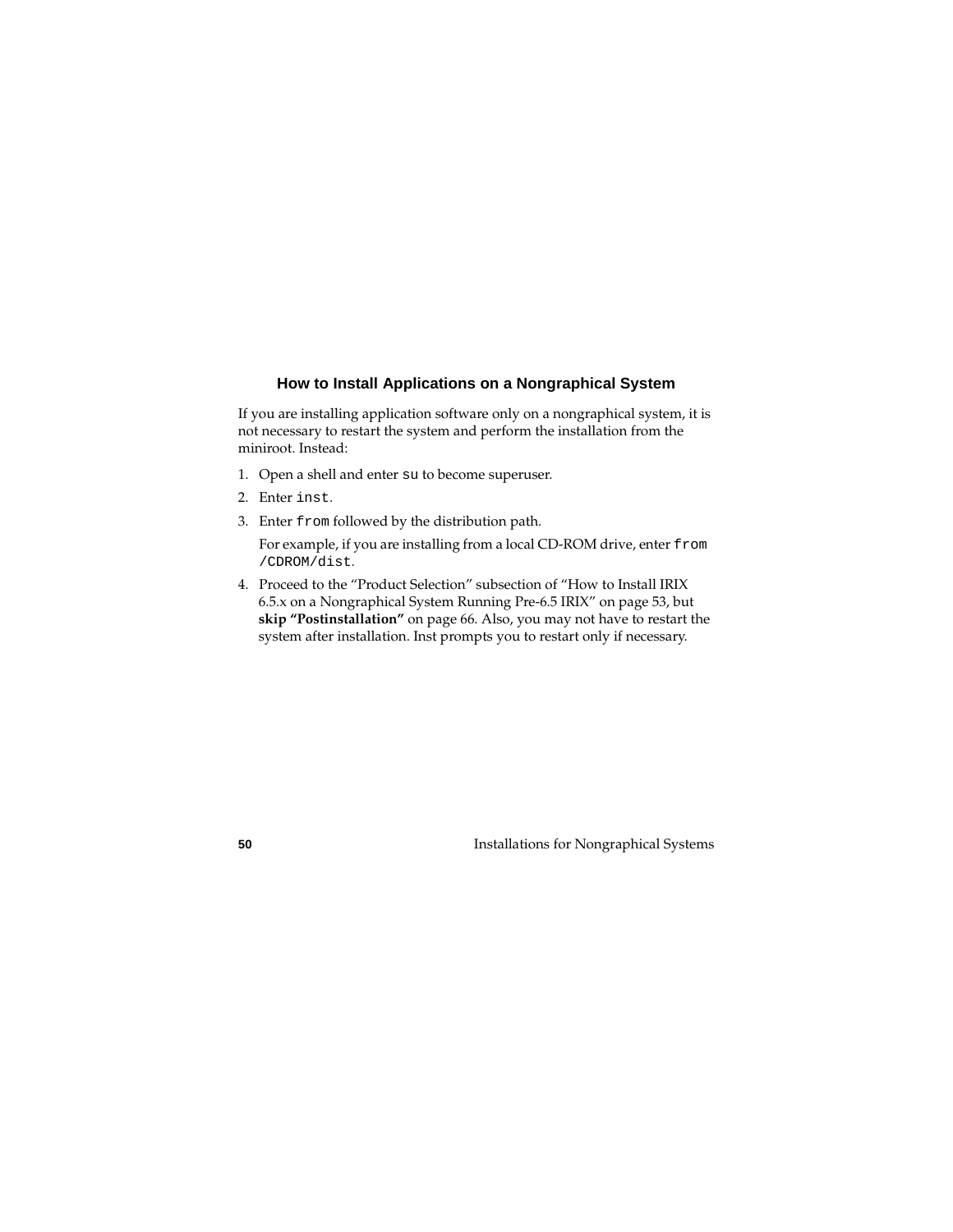### How to Install Applications on a Nongraphical System

If you are installing application software only on a nongraphical system, it is not necessary to restart the system and perform the installation from the miniroot. Instead:

1. Open a shell and enter `su` to become superuser.
2. Enter `inst`.
3. Enter `from` followed by the distribution path.

   For example, if you are installing from a local CD-ROM drive, enter `from /CDROM/dist`.
4. Proceed to the "Product Selection" subsection of "How to Install IRIX 6.5.x on a Nongraphical System Running Pre-6.5 IRIX" on page 53, but **skip "Postinstallation"** on page 66. Also, you may not have to restart the system after installation. Inst prompts you to restart only if necessary.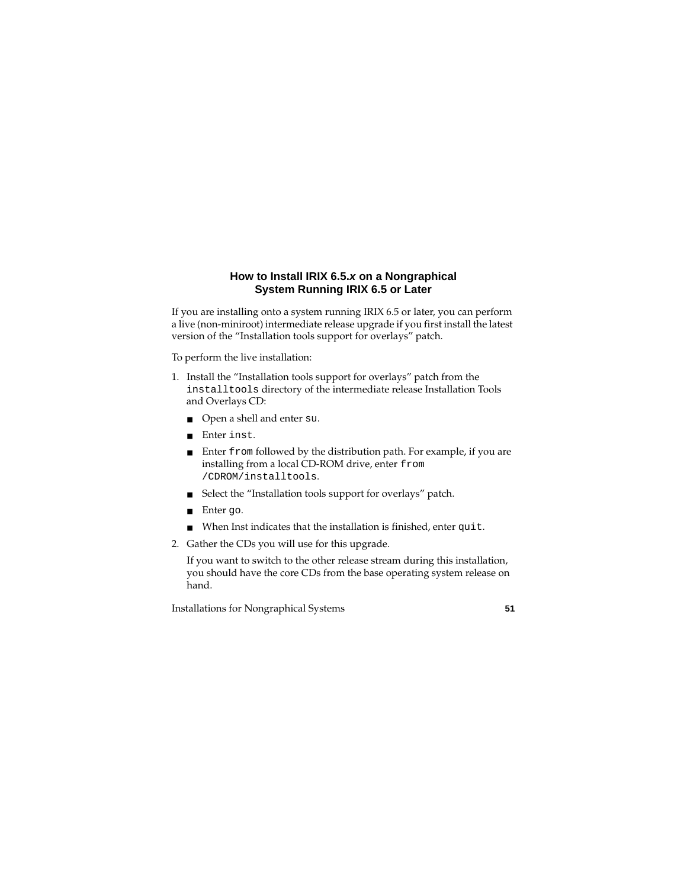### How to Install IRIX 6.5.*x* on a Nongraphical System Running IRIX 6.5 or Later

If you are installing onto a system running IRIX 6.5 or later, you can perform a live (non-miniroot) intermediate release upgrade if you first install the latest version of the "Installation tools support for overlays" patch.

To perform the live installation:

1. Install the "Installation tools support for overlays" patch from the `installtools` directory of the intermediate release Installation Tools and Overlays CD:
   - Open a shell and enter `su`.
   - Enter `inst`.
   - Enter `from` followed by the distribution path. For example, if you are installing from a local CD-ROM drive, enter `from /CDROM/installtools`.
   - Select the "Installation tools support for overlays" patch.
   - Enter `go`.
   - When Inst indicates that the installation is finished, enter `quit`.
2. Gather the CDs you will use for this upgrade.

   If you want to switch to the other release stream during this installation, you should have the core CDs from the base operating system release on hand.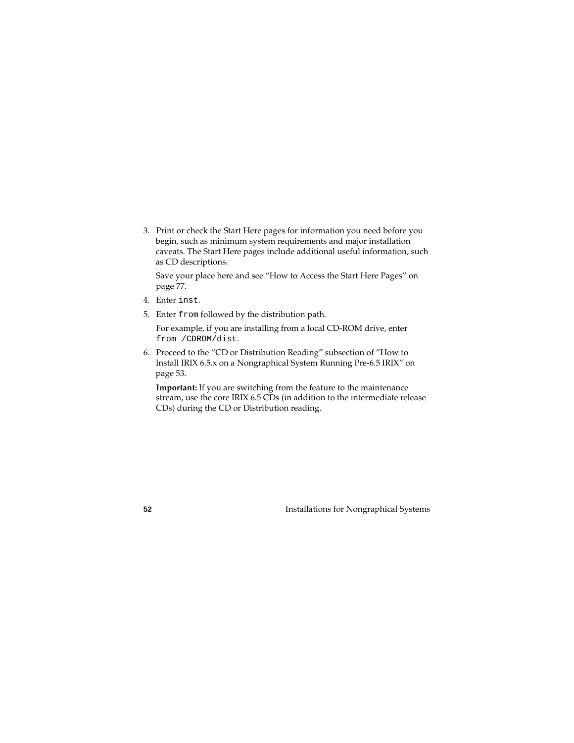3. Print or check the Start Here pages for information you need before you begin, such as minimum system requirements and major installation caveats. The Start Here pages include additional useful information, such as CD descriptions.

   Save your place here and see “How to Access the Start Here Pages” on page 77.

4. Enter `inst`.

5. Enter `from` followed by the distribution path.

   For example, if you are installing from a local CD-ROM drive, enter `from /CDROM/dist`.

6. Proceed to the “CD or Distribution Reading” subsection of “How to Install IRIX 6.5.x on a Nongraphical System Running Pre-6.5 IRIX” on page 53.

   **Important:** If you are switching from the feature to the maintenance stream, use the core IRIX 6.5 CDs (in addition to the intermediate release CDs) during the CD or Distribution reading.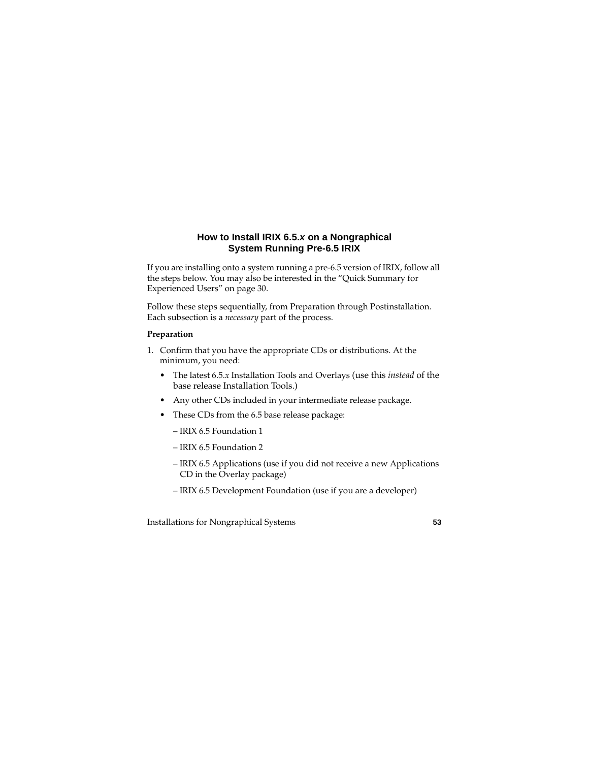## How to Install IRIX 6.5.*x* on a Nongraphical System Running Pre-6.5 IRIX

If you are installing onto a system running a pre-6.5 version of IRIX, follow all the steps below. You may also be interested in the "Quick Summary for Experienced Users" on page 30.

Follow these steps sequentially, from Preparation through Postinstallation. Each subsection is a *necessary* part of the process.

**Preparation**

1. Confirm that you have the appropriate CDs or distributions. At the minimum, you need:
   - The latest 6.5.*x* Installation Tools and Overlays (use this *instead* of the base release Installation Tools.)
   - Any other CDs included in your intermediate release package.
   - These CDs from the 6.5 base release package:

     – IRIX 6.5 Foundation 1

     – IRIX 6.5 Foundation 2

     – IRIX 6.5 Applications (use if you did not receive a new Applications CD in the Overlay package)

     – IRIX 6.5 Development Foundation (use if you are a developer)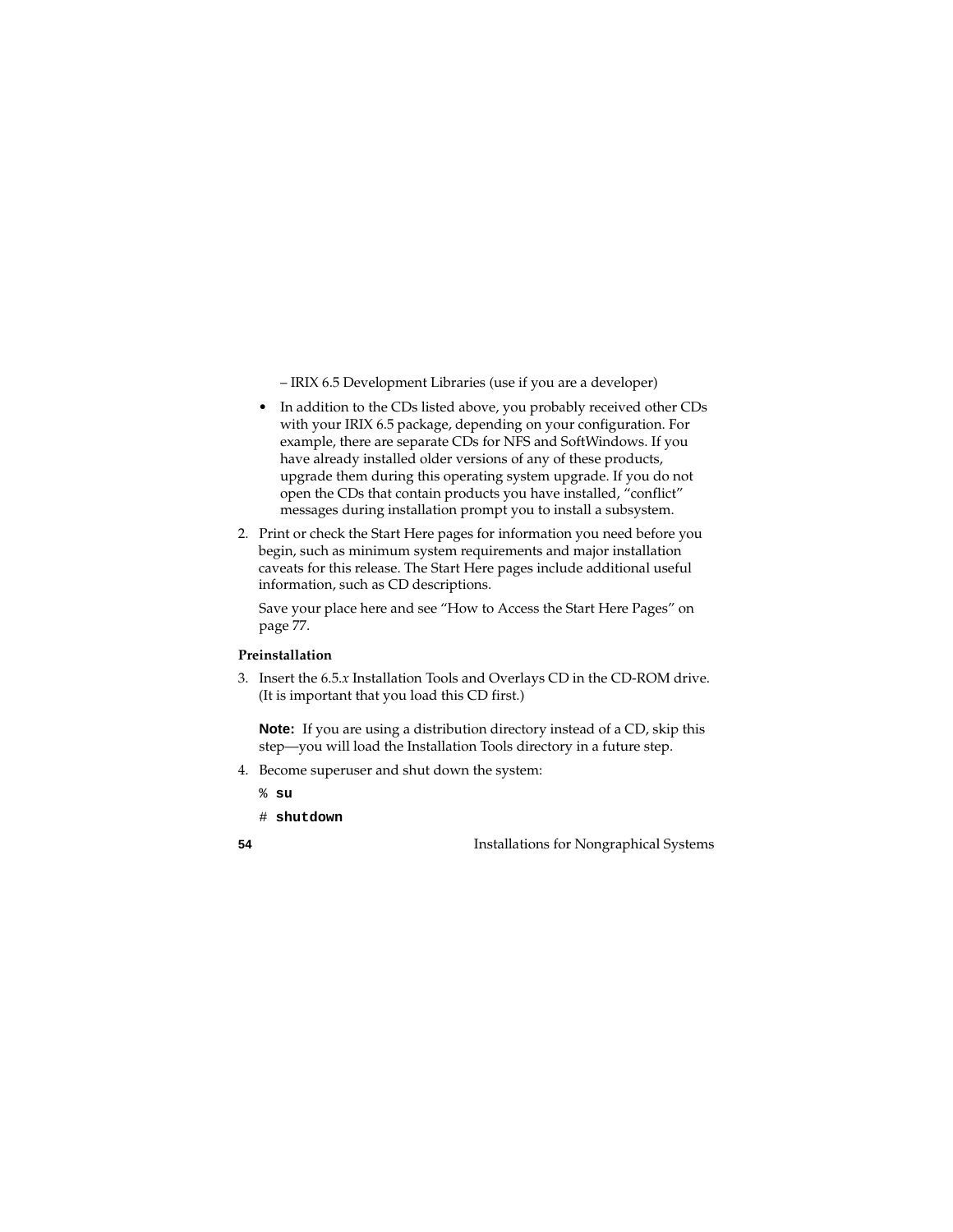– IRIX 6.5 Development Libraries (use if you are a developer)

- In addition to the CDs listed above, you probably received other CDs with your IRIX 6.5 package, depending on your configuration. For example, there are separate CDs for NFS and SoftWindows. If you have already installed older versions of any of these products, upgrade them during this operating system upgrade. If you do not open the CDs that contain products you have installed, "conflict" messages during installation prompt you to install a subsystem.

2. Print or check the Start Here pages for information you need before you begin, such as minimum system requirements and major installation caveats for this release. The Start Here pages include additional useful information, such as CD descriptions.

   Save your place here and see "How to Access the Start Here Pages" on page 77.

**Preinstallation**

3. Insert the 6.5.*x* Installation Tools and Overlays CD in the CD-ROM drive. (It is important that you load this CD first.)

   **Note:** If you are using a distribution directory instead of a CD, skip this step—you will load the Installation Tools directory in a future step.

4. Become superuser and shut down the system:

```
% su
# shutdown
```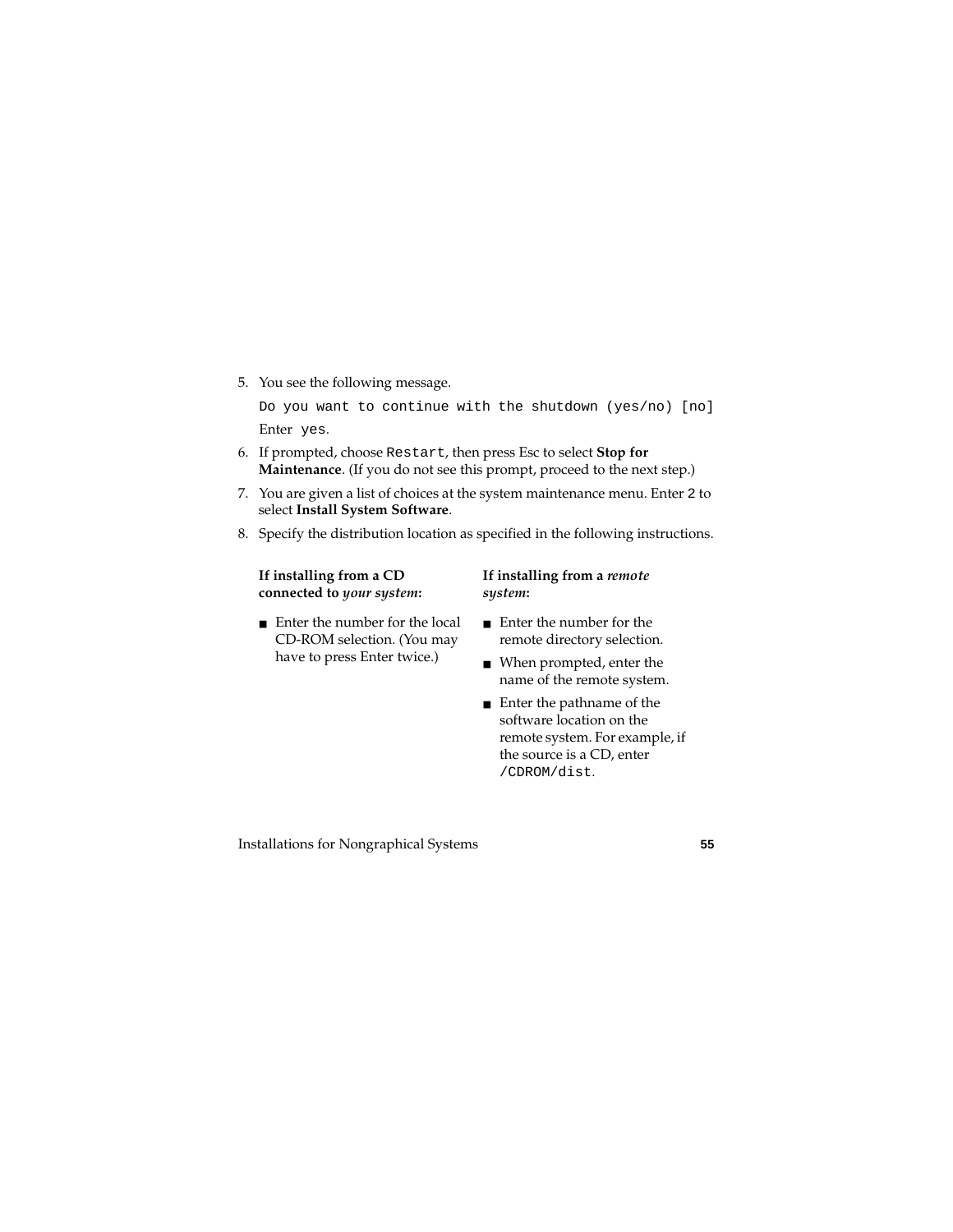5. You see the following message.

   ```
   Do you want to continue with the shutdown (yes/no) [no]
   ```

   Enter `yes`.

6. If prompted, choose `Restart`, then press Esc to select **Stop for Maintenance**. (If you do not see this prompt, proceed to the next step.)

7. You are given a list of choices at the system maintenance menu. Enter 2 to select **Install System Software**.

8. Specify the distribution location as specified in the following instructions.

   **If installing from a CD connected to *your system*:**

   - Enter the number for the local CD-ROM selection. (You may have to press Enter twice.)

   **If installing from a *remote system*:**

   - Enter the number for the remote directory selection.
   - When prompted, enter the name of the remote system.
   - Enter the pathname of the software location on the remote system. For example, if the source is a CD, enter `/CDROM/dist`.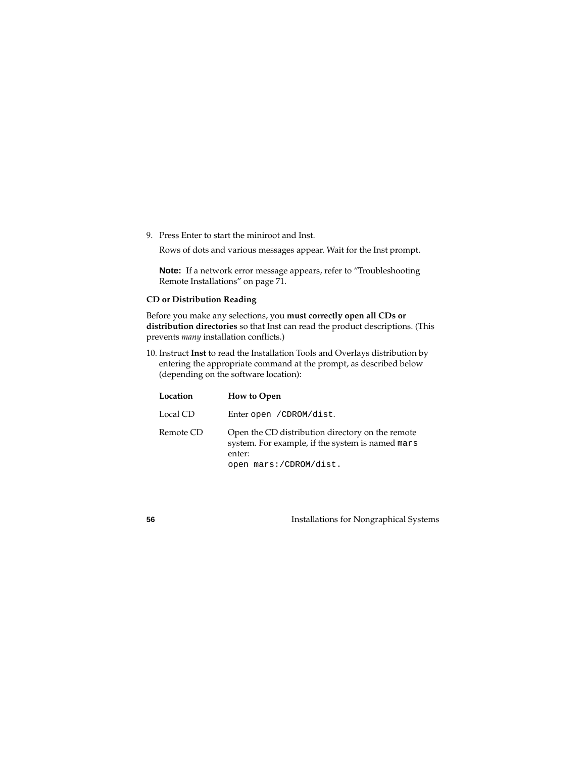9. Press Enter to start the miniroot and Inst.

   Rows of dots and various messages appear. Wait for the Inst prompt.

   **Note:** If a network error message appears, refer to "Troubleshooting Remote Installations" on page 71.

### CD or Distribution Reading

Before you make any selections, you **must correctly open all CDs or distribution directories** so that Inst can read the product descriptions. (This prevents *many* installation conflicts.)

10. Instruct **Inst** to read the Installation Tools and Overlays distribution by entering the appropriate command at the prompt, as described below (depending on the software location):

| Location | How to Open |
| --- | --- |
| Local CD | Enter `open /CDROM/dist`. |
| Remote CD | Open the CD distribution directory on the remote system. For example, if the system is named `mars` enter: `open mars:/CDROM/dist.` |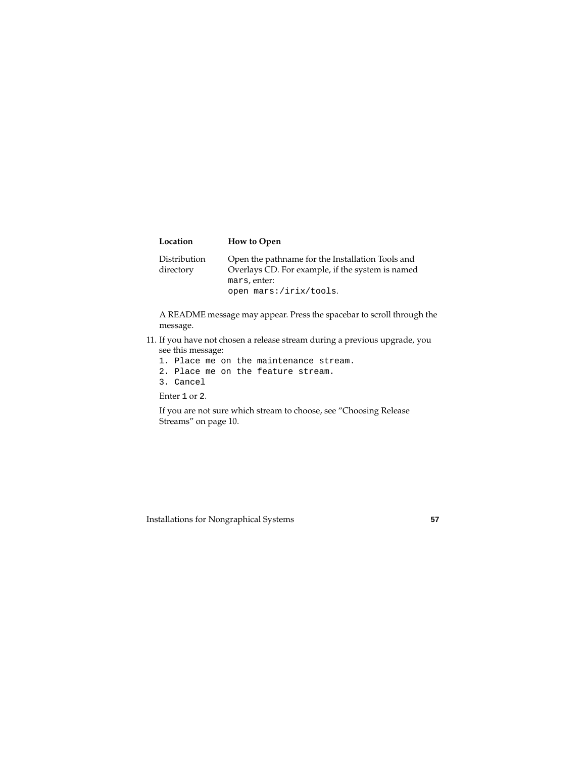| Location | How to Open |
| --- | --- |
| Distribution directory | Open the pathname for the Installation Tools and Overlays CD. For example, if the system is named `mars`, enter: `open mars:/irix/tools`. |

A README message may appear. Press the spacebar to scroll through the message.

11. If you have not chosen a release stream during a previous upgrade, you see this message:

```
1. Place me on the maintenance stream.
2. Place me on the feature stream.
3. Cancel
```

Enter `1` or `2`.

If you are not sure which stream to choose, see "Choosing Release Streams" on page 10.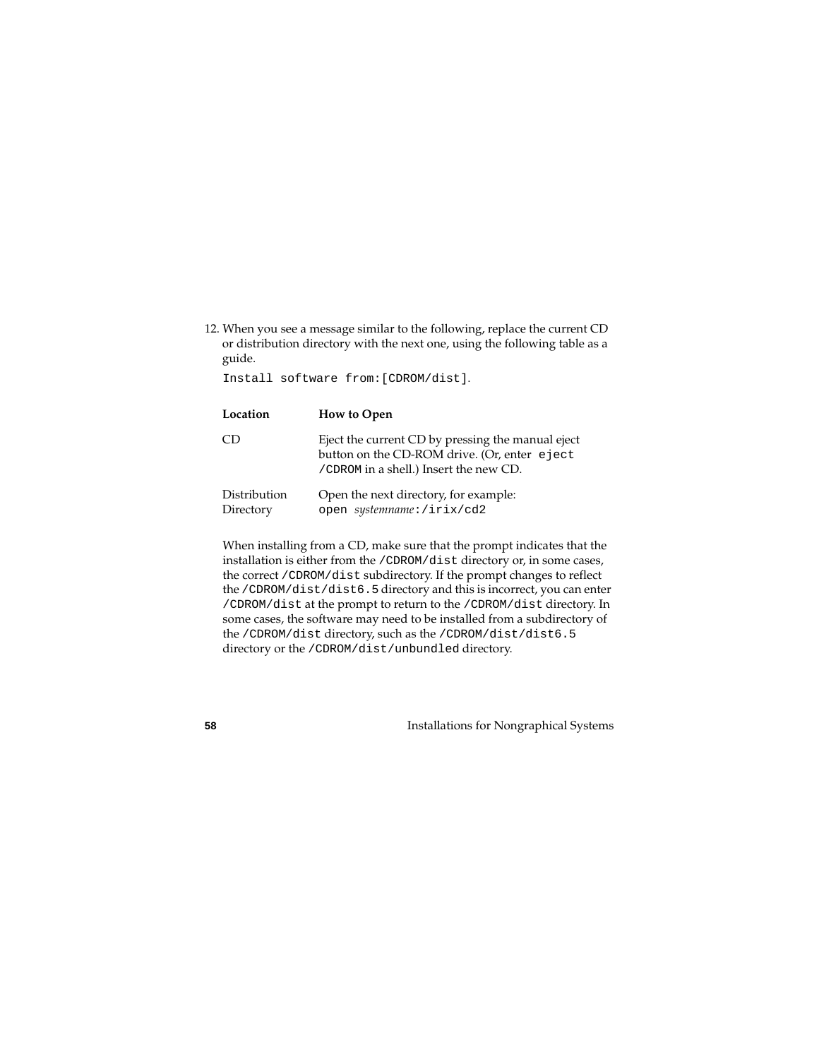12. When you see a message similar to the following, replace the current CD or distribution directory with the next one, using the following table as a guide.

    `Install software from:[CDROM/dist]`.

    | Location | How to Open |
    |---|---|
    | CD | Eject the current CD by pressing the manual eject button on the CD-ROM drive. (Or, enter `eject /CDROM` in a shell.) Insert the new CD. |
    | Distribution Directory | Open the next directory, for example: `open` *systemname*`:/irix/cd2` |

    When installing from a CD, make sure that the prompt indicates that the installation is either from the `/CDROM/dist` directory or, in some cases, the correct `/CDROM/dist` subdirectory. If the prompt changes to reflect the `/CDROM/dist/dist6.5` directory and this is incorrect, you can enter `/CDROM/dist` at the prompt to return to the `/CDROM/dist` directory. In some cases, the software may need to be installed from a subdirectory of the `/CDROM/dist` directory, such as the `/CDROM/dist/dist6.5` directory or the `/CDROM/dist/unbundled` directory.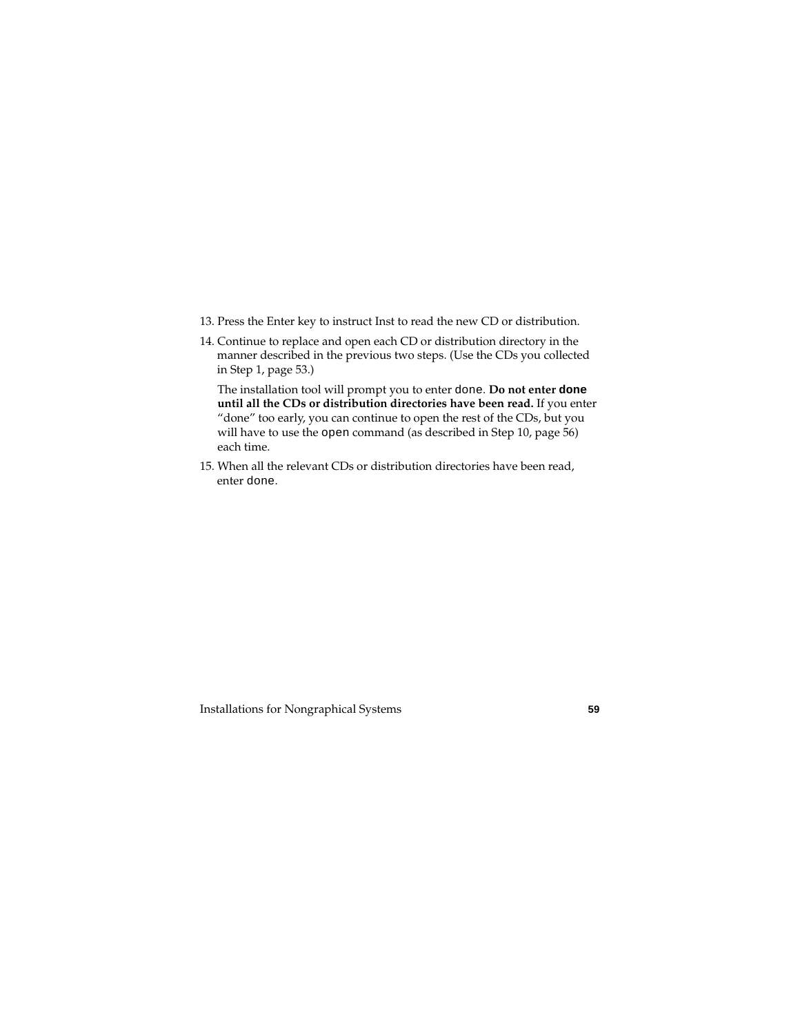13. Press the Enter key to instruct Inst to read the new CD or distribution.
14. Continue to replace and open each CD or distribution directory in the manner described in the previous two steps. (Use the CDs you collected in Step 1, page 53.)

    The installation tool will prompt you to enter `done`. **Do not enter `done` until all the CDs or distribution directories have been read.** If you enter "done" too early, you can continue to open the rest of the CDs, but you will have to use the `open` command (as described in Step 10, page 56) each time.
15. When all the relevant CDs or distribution directories have been read, enter `done`.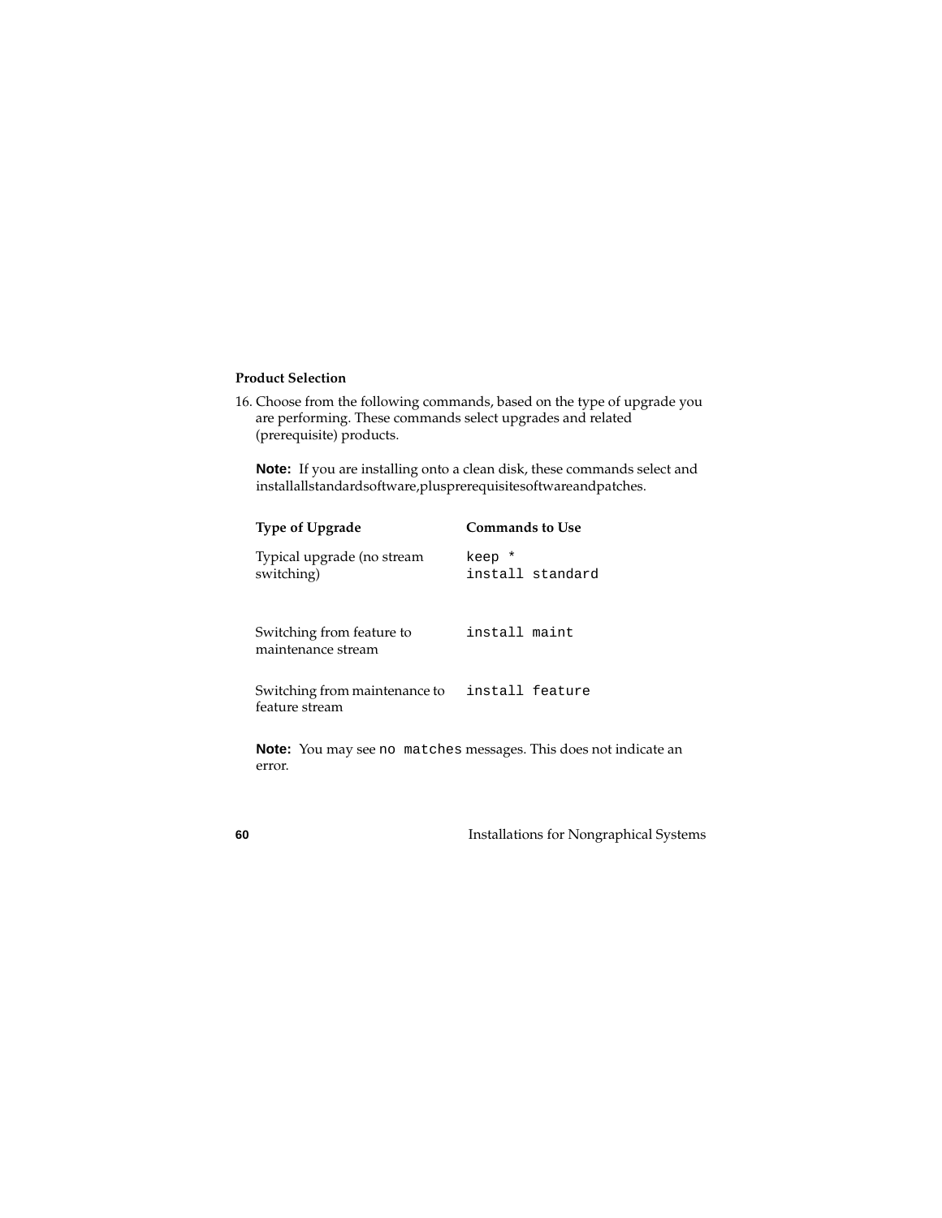### Product Selection

16. Choose from the following commands, based on the type of upgrade you are performing. These commands select upgrades and related (prerequisite) products.

    **Note:** If you are installing onto a clean disk, these commands select and installallstandardsoftware,plusprerequisitesoftwareandpatches.

    | Type of Upgrade | Commands to Use |
    | --- | --- |
    | Typical upgrade (no stream switching) | `keep *`<br>`install standard` |
    | Switching from feature to maintenance stream | `install maint` |
    | Switching from maintenance to feature stream | `install feature` |

    **Note:** You may see `no matches` messages. This does not indicate an error.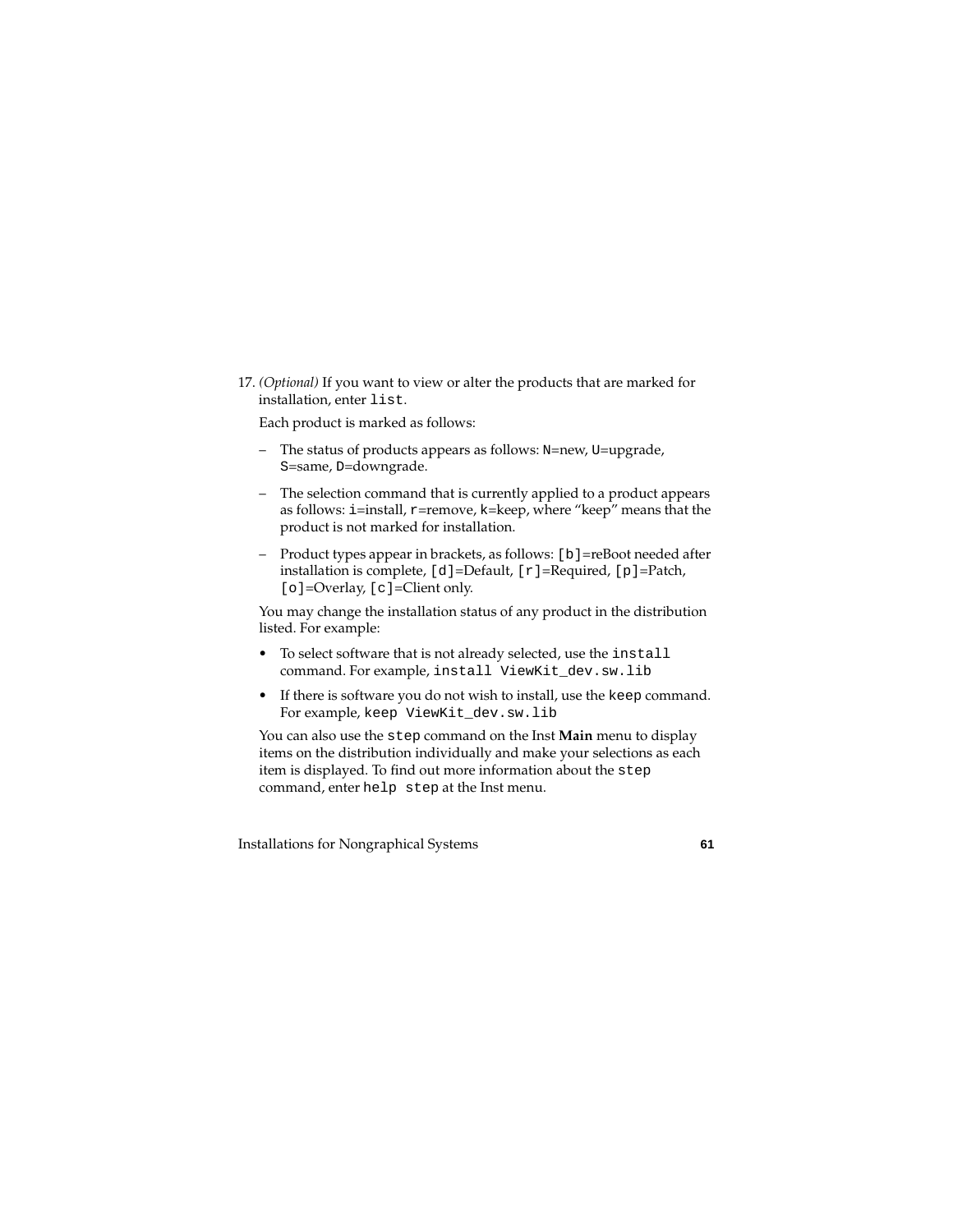17. *(Optional)* If you want to view or alter the products that are marked for installation, enter `list`.

    Each product is marked as follows:

    – The status of products appears as follows: `N`=new, `U`=upgrade, `S`=same, `D`=downgrade.

    – The selection command that is currently applied to a product appears as follows: `i`=install, `r`=remove, `k`=keep, where “keep” means that the product is not marked for installation.

    – Product types appear in brackets, as follows: `[b]`=reBoot needed after installation is complete, `[d]`=Default, `[r]`=Required, `[p]`=Patch, `[o]`=Overlay, `[c]`=Client only.

    You may change the installation status of any product in the distribution listed. For example:

    - To select software that is not already selected, use the `install` command. For example, `install ViewKit_dev.sw.lib`
    - If there is software you do not wish to install, use the `keep` command. For example, `keep ViewKit_dev.sw.lib`

    You can also use the `step` command on the Inst **Main** menu to display items on the distribution individually and make your selections as each item is displayed. To find out more information about the `step` command, enter `help step` at the Inst menu.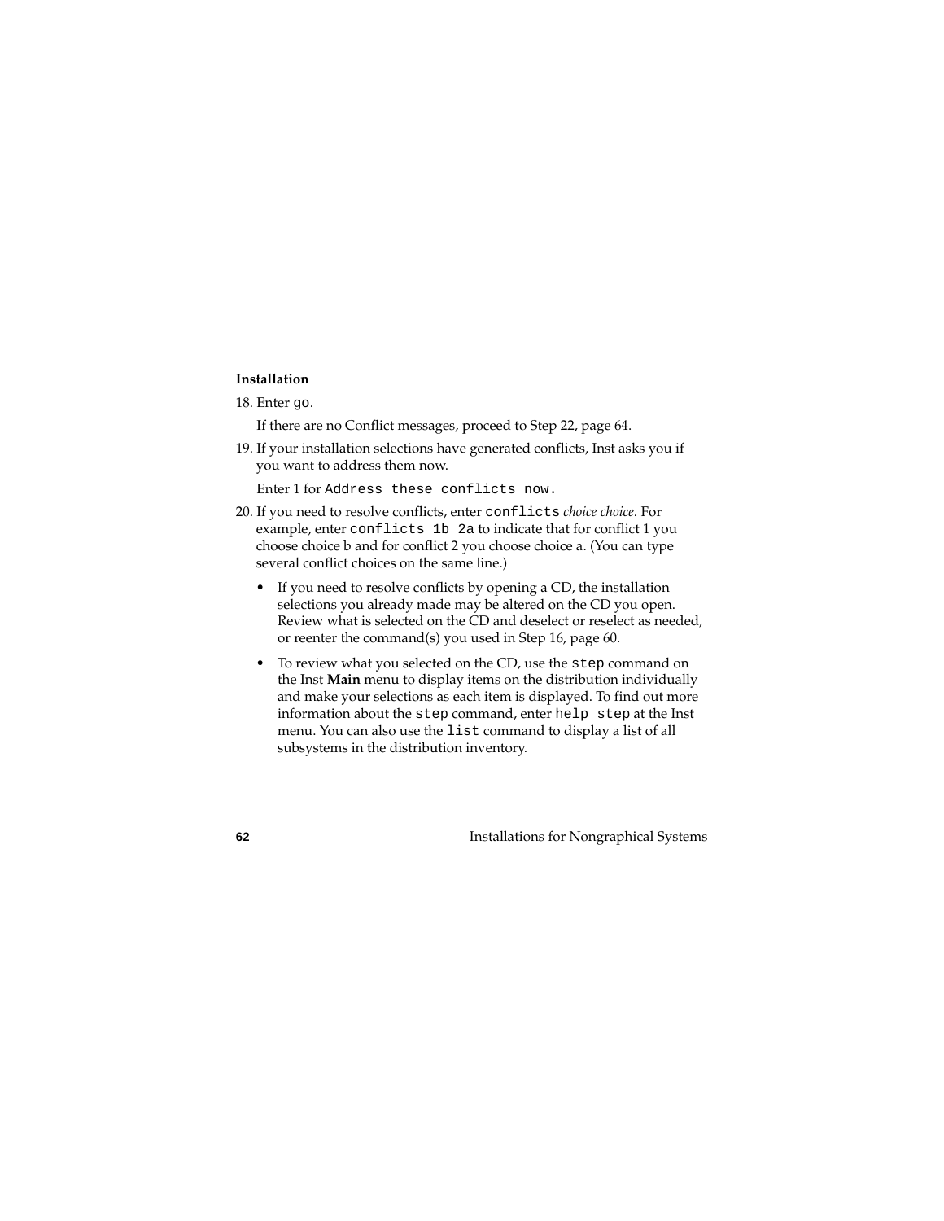**Installation**

18. Enter `go`.

    If there are no Conflict messages, proceed to Step 22, page 64.

19. If your installation selections have generated conflicts, Inst asks you if you want to address them now.

    Enter 1 for `Address these conflicts now.`

20. If you need to resolve conflicts, enter `conflicts` *choice choice.* For example, enter `conflicts 1b 2a` to indicate that for conflict 1 you choose choice b and for conflict 2 you choose choice a. (You can type several conflict choices on the same line.)

    - If you need to resolve conflicts by opening a CD, the installation selections you already made may be altered on the CD you open. Review what is selected on the CD and deselect or reselect as needed, or reenter the command(s) you used in Step 16, page 60.
    - To review what you selected on the CD, use the `step` command on the Inst **Main** menu to display items on the distribution individually and make your selections as each item is displayed. To find out more information about the `step` command, enter `help step` at the Inst menu. You can also use the `list` command to display a list of all subsystems in the distribution inventory.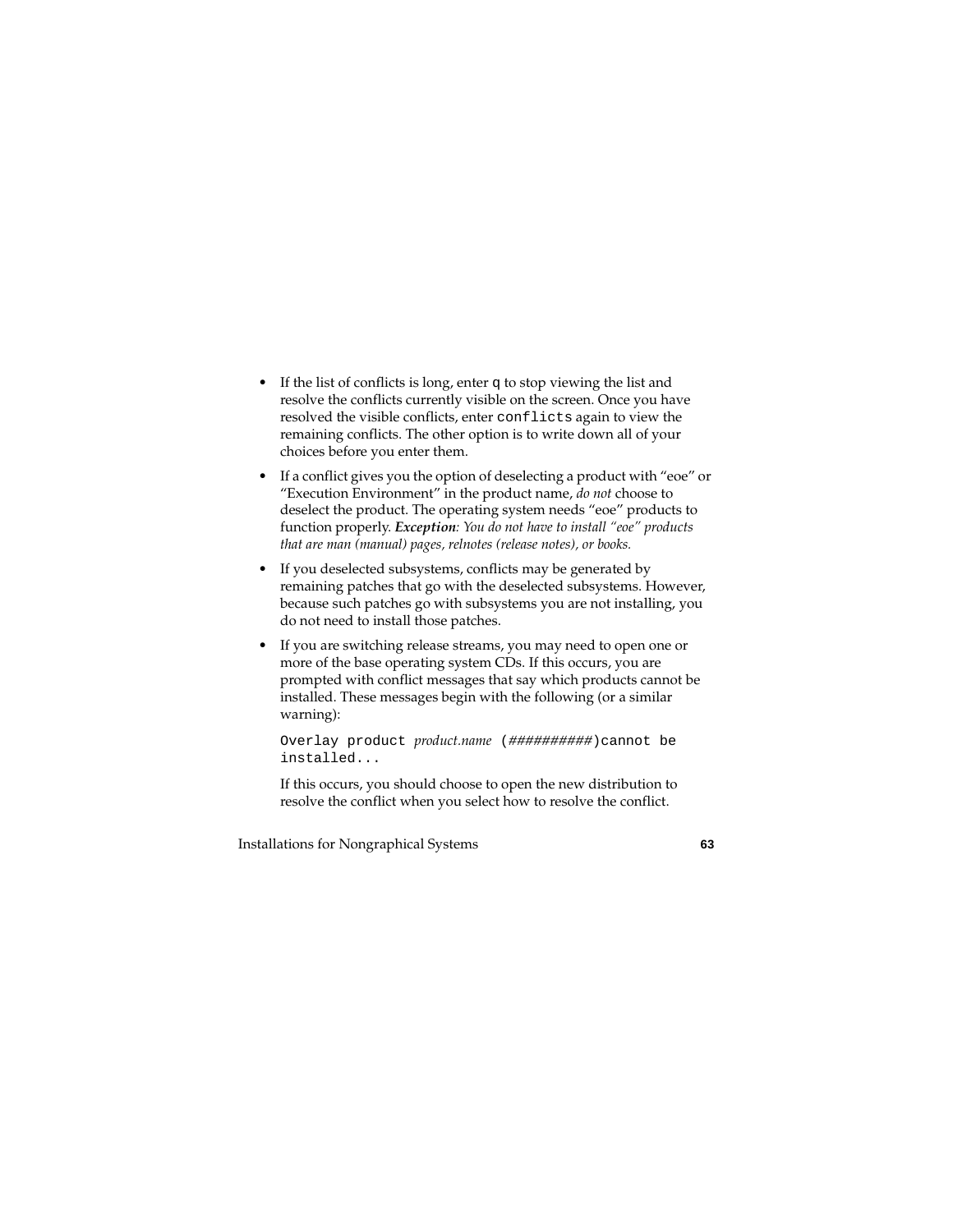- If the list of conflicts is long, enter `q` to stop viewing the list and resolve the conflicts currently visible on the screen. Once you have resolved the visible conflicts, enter `conflicts` again to view the remaining conflicts. The other option is to write down all of your choices before you enter them.
- If a conflict gives you the option of deselecting a product with "eoe" or "Execution Environment" in the product name, *do not* choose to deselect the product. The operating system needs "eoe" products to function properly. ***Exception****: You do not have to install "eoe" products that are man (manual) pages, relnotes (release notes), or books.*
- If you deselected subsystems, conflicts may be generated by remaining patches that go with the deselected subsystems. However, because such patches go with subsystems you are not installing, you do not need to install those patches.
- If you are switching release streams, you may need to open one or more of the base operating system CDs. If this occurs, you are prompted with conflict messages that say which products cannot be installed. These messages begin with the following (or a similar warning):

  ```
  Overlay product product.name (##########)cannot be
  installed...
  ```

  If this occurs, you should choose to open the new distribution to resolve the conflict when you select how to resolve the conflict.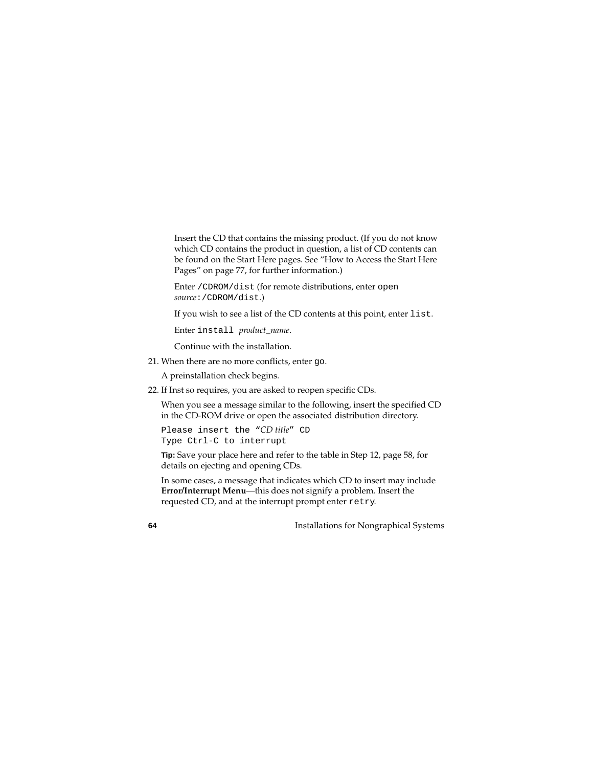Insert the CD that contains the missing product. (If you do not know which CD contains the product in question, a list of CD contents can be found on the Start Here pages. See "How to Access the Start Here Pages" on page 77, for further information.)

Enter `/CDROM/dist` (for remote distributions, enter `open` *source*`:/CDROM/dist`.)

If you wish to see a list of the CD contents at this point, enter `list`.

Enter `install` *product_name*.

Continue with the installation.

21. When there are no more conflicts, enter `go`.

    A preinstallation check begins.

22. If Inst so requires, you are asked to reopen specific CDs.

    When you see a message similar to the following, insert the specified CD in the CD-ROM drive or open the associated distribution directory.

    ```
    Please insert the "CD title" CD
    Type Ctrl-C to interrupt
    ```

    **Tip:** Save your place here and refer to the table in Step 12, page 58, for details on ejecting and opening CDs.

    In some cases, a message that indicates which CD to insert may include **Error/Interrupt Menu**—this does not signify a problem. Insert the requested CD, and at the interrupt prompt enter `retry`.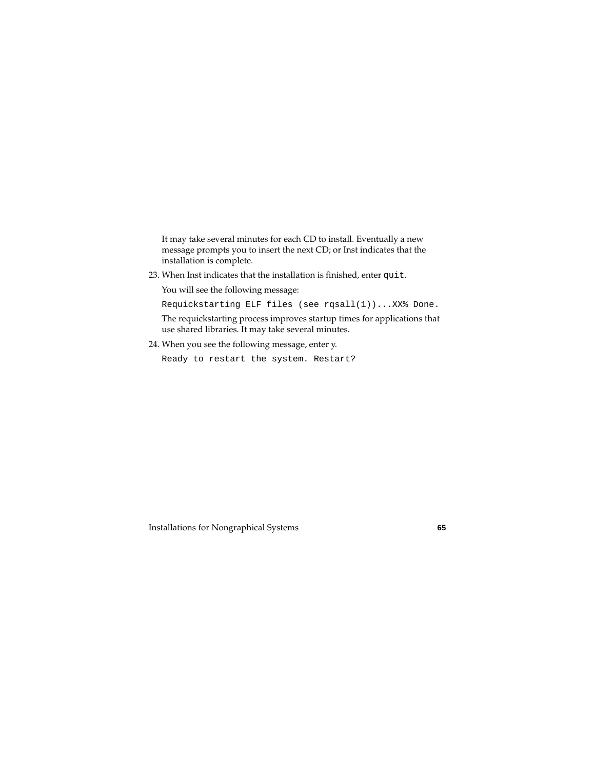It may take several minutes for each CD to install. Eventually a new message prompts you to insert the next CD; or Inst indicates that the installation is complete.

23. When Inst indicates that the installation is finished, enter `quit`.

    You will see the following message:

    ```
    Requickstarting ELF files (see rqsall(1))...XX% Done.
    ```

    The requickstarting process improves startup times for applications that use shared libraries. It may take several minutes.

24. When you see the following message, enter y.

    ```
    Ready to restart the system. Restart?
    ```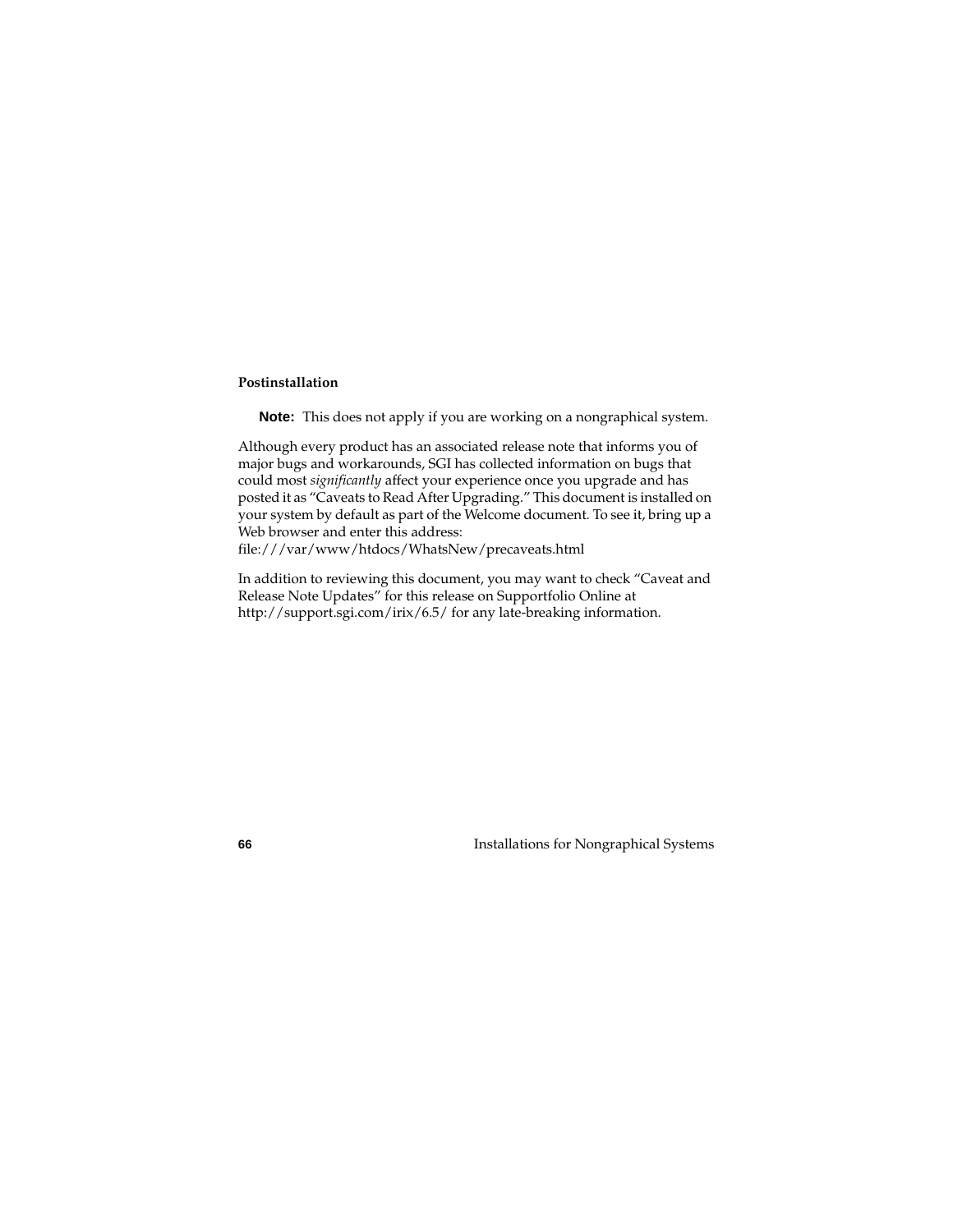#### Postinstallation

**Note:** This does not apply if you are working on a nongraphical system.

Although every product has an associated release note that informs you of major bugs and workarounds, SGI has collected information on bugs that could most *significantly* affect your experience once you upgrade and has posted it as "Caveats to Read After Upgrading." This document is installed on your system by default as part of the Welcome document. To see it, bring up a Web browser and enter this address:
file:///var/www/htdocs/WhatsNew/precaveats.html

In addition to reviewing this document, you may want to check "Caveat and Release Note Updates" for this release on Supportfolio Online at http://support.sgi.com/irix/6.5/ for any late-breaking information.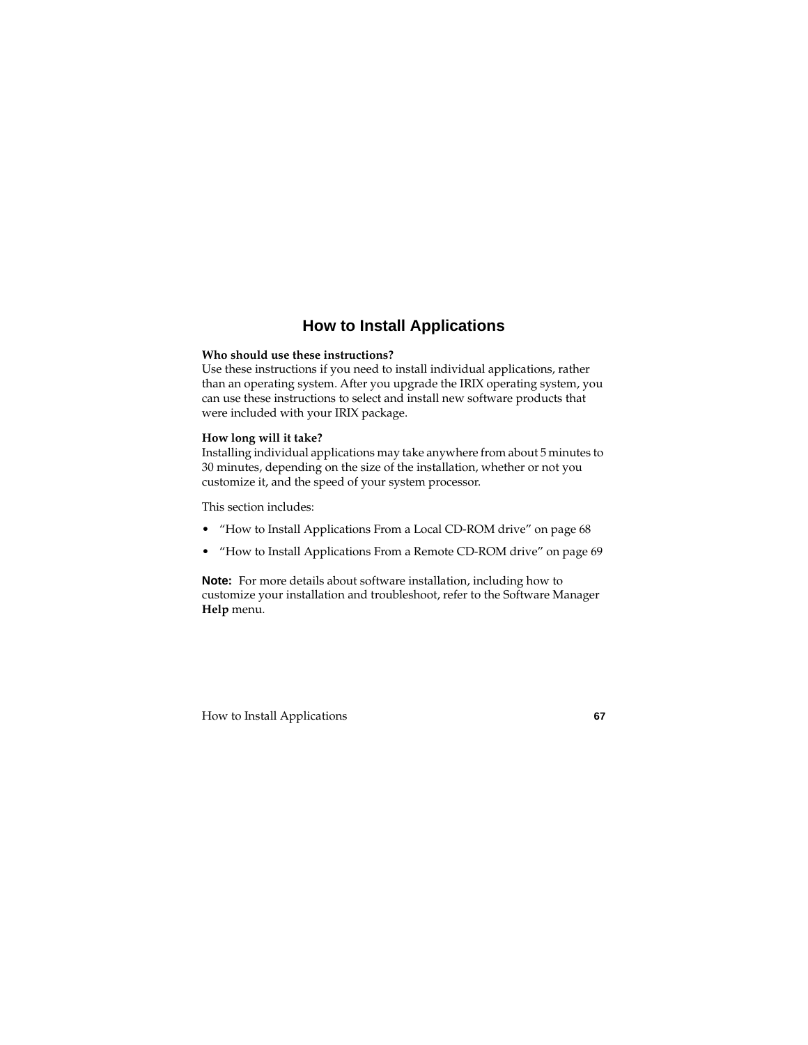# How to Install Applications

**Who should use these instructions?**
Use these instructions if you need to install individual applications, rather than an operating system. After you upgrade the IRIX operating system, you can use these instructions to select and install new software products that were included with your IRIX package.

**How long will it take?**
Installing individual applications may take anywhere from about 5 minutes to 30 minutes, depending on the size of the installation, whether or not you customize it, and the speed of your system processor.

This section includes:

- "How to Install Applications From a Local CD-ROM drive" on page 68
- "How to Install Applications From a Remote CD-ROM drive" on page 69

**Note:** For more details about software installation, including how to customize your installation and troubleshoot, refer to the Software Manager **Help** menu.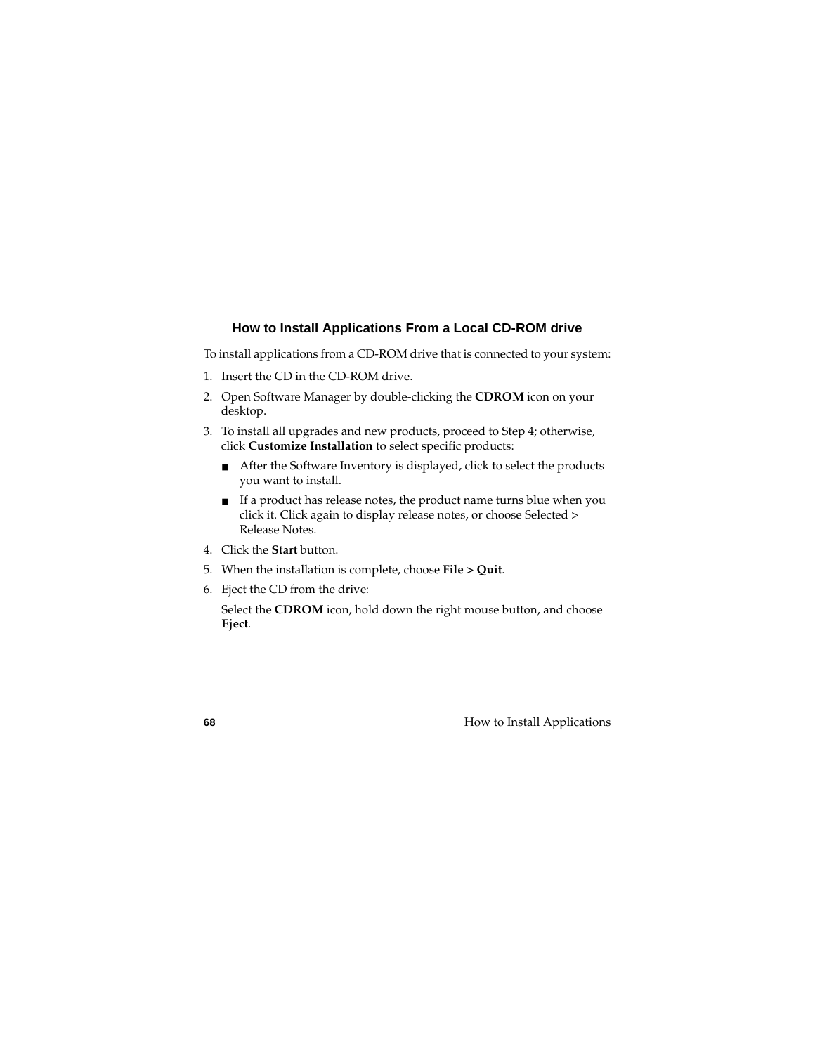### How to Install Applications From a Local CD-ROM drive

To install applications from a CD-ROM drive that is connected to your system:

1. Insert the CD in the CD-ROM drive.
2. Open Software Manager by double-clicking the **CDROM** icon on your desktop.
3. To install all upgrades and new products, proceed to Step 4; otherwise, click **Customize Installation** to select specific products:
   - After the Software Inventory is displayed, click to select the products you want to install.
   - If a product has release notes, the product name turns blue when you click it. Click again to display release notes, or choose Selected > Release Notes.
4. Click the **Start** button.
5. When the installation is complete, choose **File > Quit**.
6. Eject the CD from the drive:

   Select the **CDROM** icon, hold down the right mouse button, and choose **Eject**.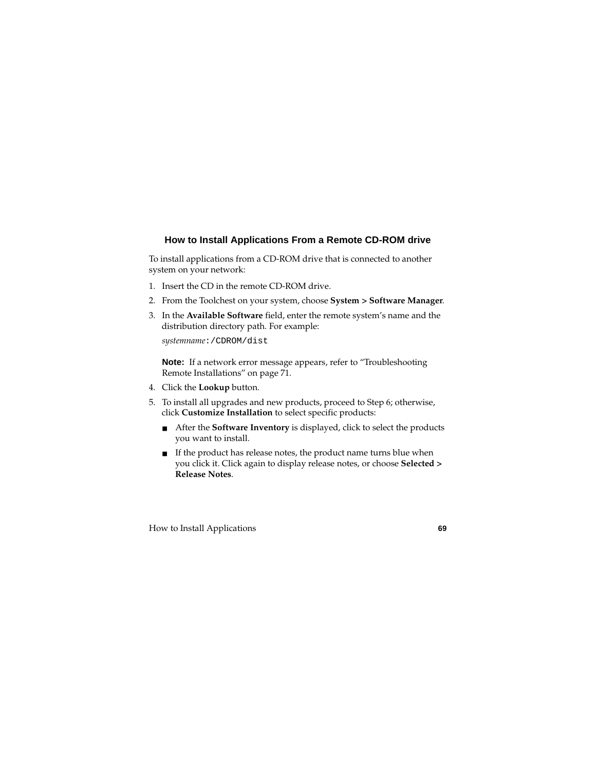### How to Install Applications From a Remote CD-ROM drive

To install applications from a CD-ROM drive that is connected to another system on your network:

1. Insert the CD in the remote CD-ROM drive.
2. From the Toolchest on your system, choose **System > Software Manager**.
3. In the **Available Software** field, enter the remote system's name and the distribution directory path. For example:

   *systemname*`:/CDROM/dist`

   **Note:** If a network error message appears, refer to "Troubleshooting Remote Installations" on page 71.
4. Click the **Lookup** button.
5. To install all upgrades and new products, proceed to Step 6; otherwise, click **Customize Installation** to select specific products:
   - After the **Software Inventory** is displayed, click to select the products you want to install.
   - If the product has release notes, the product name turns blue when you click it. Click again to display release notes, or choose **Selected > Release Notes**.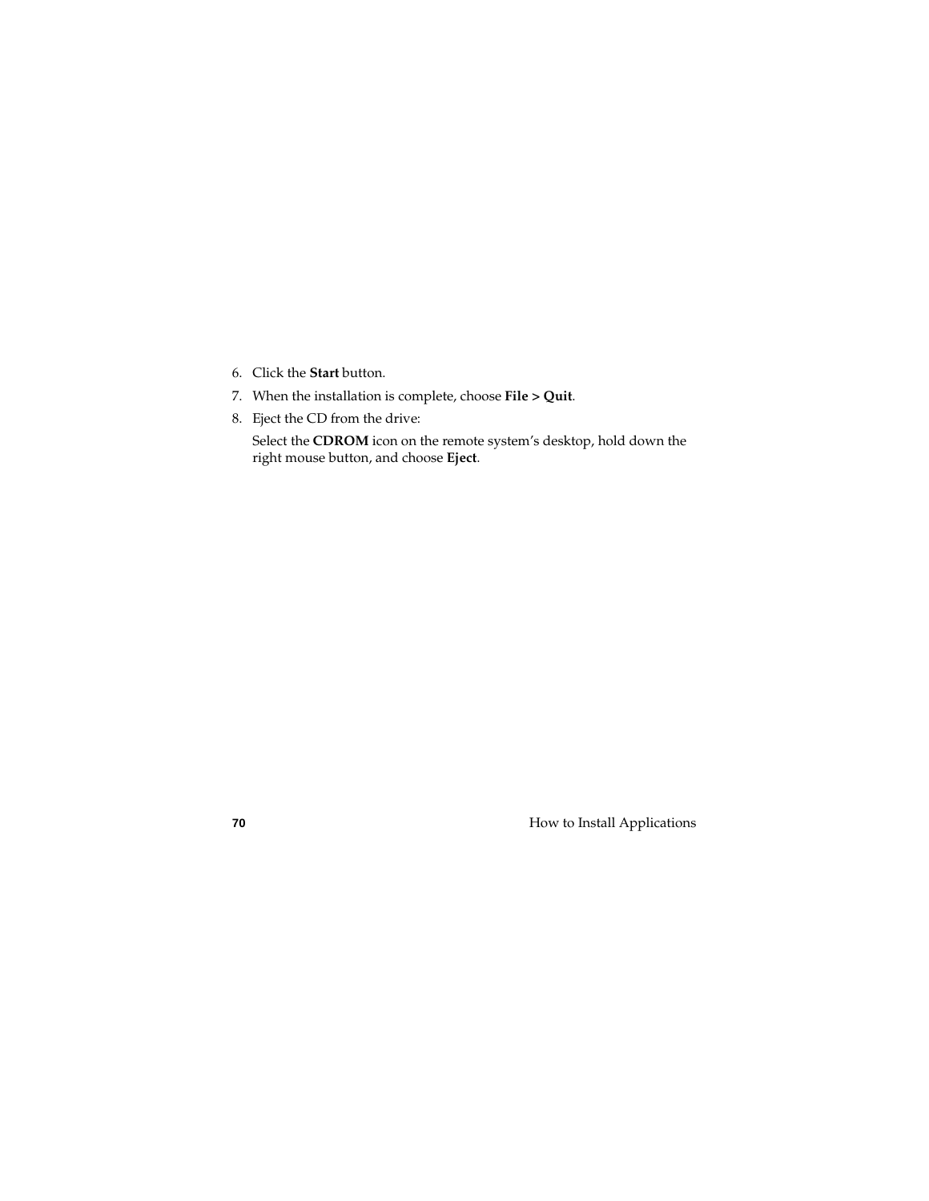6. Click the **Start** button.
7. When the installation is complete, choose **File > Quit**.
8. Eject the CD from the drive:

   Select the **CDROM** icon on the remote system's desktop, hold down the right mouse button, and choose **Eject**.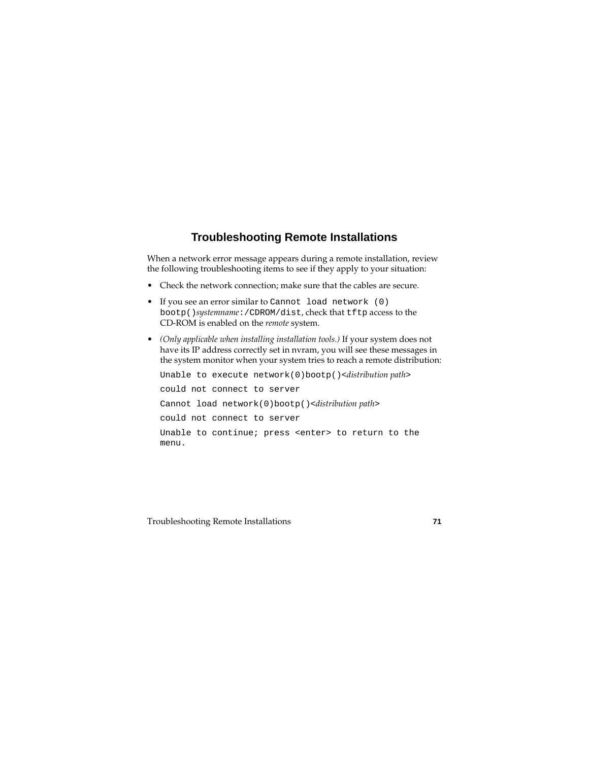## Troubleshooting Remote Installations

When a network error message appears during a remote installation, review the following troubleshooting items to see if they apply to your situation:

- Check the network connection; make sure that the cables are secure.
- If you see an error similar to `Cannot load network (0) bootp()`*systemname*`:/CDROM/dist`, check that `tftp` access to the CD-ROM is enabled on the *remote* system.
- *(Only applicable when installing installation tools.)* If your system does not have its IP address correctly set in nvram, you will see these messages in the system monitor when your system tries to reach a remote distribution:

  `Unable to execute network(0)bootp()<`*distribution path*`>`

  `could not connect to server`

  `Cannot load network(0)bootp()<`*distribution path*`>`

  `could not connect to server`

  `Unable to continue; press <enter> to return to the menu.`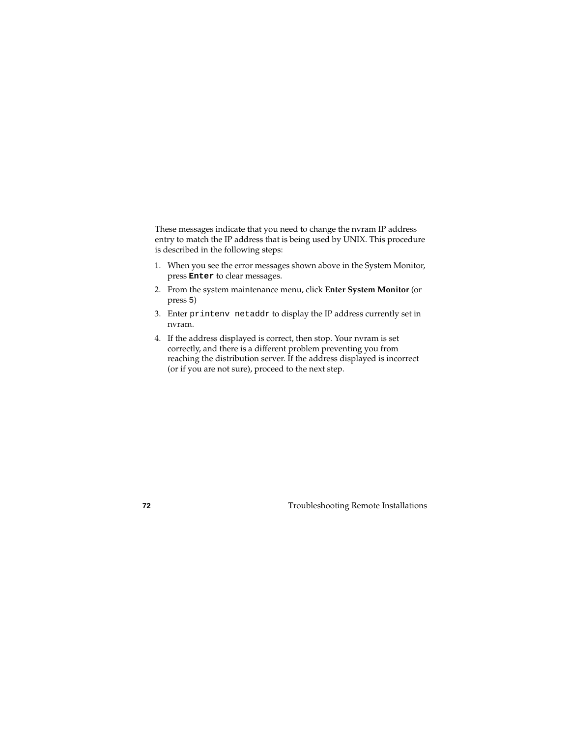These messages indicate that you need to change the nvram IP address entry to match the IP address that is being used by UNIX. This procedure is described in the following steps:

1. When you see the error messages shown above in the System Monitor, press **`Enter`** to clear messages.
2. From the system maintenance menu, click **Enter System Monitor** (or press `5`)
3. Enter `printenv netaddr` to display the IP address currently set in nvram.
4. If the address displayed is correct, then stop. Your nvram is set correctly, and there is a different problem preventing you from reaching the distribution server. If the address displayed is incorrect (or if you are not sure), proceed to the next step.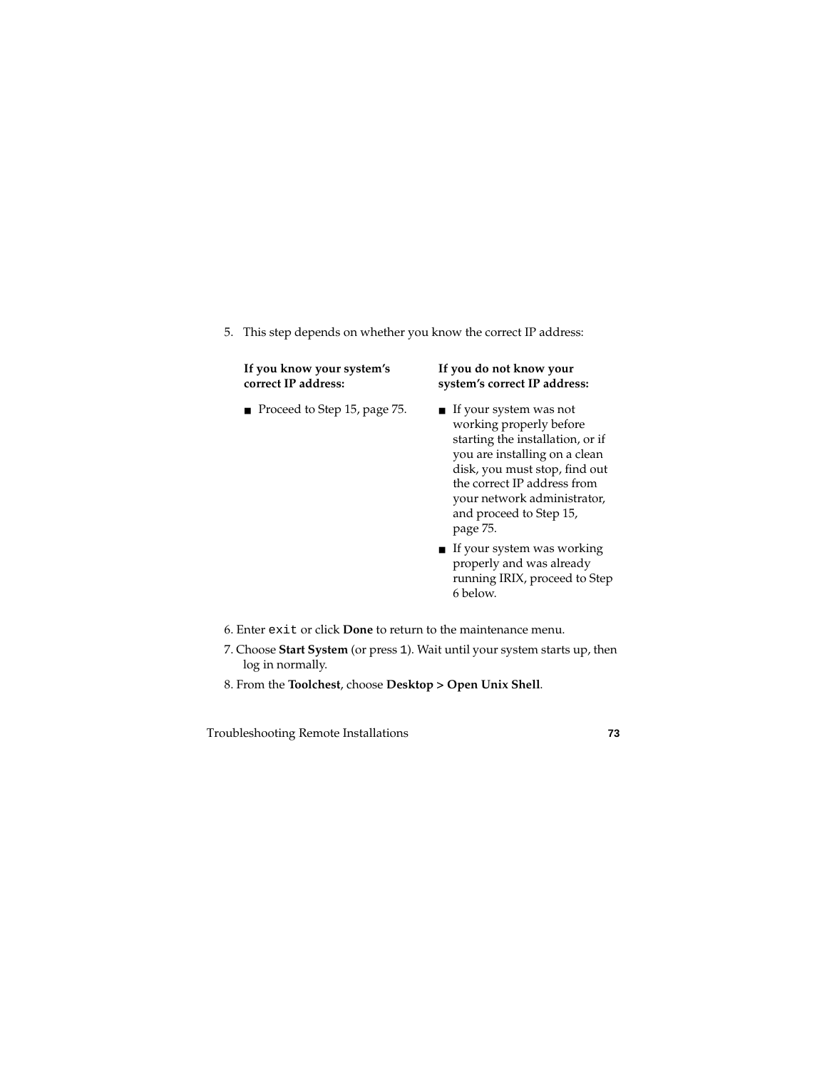5. This step depends on whether you know the correct IP address:

| If you know your system's correct IP address: | If you do not know your system's correct IP address: |
|---|---|
| ■ Proceed to Step 15, page 75. | ■ If your system was not working properly before starting the installation, or if you are installing on a clean disk, you must stop, find out the correct IP address from your network administrator, and proceed to Step 15, page 75.<br>■ If your system was working properly and was already running IRIX, proceed to Step 6 below. |

6. Enter `exit` or click **Done** to return to the maintenance menu.
7. Choose **Start System** (or press `1`). Wait until your system starts up, then log in normally.
8. From the **Toolchest**, choose **Desktop > Open Unix Shell**.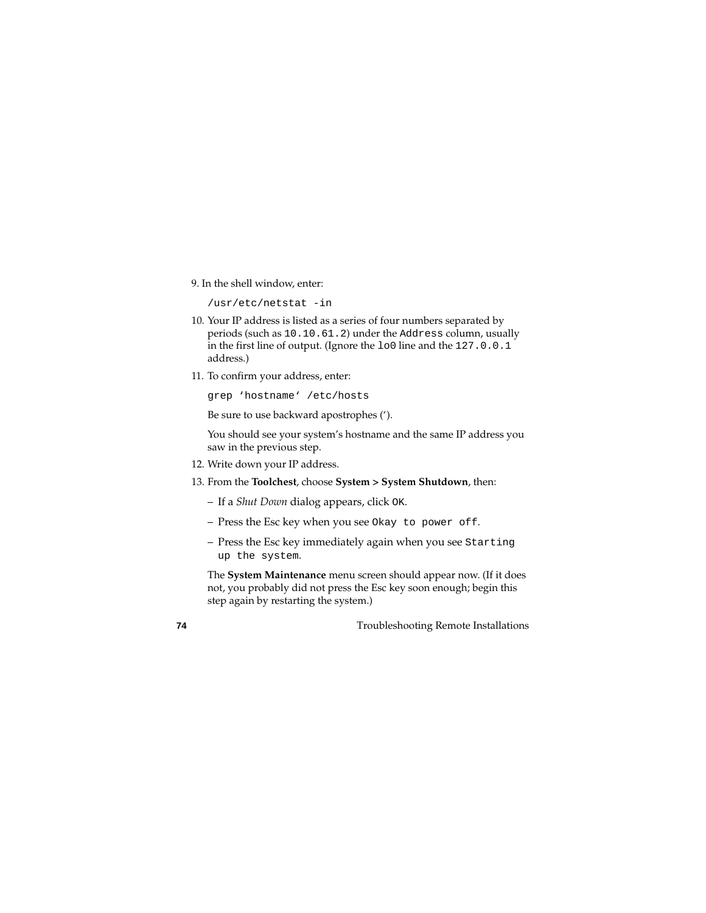9. In the shell window, enter:

   ```
   /usr/etc/netstat -in
   ```

10. Your IP address is listed as a series of four numbers separated by periods (such as `10.10.61.2`) under the `Address` column, usually in the first line of output. (Ignore the `lo0` line and the `127.0.0.1` address.)

11. To confirm your address, enter:

    ```
    grep ‘hostname‘ /etc/hosts
    ```

    Be sure to use backward apostrophes (‘).

    You should see your system’s hostname and the same IP address you saw in the previous step.

12. Write down your IP address.

13. From the **Toolchest**, choose **System > System Shutdown**, then:

    – If a *Shut Down* dialog appears, click `OK`.

    – Press the Esc key when you see `Okay to power off`.

    – Press the Esc key immediately again when you see `Starting up the system`.

    The **System Maintenance** menu screen should appear now. (If it does not, you probably did not press the Esc key soon enough; begin this step again by restarting the system.)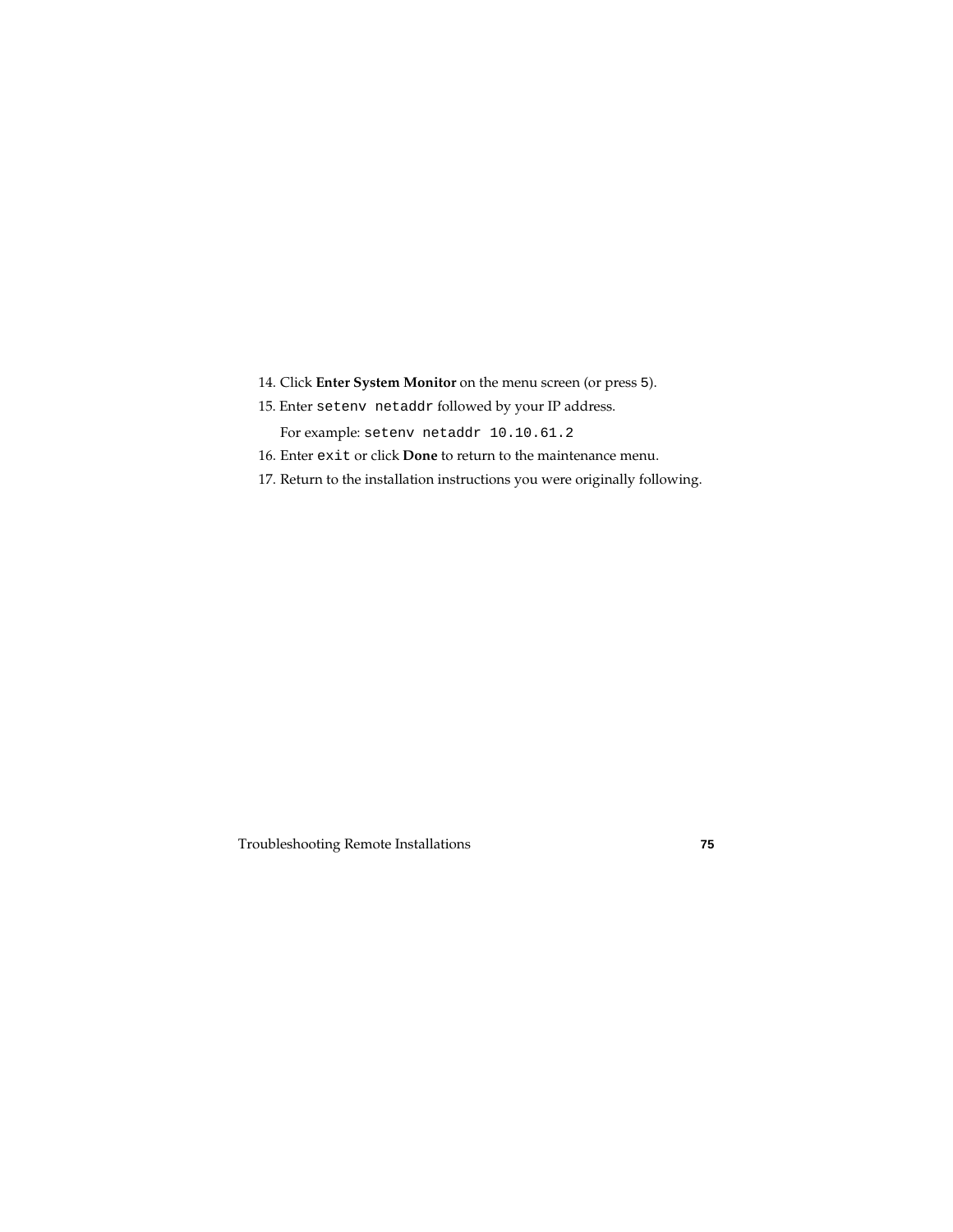14. Click **Enter System Monitor** on the menu screen (or press 5).
15. Enter `setenv netaddr` followed by your IP address.

    For example: `setenv netaddr 10.10.61.2`
16. Enter `exit` or click **Done** to return to the maintenance menu.
17. Return to the installation instructions you were originally following.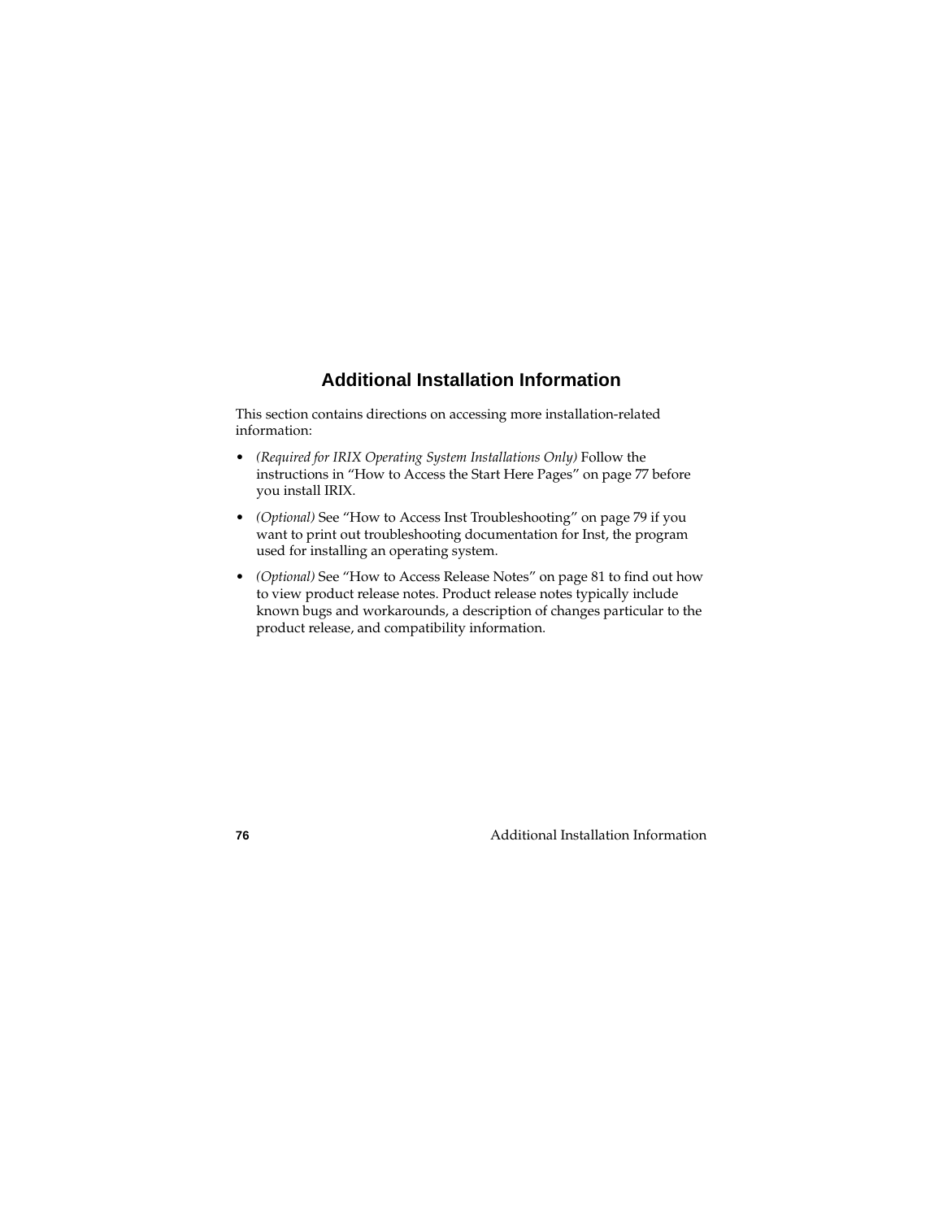# Additional Installation Information

This section contains directions on accessing more installation-related information:

- *(Required for IRIX Operating System Installations Only)* Follow the instructions in "How to Access the Start Here Pages" on page 77 before you install IRIX.
- *(Optional)* See "How to Access Inst Troubleshooting" on page 79 if you want to print out troubleshooting documentation for Inst, the program used for installing an operating system.
- *(Optional)* See "How to Access Release Notes" on page 81 to find out how to view product release notes. Product release notes typically include known bugs and workarounds, a description of changes particular to the product release, and compatibility information.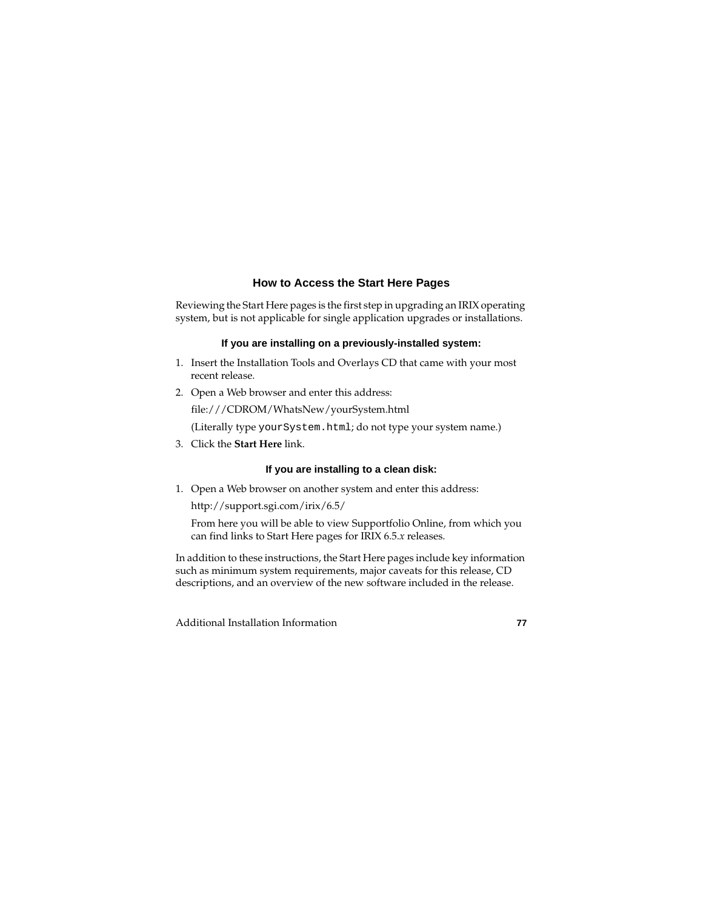## How to Access the Start Here Pages

Reviewing the Start Here pages is the first step in upgrading an IRIX operating system, but is not applicable for single application upgrades or installations.

### If you are installing on a previously-installed system:

1. Insert the Installation Tools and Overlays CD that came with your most recent release.
2. Open a Web browser and enter this address:

   file:///CDROM/WhatsNew/yourSystem.html

   (Literally type `yourSystem.html`; do not type your system name.)
3. Click the **Start Here** link.

### If you are installing to a clean disk:

1. Open a Web browser on another system and enter this address:

   http://support.sgi.com/irix/6.5/

   From here you will be able to view Supportfolio Online, from which you can find links to Start Here pages for IRIX 6.5.*x* releases.

In addition to these instructions, the Start Here pages include key information such as minimum system requirements, major caveats for this release, CD descriptions, and an overview of the new software included in the release.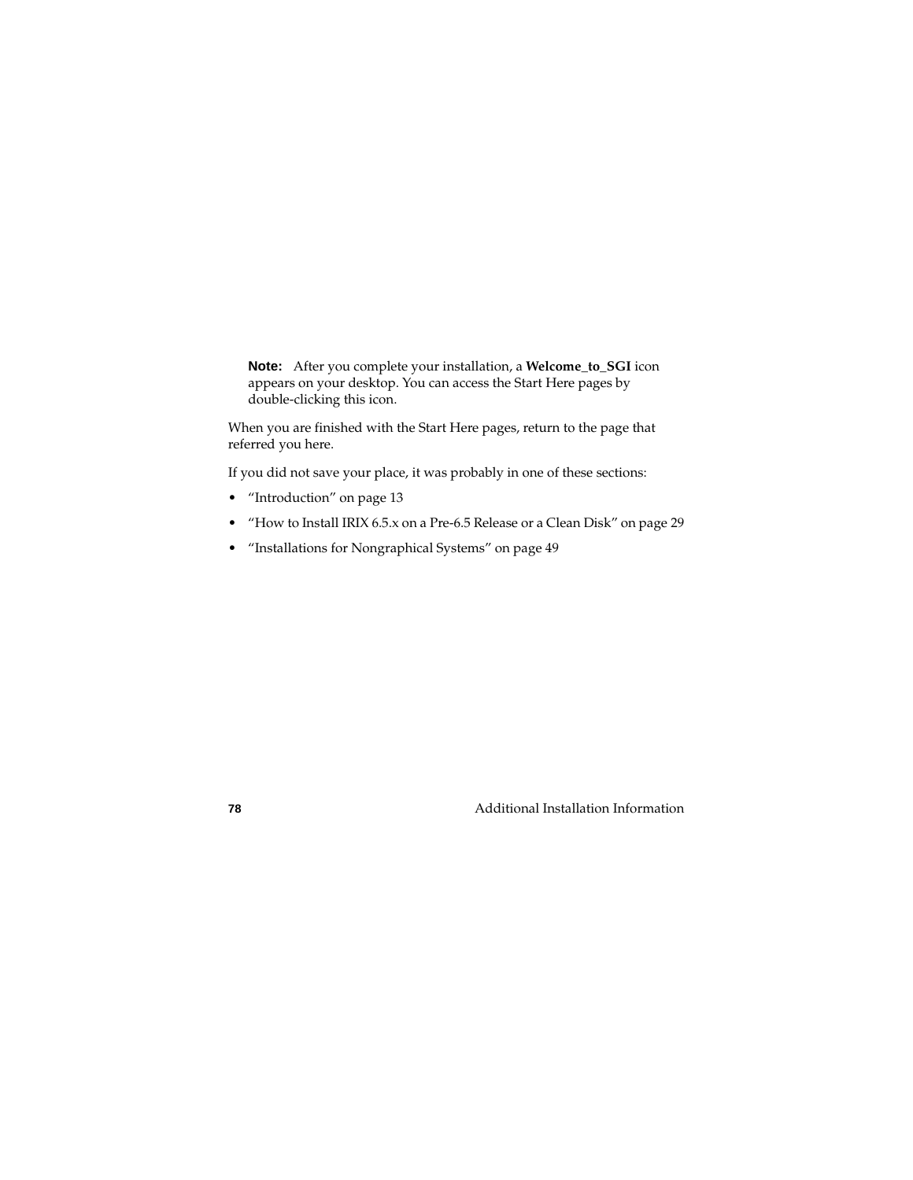**Note:** After you complete your installation, a **Welcome_to_SGI** icon appears on your desktop. You can access the Start Here pages by double-clicking this icon.

When you are finished with the Start Here pages, return to the page that referred you here.

If you did not save your place, it was probably in one of these sections:

- "Introduction" on page 13
- "How to Install IRIX 6.5.x on a Pre-6.5 Release or a Clean Disk" on page 29
- "Installations for Nongraphical Systems" on page 49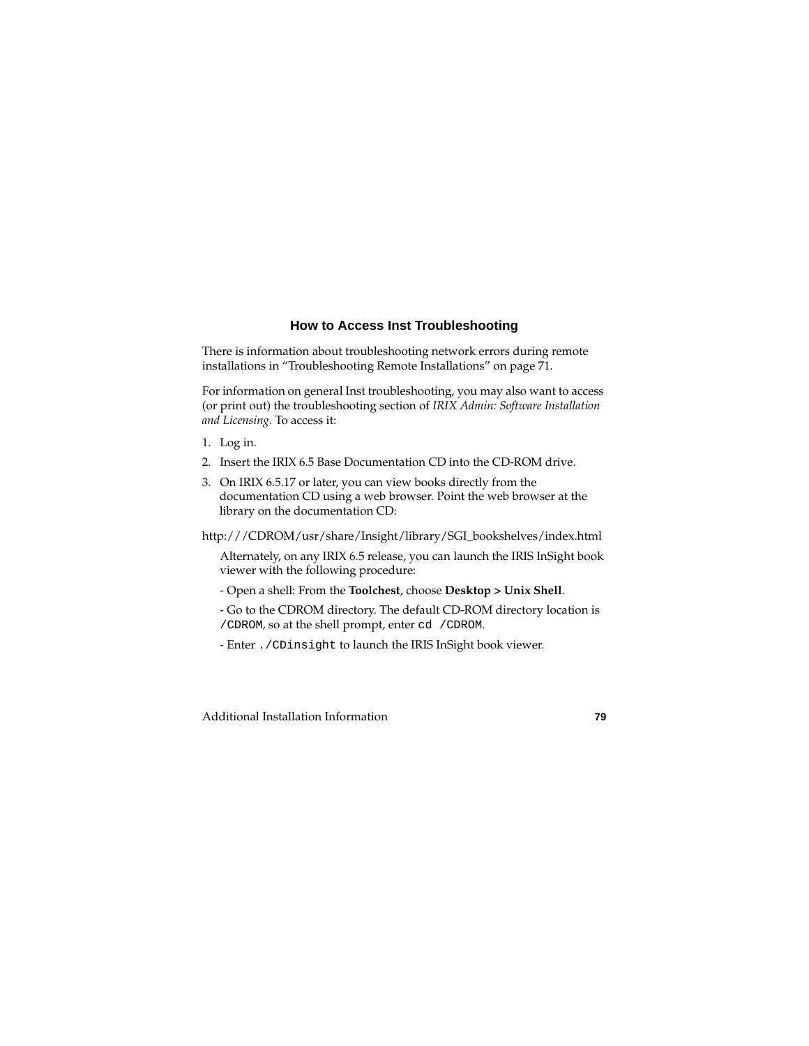## How to Access Inst Troubleshooting

There is information about troubleshooting network errors during remote installations in "Troubleshooting Remote Installations" on page 71.

For information on general Inst troubleshooting, you may also want to access (or print out) the troubleshooting section of *IRIX Admin: Software Installation and Licensing*. To access it:

1. Log in.
2. Insert the IRIX 6.5 Base Documentation CD into the CD-ROM drive.
3. On IRIX 6.5.17 or later, you can view books directly from the documentation CD using a web browser. Point the web browser at the library on the documentation CD:

http:///CDROM/usr/share/Insight/library/SGI_bookshelves/index.html

   Alternately, on any IRIX 6.5 release, you can launch the IRIS InSight book viewer with the following procedure:

   - Open a shell: From the **Toolchest**, choose **Desktop > Unix Shell**.

   - Go to the CDROM directory. The default CD-ROM directory location is `/CDROM`, so at the shell prompt, enter `cd /CDROM`.

   - Enter `./CDinsight` to launch the IRIS InSight book viewer.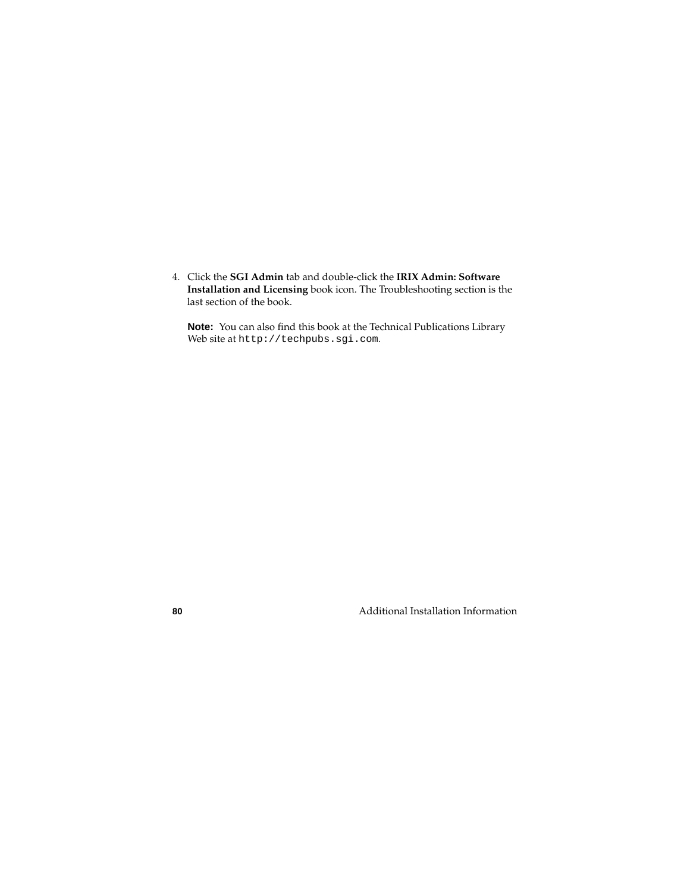4. Click the **SGI Admin** tab and double-click the **IRIX Admin: Software Installation and Licensing** book icon. The Troubleshooting section is the last section of the book.

   **Note:** You can also find this book at the Technical Publications Library Web site at `http://techpubs.sgi.com`.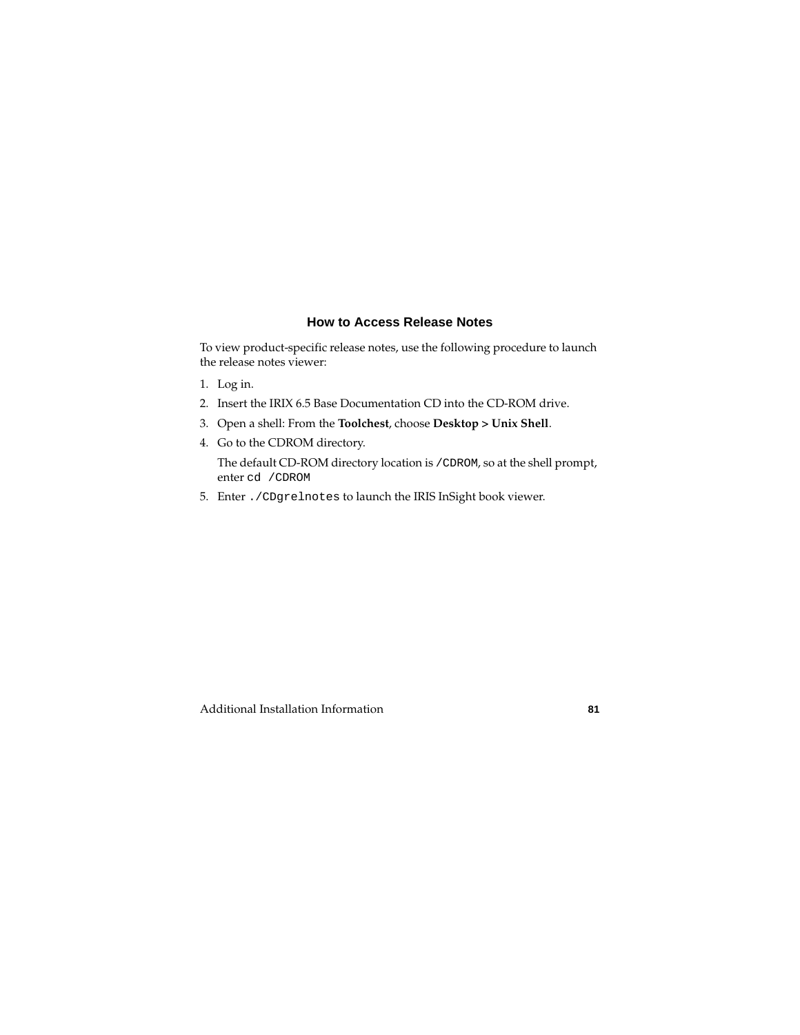## How to Access Release Notes

To view product-specific release notes, use the following procedure to launch the release notes viewer:

1. Log in.
2. Insert the IRIX 6.5 Base Documentation CD into the CD-ROM drive.
3. Open a shell: From the **Toolchest**, choose **Desktop > Unix Shell**.
4. Go to the CDROM directory.

   The default CD-ROM directory location is `/CDROM`, so at the shell prompt, enter `cd /CDROM`
5. Enter `./CDgrelnotes` to launch the IRIS InSight book viewer.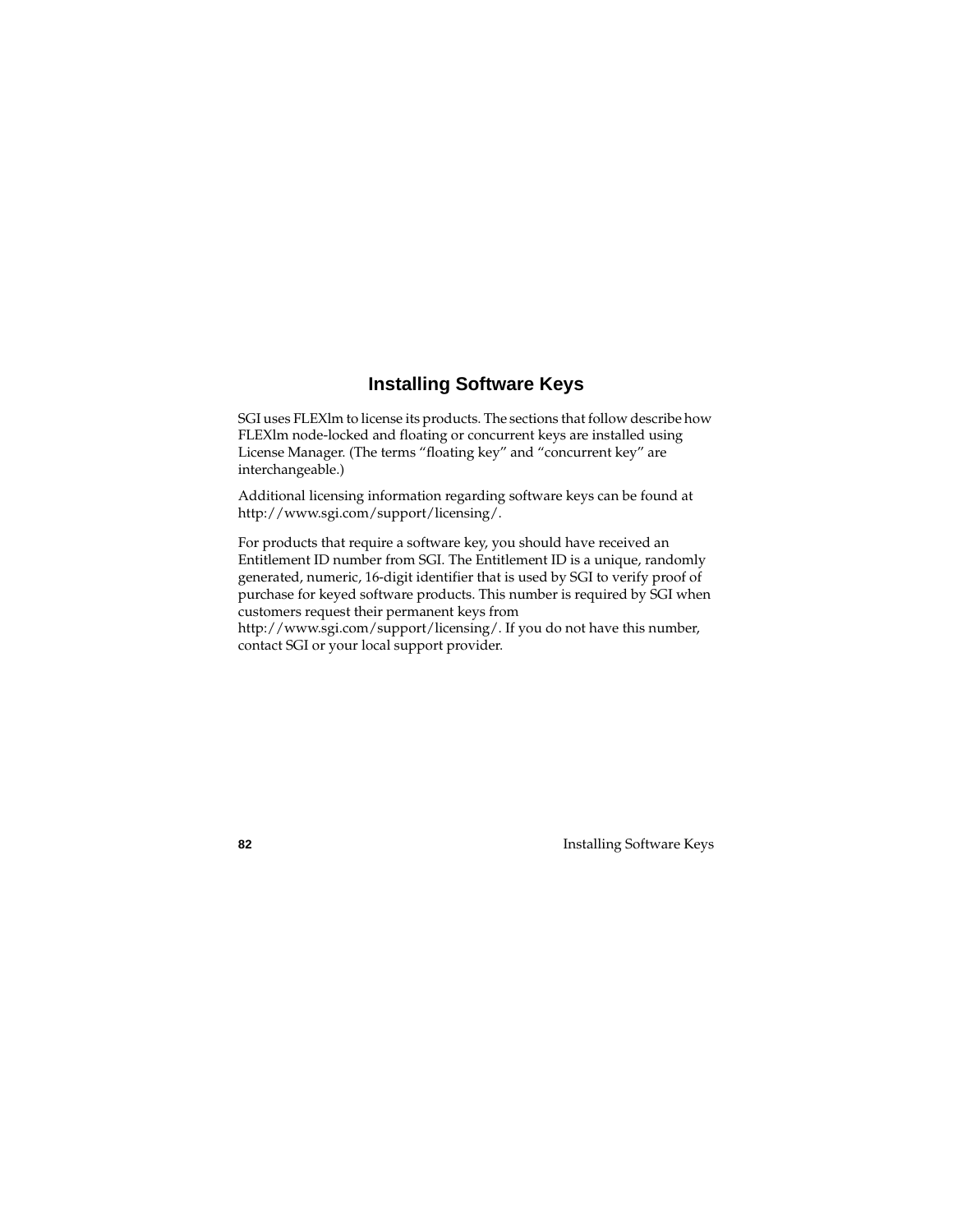# Installing Software Keys

SGI uses FLEXlm to license its products. The sections that follow describe how FLEXlm node-locked and floating or concurrent keys are installed using License Manager. (The terms “floating key” and “concurrent key” are interchangeable.)

Additional licensing information regarding software keys can be found at http://www.sgi.com/support/licensing/.

For products that require a software key, you should have received an Entitlement ID number from SGI. The Entitlement ID is a unique, randomly generated, numeric, 16-digit identifier that is used by SGI to verify proof of purchase for keyed software products. This number is required by SGI when customers request their permanent keys from http://www.sgi.com/support/licensing/. If you do not have this number, contact SGI or your local support provider.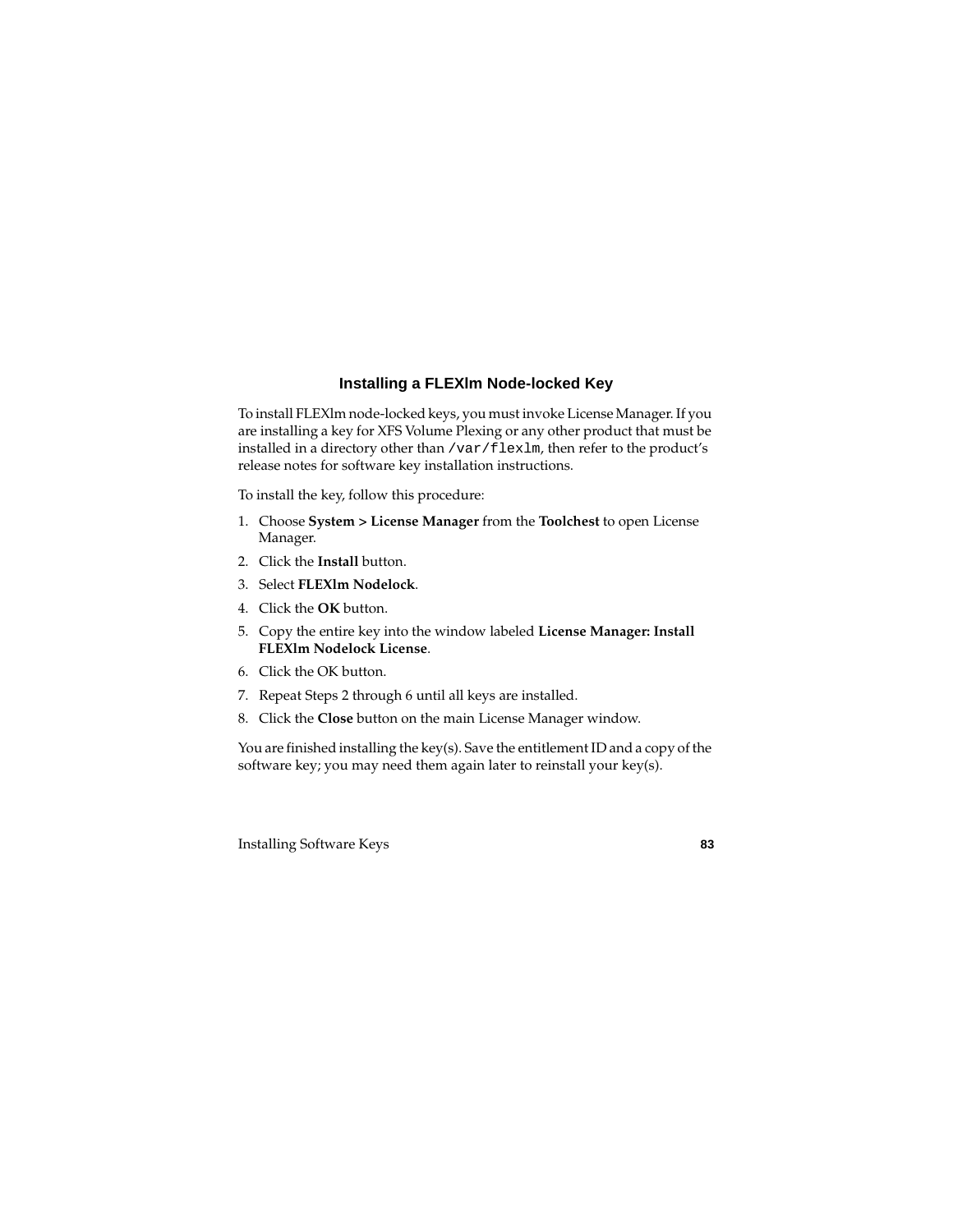### Installing a FLEXlm Node-locked Key

To install FLEXlm node-locked keys, you must invoke License Manager. If you are installing a key for XFS Volume Plexing or any other product that must be installed in a directory other than `/var/flexlm`, then refer to the product's release notes for software key installation instructions.

To install the key, follow this procedure:

1. Choose **System > License Manager** from the **Toolchest** to open License Manager.
2. Click the **Install** button.
3. Select **FLEXlm Nodelock**.
4. Click the **OK** button.
5. Copy the entire key into the window labeled **License Manager: Install FLEXlm Nodelock License**.
6. Click the OK button.
7. Repeat Steps 2 through 6 until all keys are installed.
8. Click the **Close** button on the main License Manager window.

You are finished installing the key(s). Save the entitlement ID and a copy of the software key; you may need them again later to reinstall your key(s).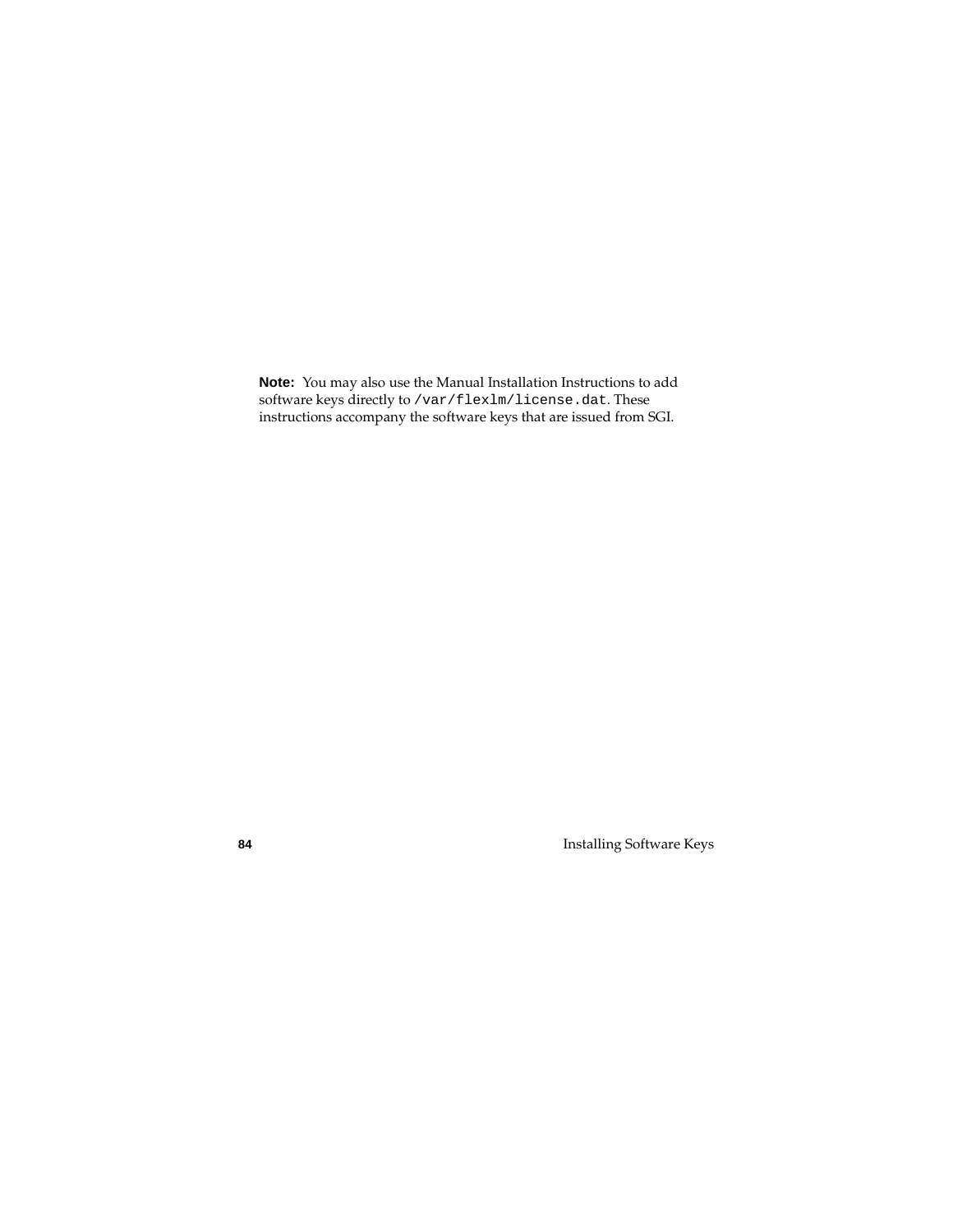**Note:** You may also use the Manual Installation Instructions to add software keys directly to `/var/flexlm/license.dat`. These instructions accompany the software keys that are issued from SGI.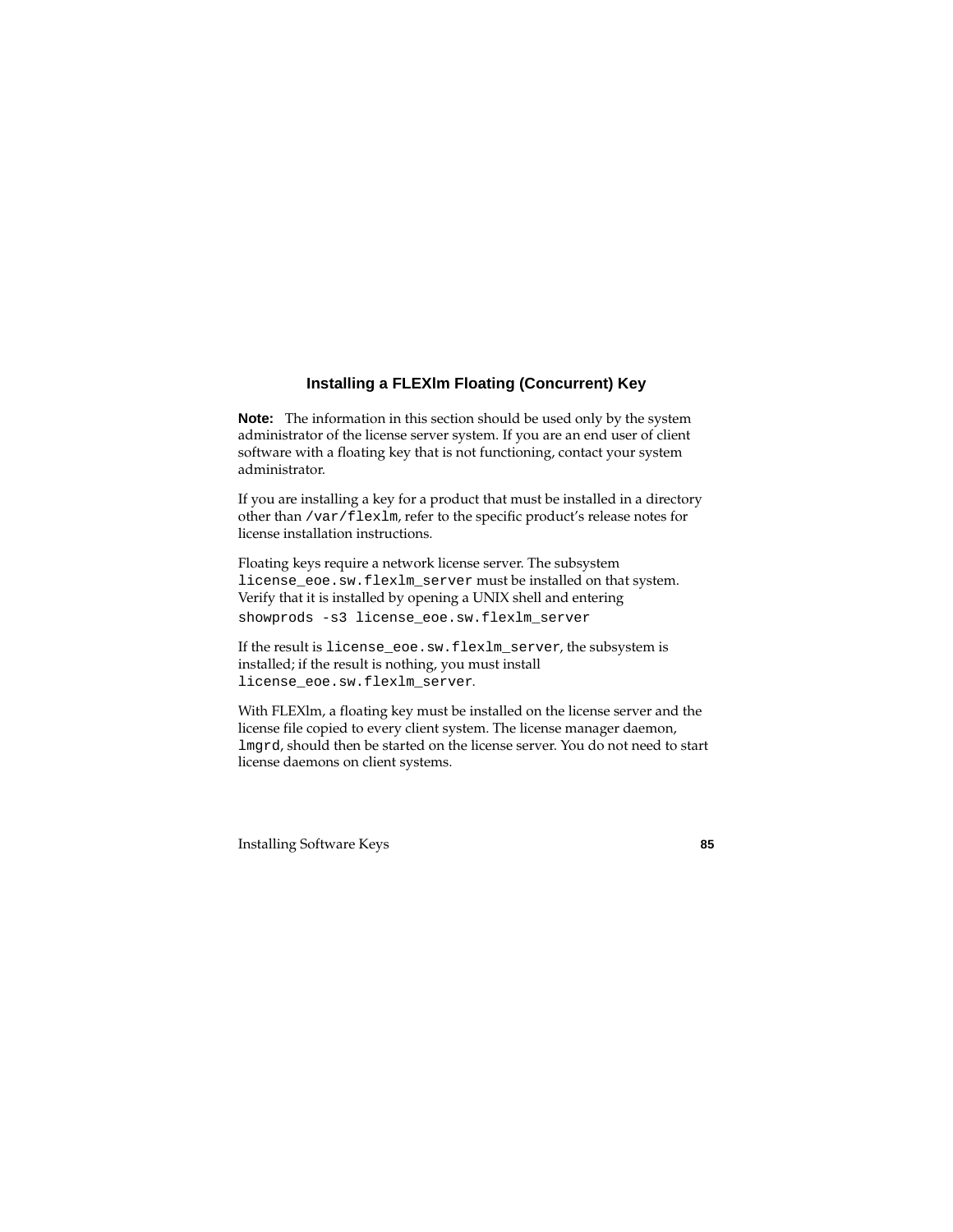### Installing a FLEXlm Floating (Concurrent) Key

**Note:** The information in this section should be used only by the system administrator of the license server system. If you are an end user of client software with a floating key that is not functioning, contact your system administrator.

If you are installing a key for a product that must be installed in a directory other than `/var/flexlm`, refer to the specific product's release notes for license installation instructions.

Floating keys require a network license server. The subsystem `license_eoe.sw.flexlm_server` must be installed on that system. Verify that it is installed by opening a UNIX shell and entering

```
showprods -s3 license_eoe.sw.flexlm_server
```

If the result is `license_eoe.sw.flexlm_server`, the subsystem is installed; if the result is nothing, you must install `license_eoe.sw.flexlm_server`.

With FLEXlm, a floating key must be installed on the license server and the license file copied to every client system. The license manager daemon, `lmgrd`, should then be started on the license server. You do not need to start license daemons on client systems.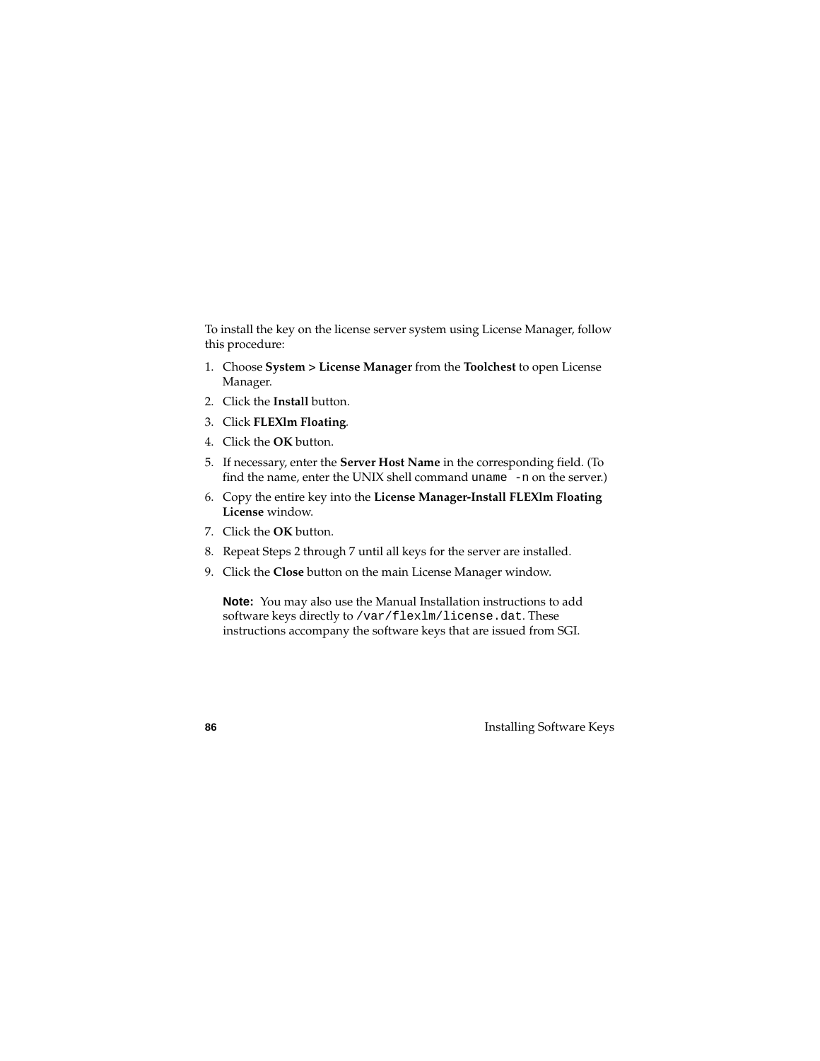To install the key on the license server system using License Manager, follow this procedure:

1. Choose **System > License Manager** from the **Toolchest** to open License Manager.
2. Click the **Install** button.
3. Click **FLEXlm Floating**.
4. Click the **OK** button.
5. If necessary, enter the **Server Host Name** in the corresponding field. (To find the name, enter the UNIX shell command `uname -n` on the server.)
6. Copy the entire key into the **License Manager-Install FLEXlm Floating License** window.
7. Click the **OK** button.
8. Repeat Steps 2 through 7 until all keys for the server are installed.
9. Click the **Close** button on the main License Manager window.

   **Note:** You may also use the Manual Installation instructions to add software keys directly to `/var/flexlm/license.dat`. These instructions accompany the software keys that are issued from SGI.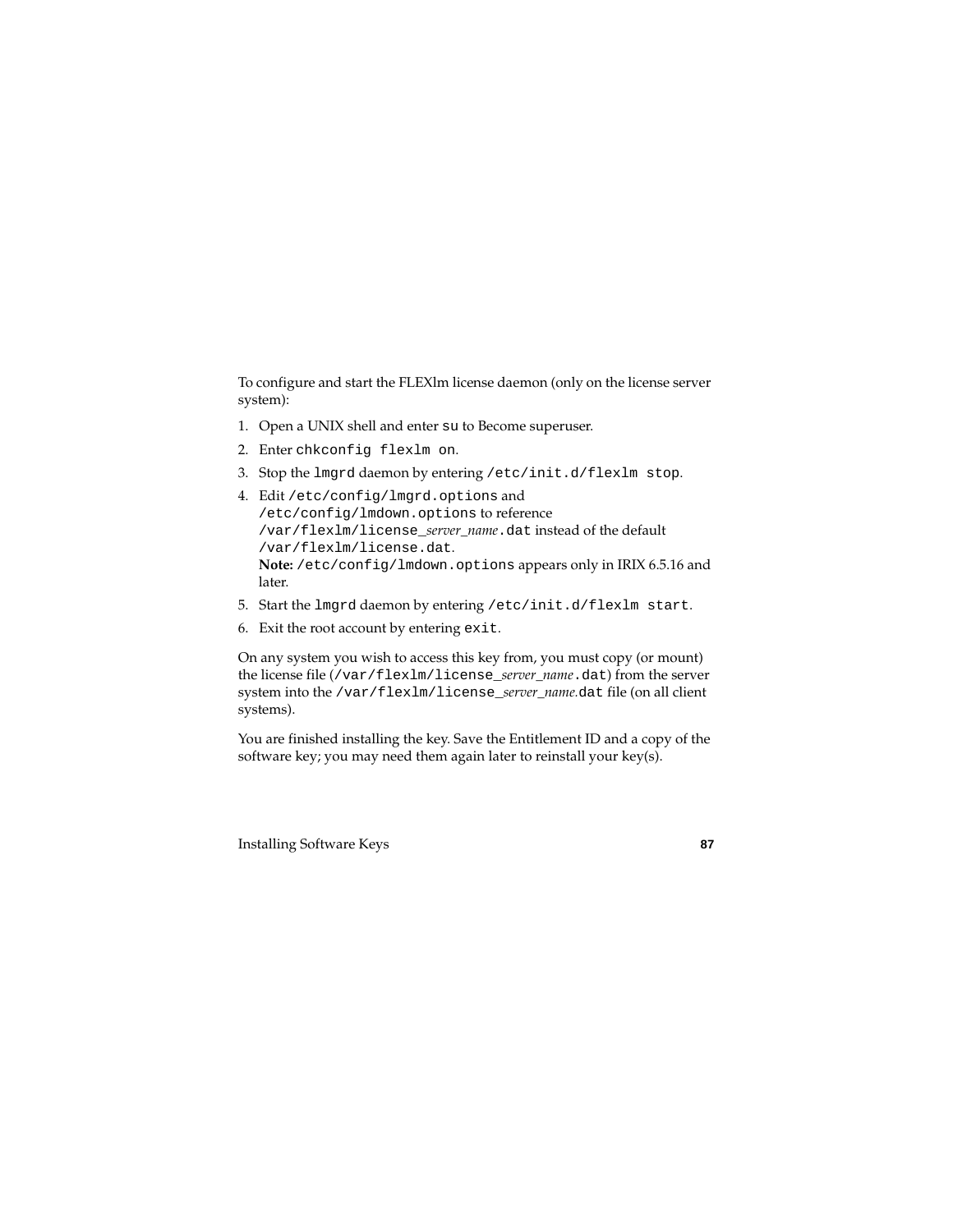To configure and start the FLEXlm license daemon (only on the license server system):

1. Open a UNIX shell and enter `su` to Become superuser.
2. Enter `chkconfig flexlm on`.
3. Stop the `lmgrd` daemon by entering `/etc/init.d/flexlm stop`.
4. Edit `/etc/config/lmgrd.options` and `/etc/config/lmdown.options` to reference `/var/flexlm/license_`*server_name*`.dat` instead of the default `/var/flexlm/license.dat`.
   **Note:** `/etc/config/lmdown.options` appears only in IRIX 6.5.16 and later.
5. Start the `lmgrd` daemon by entering `/etc/init.d/flexlm start`.
6. Exit the root account by entering `exit`.

On any system you wish to access this key from, you must copy (or mount) the license file (`/var/flexlm/license_`*server_name*`.dat`) from the server system into the `/var/flexlm/license_`*server_name.*`dat` file (on all client systems).

You are finished installing the key. Save the Entitlement ID and a copy of the software key; you may need them again later to reinstall your key(s).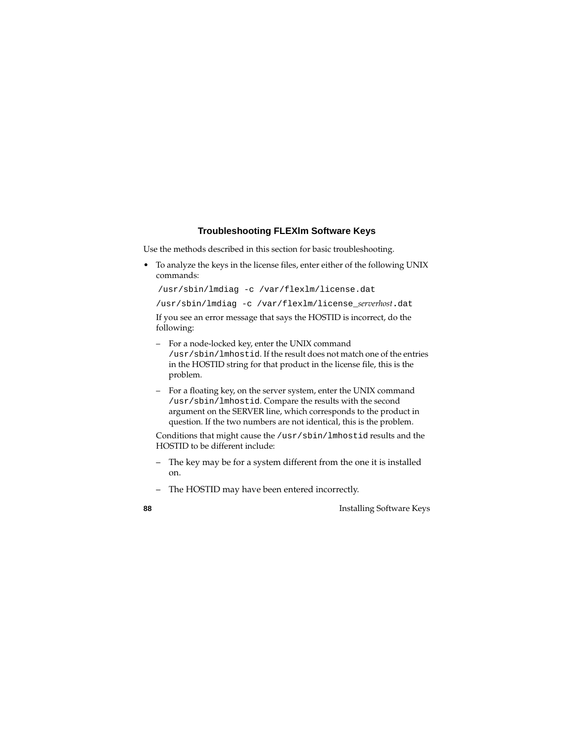### Troubleshooting FLEXlm Software Keys

Use the methods described in this section for basic troubleshooting.

- To analyze the keys in the license files, enter either of the following UNIX commands:

  ```
  /usr/sbin/lmdiag -c /var/flexlm/license.dat
  /usr/sbin/lmdiag -c /var/flexlm/license_serverhost.dat
  ```

  If you see an error message that says the HOSTID is incorrect, do the following:

  – For a node-locked key, enter the UNIX command `/usr/sbin/lmhostid`. If the result does not match one of the entries in the HOSTID string for that product in the license file, this is the problem.

  – For a floating key, on the server system, enter the UNIX command `/usr/sbin/lmhostid`. Compare the results with the second argument on the SERVER line, which corresponds to the product in question. If the two numbers are not identical, this is the problem.

  Conditions that might cause the `/usr/sbin/lmhostid` results and the HOSTID to be different include:

  – The key may be for a system different from the one it is installed on.

  – The HOSTID may have been entered incorrectly.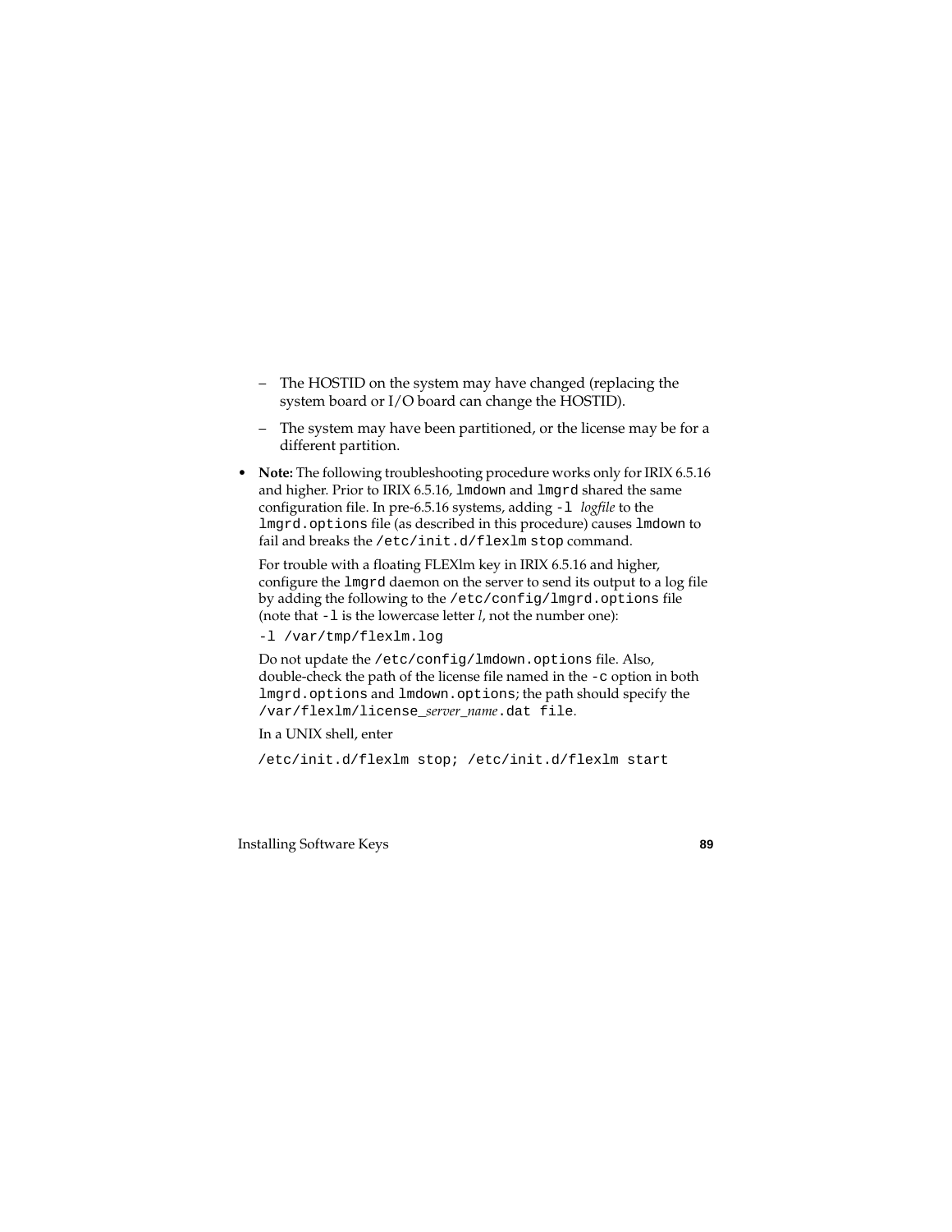- The HOSTID on the system may have changed (replacing the system board or I/O board can change the HOSTID).
  - The system may have been partitioned, or the license may be for a different partition.

- **Note:** The following troubleshooting procedure works only for IRIX 6.5.16 and higher. Prior to IRIX 6.5.16, `lmdown` and `lmgrd` shared the same configuration file. In pre-6.5.16 systems, adding `-l` *logfile* to the `lmgrd.options` file (as described in this procedure) causes `lmdown` to fail and breaks the `/etc/init.d/flexlm stop` command.

  For trouble with a floating FLEXlm key in IRIX 6.5.16 and higher, configure the `lmgrd` daemon on the server to send its output to a log file by adding the following to the `/etc/config/lmgrd.options` file (note that `-l` is the lowercase letter *l*, not the number one):

  ```
  -l /var/tmp/flexlm.log
  ```

  Do not update the `/etc/config/lmdown.options` file. Also, double-check the path of the license file named in the `-c` option in both `lmgrd.options` and `lmdown.options`; the path should specify the `/var/flexlm/license_`*server_name*`.dat file`.

  In a UNIX shell, enter

  ```
  /etc/init.d/flexlm stop; /etc/init.d/flexlm start
  ```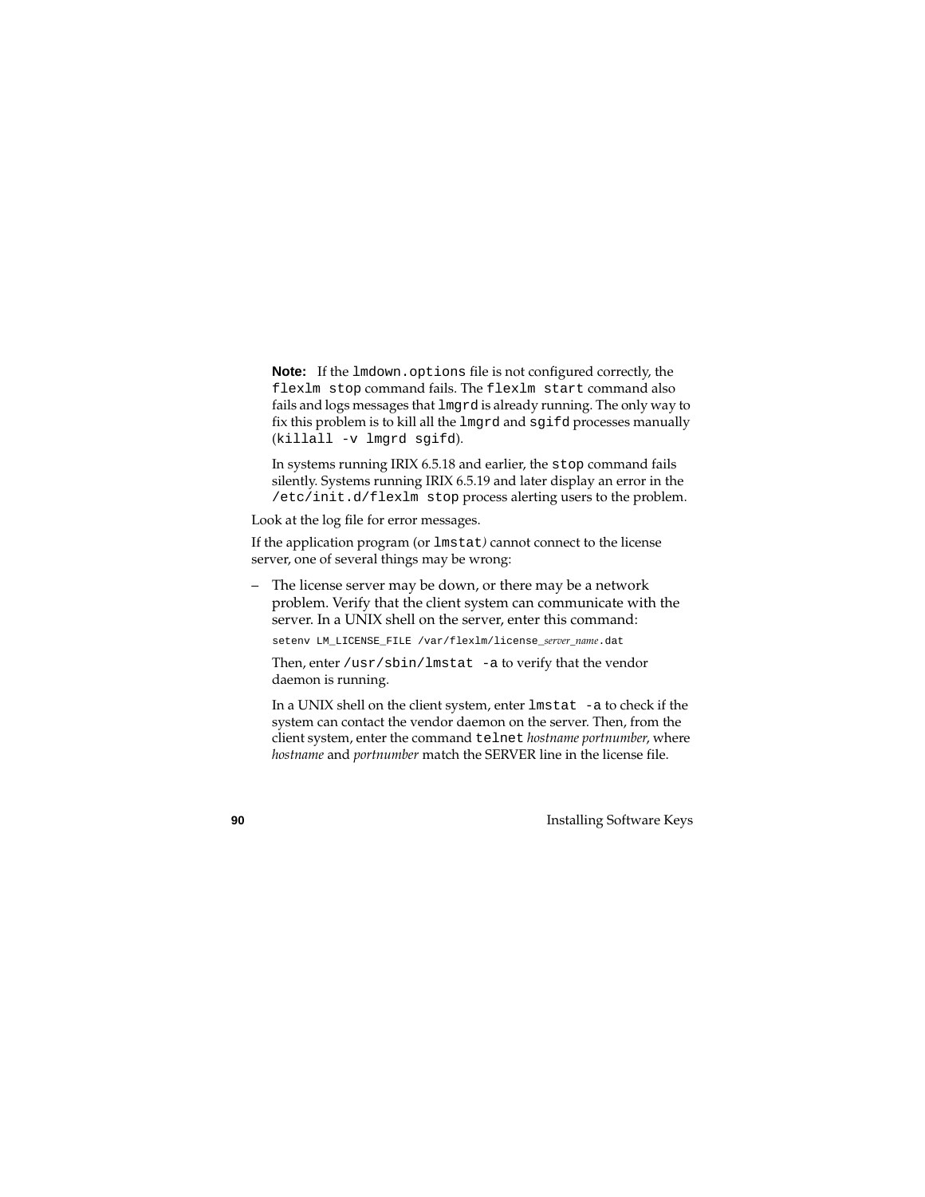**Note:** If the `lmdown.options` file is not configured correctly, the `flexlm stop` command fails. The `flexlm start` command also fails and logs messages that `lmgrd` is already running. The only way to fix this problem is to kill all the `lmgrd` and `sgifd` processes manually (`killall -v lmgrd sgifd`).

In systems running IRIX 6.5.18 and earlier, the `stop` command fails silently. Systems running IRIX 6.5.19 and later display an error in the `/etc/init.d/flexlm stop` process alerting users to the problem.

Look at the log file for error messages.

If the application program (or `lmstat`) cannot connect to the license server, one of several things may be wrong:

– The license server may be down, or there may be a network problem. Verify that the client system can communicate with the server. In a UNIX shell on the server, enter this command:

```
setenv LM_LICENSE_FILE /var/flexlm/license_server_name.dat
```

Then, enter `/usr/sbin/lmstat -a` to verify that the vendor daemon is running.

In a UNIX shell on the client system, enter `lmstat -a` to check if the system can contact the vendor daemon on the server. Then, from the client system, enter the command `telnet` *hostname portnumber*, where *hostname* and *portnumber* match the SERVER line in the license file.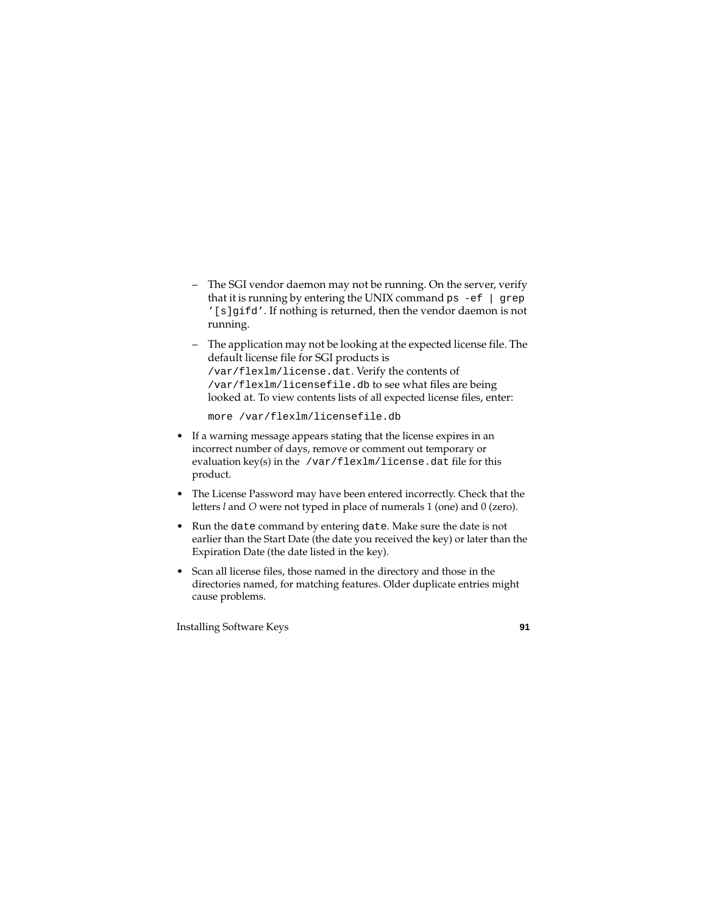- The SGI vendor daemon may not be running. On the server, verify that it is running by entering the UNIX command `ps -ef | grep '[s]gifd'`. If nothing is returned, then the vendor daemon is not running.
- The application may not be looking at the expected license file. The default license file for SGI products is `/var/flexlm/license.dat`. Verify the contents of `/var/flexlm/licensefile.db` to see what files are being looked at. To view contents lists of all expected license files, enter:

  ```
  more /var/flexlm/licensefile.db
  ```

- If a warning message appears stating that the license expires in an incorrect number of days, remove or comment out temporary or evaluation key(s) in the `/var/flexlm/license.dat` file for this product.
- The License Password may have been entered incorrectly. Check that the letters *l* and *O* were not typed in place of numerals 1 (one) and 0 (zero).
- Run the `date` command by entering `date`. Make sure the date is not earlier than the Start Date (the date you received the key) or later than the Expiration Date (the date listed in the key).
- Scan all license files, those named in the directory and those in the directories named, for matching features. Older duplicate entries might cause problems.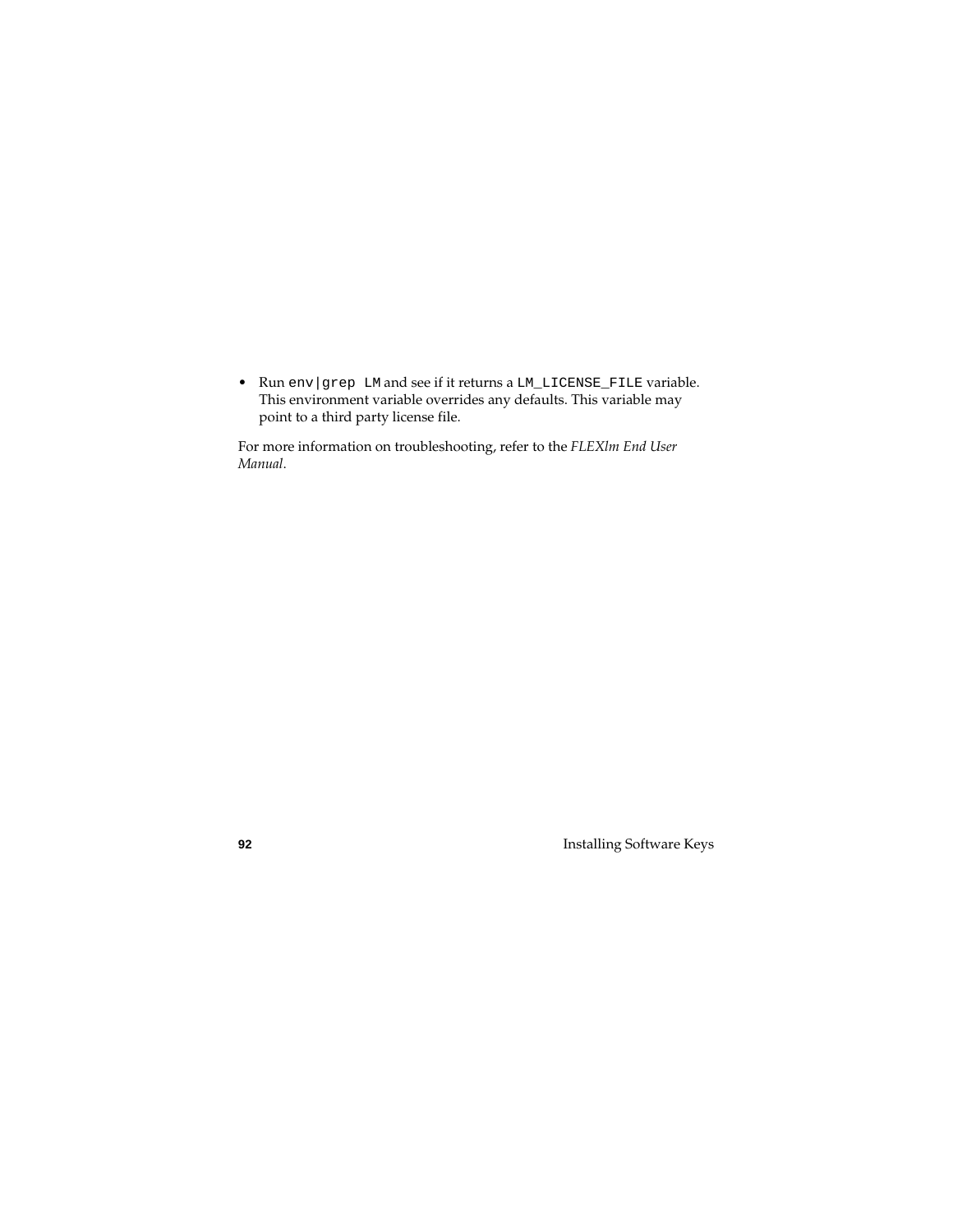- Run `env|grep LM` and see if it returns a `LM_LICENSE_FILE` variable. This environment variable overrides any defaults. This variable may point to a third party license file.

For more information on troubleshooting, refer to the *FLEXlm End User Manual*.